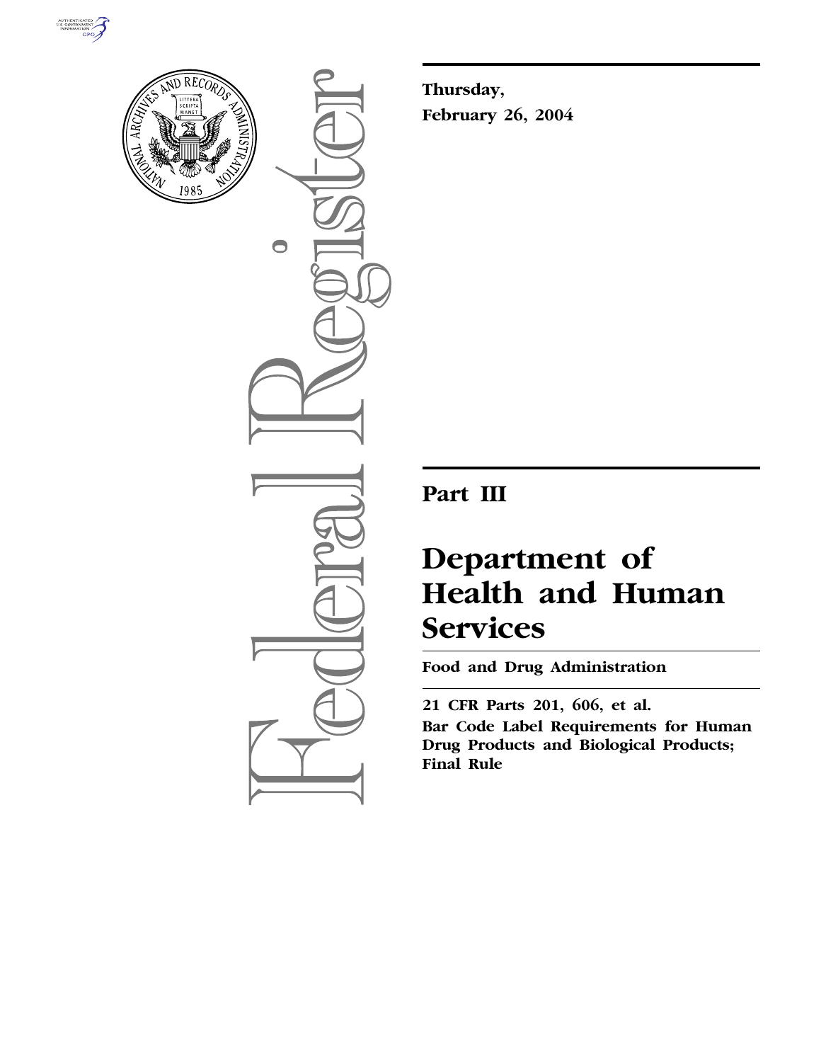Thursday,

February 26, 2004

# Part III

# Department of Health and Human Services

## Food and Drug Administration

**21 CFR Parts 201, 606, et al.**

**Bar Code Label Requirements for Human Drug Products and Biological Products; Final Rule**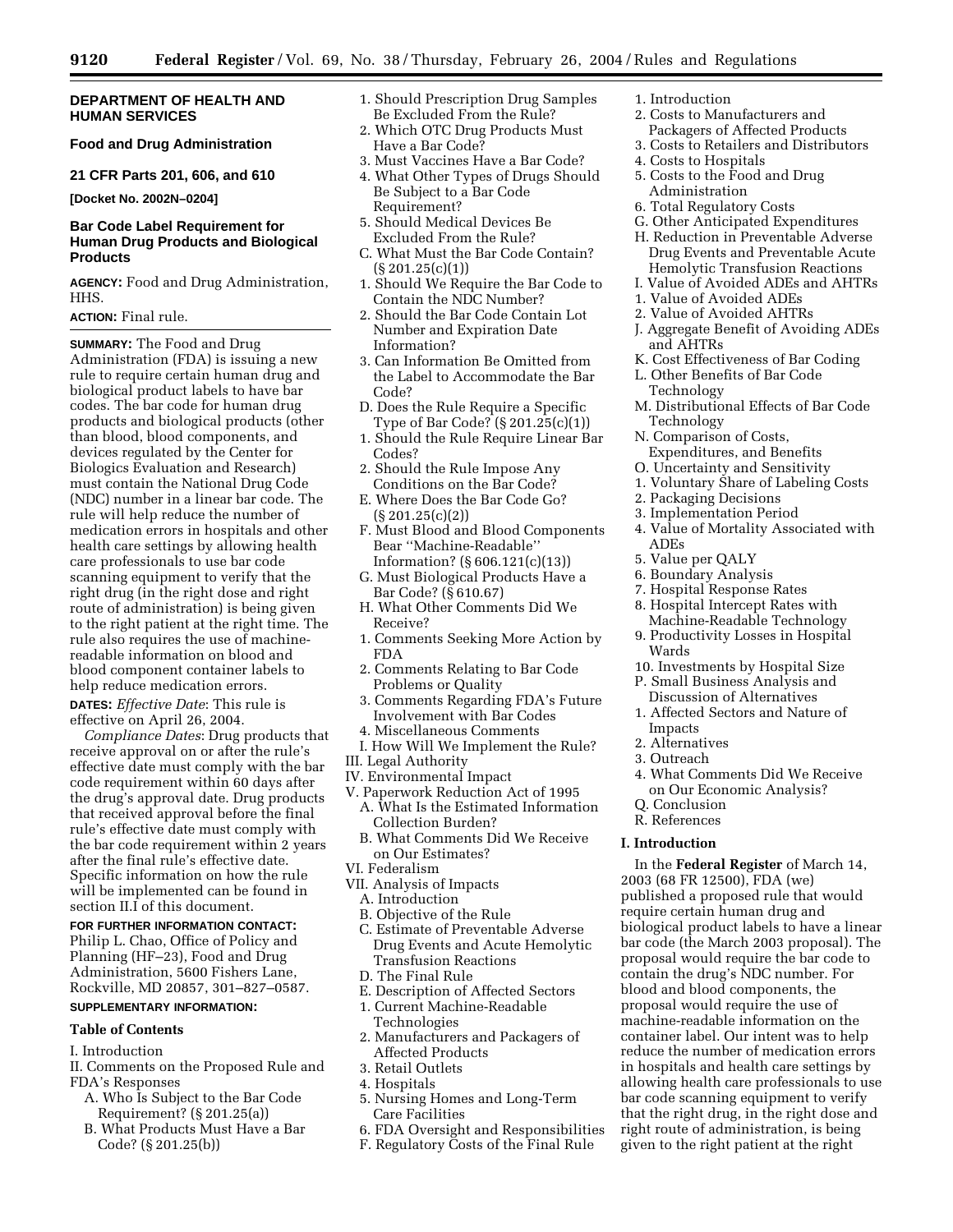**DEPARTMENT OF HEALTH AND HUMAN SERVICES**

**Food and Drug Administration**

**21 CFR Parts 201, 606, and 610**

**[Docket No. 2002N–0204]**

## Bar Code Label Requirement for Human Drug Products and Biological Products

**AGENCY:** Food and Drug Administration, HHS.

**ACTION:** Final rule.

**SUMMARY:** The Food and Drug Administration (FDA) is issuing a new rule to require certain human drug and biological product labels to have bar codes. The bar code for human drug products and biological products (other than blood, blood components, and devices regulated by the Center for Biologics Evaluation and Research) must contain the National Drug Code (NDC) number in a linear bar code. The rule will help reduce the number of medication errors in hospitals and other health care settings by allowing health care professionals to use bar code scanning equipment to verify that the right drug (in the right dose and right route of administration) is being given to the right patient at the right time. The rule also requires the use of machine-readable information on blood and blood component container labels to help reduce medication errors.

**DATES:** *Effective Date*: This rule is effective on April 26, 2004.

*Compliance Dates*: Drug products that receive approval on or after the rule's effective date must comply with the bar code requirement within 60 days after the drug's approval date. Drug products that received approval before the final rule's effective date must comply with the bar code requirement within 2 years after the final rule's effective date. Specific information on how the rule will be implemented can be found in section II.I of this document.

**FOR FURTHER INFORMATION CONTACT:** Philip L. Chao, Office of Policy and Planning (HF–23), Food and Drug Administration, 5600 Fishers Lane, Rockville, MD 20857, 301–827–0587.

**SUPPLEMENTARY INFORMATION:**

### Table of Contents

I. Introduction
II. Comments on the Proposed Rule and FDA's Responses
- A. Who Is Subject to the Bar Code Requirement? (§ 201.25(a))
- B. What Products Must Have a Bar Code? (§ 201.25(b))
  1. Should Prescription Drug Samples Be Excluded From the Rule?
  2. Which OTC Drug Products Must Have a Bar Code?
  3. Must Vaccines Have a Bar Code?
  4. What Other Types of Drugs Should Be Subject to a Bar Code Requirement?
  5. Should Medical Devices Be Excluded From the Rule?
- C. What Must the Bar Code Contain? (§ 201.25(c)(1))
  1. Should We Require the Bar Code to Contain the NDC Number?
  2. Should the Bar Code Contain Lot Number and Expiration Date Information?
  3. Can Information Be Omitted from the Label to Accommodate the Bar Code?
- D. Does the Rule Require a Specific Type of Bar Code? (§ 201.25(c)(1))
  1. Should the Rule Require Linear Bar Codes?
  2. Should the Rule Impose Any Conditions on the Bar Code?
- E. Where Does the Bar Code Go? (§ 201.25(c)(2))
- F. Must Blood and Blood Components Bear ''Machine-Readable'' Information? (§ 606.121(c)(13))
- G. Must Biological Products Have a Bar Code? (§ 610.67)
- H. What Other Comments Did We Receive?
  1. Comments Seeking More Action by FDA
  2. Comments Relating to Bar Code Problems or Quality
  3. Comments Regarding FDA's Future Involvement with Bar Codes
  4. Miscellaneous Comments
- I. How Will We Implement the Rule?

III. Legal Authority
IV. Environmental Impact
V. Paperwork Reduction Act of 1995
- A. What Is the Estimated Information Collection Burden?
- B. What Comments Did We Receive on Our Estimates?

VI. Federalism
VII. Analysis of Impacts
- A. Introduction
- B. Objective of the Rule
- C. Estimate of Preventable Adverse Drug Events and Acute Hemolytic Transfusion Reactions
- D. The Final Rule
- E. Description of Affected Sectors
  1. Current Machine-Readable Technologies
  2. Manufacturers and Packagers of Affected Products
  3. Retail Outlets
  4. Hospitals
  5. Nursing Homes and Long-Term Care Facilities
  6. FDA Oversight and Responsibilities
- F. Regulatory Costs of the Final Rule
  1. Introduction
  2. Costs to Manufacturers and Packagers of Affected Products
  3. Costs to Retailers and Distributors
  4. Costs to Hospitals
  5. Costs to the Food and Drug Administration
  6. Total Regulatory Costs
- G. Other Anticipated Expenditures
- H. Reduction in Preventable Adverse Drug Events and Preventable Acute Hemolytic Transfusion Reactions
- I. Value of Avoided ADEs and AHTRs
  1. Value of Avoided ADEs
  2. Value of Avoided AHTRs
- J. Aggregate Benefit of Avoiding ADEs and AHTRs
- K. Cost Effectiveness of Bar Coding
- L. Other Benefits of Bar Code Technology
- M. Distributional Effects of Bar Code Technology
- N. Comparison of Costs, Expenditures, and Benefits
- O. Uncertainty and Sensitivity
  1. Voluntary Share of Labeling Costs
  2. Packaging Decisions
  3. Implementation Period
  4. Value of Mortality Associated with ADEs
  5. Value per QALY
  6. Boundary Analysis
  7. Hospital Response Rates
  8. Hospital Intercept Rates with Machine-Readable Technology
  9. Productivity Losses in Hospital Wards
  10. Investments by Hospital Size
- P. Small Business Analysis and Discussion of Alternatives
  1. Affected Sectors and Nature of Impacts
  2. Alternatives
  3. Outreach
  4. What Comments Did We Receive on Our Economic Analysis?
- Q. Conclusion
- R. References

### I. Introduction

In the **Federal Register** of March 14, 2003 (68 FR 12500), FDA (we) published a proposed rule that would require certain human drug and biological product labels to have a linear bar code (the March 2003 proposal). The proposal would require the bar code to contain the drug's NDC number. For blood and blood components, the proposal would require the use of machine-readable information on the container label. Our intent was to help reduce the number of medication errors in hospitals and health care settings by allowing health care professionals to use bar code scanning equipment to verify that the right drug, in the right dose and right route of administration, is being given to the right patient at the right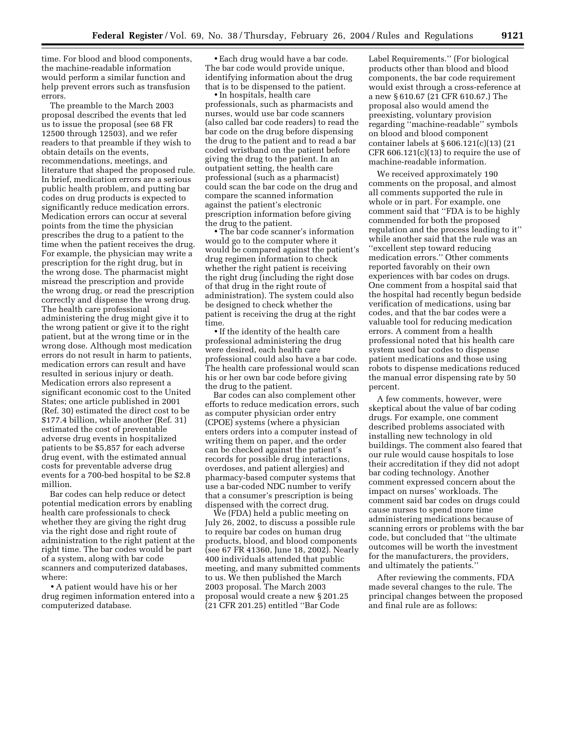time. For blood and blood components, the machine-readable information would perform a similar function and help prevent errors such as transfusion errors.

The preamble to the March 2003 proposal described the events that led us to issue the proposal (see 68 FR 12500 through 12503), and we refer readers to that preamble if they wish to obtain details on the events, recommendations, meetings, and literature that shaped the proposed rule. In brief, medication errors are a serious public health problem, and putting bar codes on drug products is expected to significantly reduce medication errors. Medication errors can occur at several points from the time the physician prescribes the drug to a patient to the time when the patient receives the drug. For example, the physician may write a prescription for the right drug, but in the wrong dose. The pharmacist might misread the prescription and provide the wrong drug, or read the prescription correctly and dispense the wrong drug. The health care professional administering the drug might give it to the wrong patient or give it to the right patient, but at the wrong time or in the wrong dose. Although most medication errors do not result in harm to patients, medication errors can result and have resulted in serious injury or death. Medication errors also represent a significant economic cost to the United States; one article published in 2001 (Ref. 30) estimated the direct cost to be $177.4 billion, while another (Ref. 31) estimated the cost of preventable adverse drug events in hospitalized patients to be $5,857 for each adverse drug event, with the estimated annual costs for preventable adverse drug events for a 700-bed hospital to be $2.8 million.

Bar codes can help reduce or detect potential medication errors by enabling health care professionals to check whether they are giving the right drug via the right dose and right route of administration to the right patient at the right time. The bar codes would be part of a system, along with bar code scanners and computerized databases, where:

- A patient would have his or her drug regimen information entered into a computerized database.
- Each drug would have a bar code. The bar code would provide unique, identifying information about the drug that is to be dispensed to the patient.
- In hospitals, health care professionals, such as pharmacists and nurses, would use bar code scanners (also called bar code readers) to read the bar code on the drug before dispensing the drug to the patient and to read a bar coded wristband on the patient before giving the drug to the patient. In an outpatient setting, the health care professional (such as a pharmacist) could scan the bar code on the drug and compare the scanned information against the patient's electronic prescription information before giving the drug to the patient.
- The bar code scanner's information would go to the computer where it would be compared against the patient's drug regimen information to check whether the right patient is receiving the right drug (including the right dose of that drug in the right route of administration). The system could also be designed to check whether the patient is receiving the drug at the right time.
- If the identity of the health care professional administering the drug were desired, each health care professional could also have a bar code. The health care professional would scan his or her own bar code before giving the drug to the patient.

Bar codes can also complement other efforts to reduce medication errors, such as computer physician order entry (CPOE) systems (where a physician enters orders into a computer instead of writing them on paper, and the order can be checked against the patient's records for possible drug interactions, overdoses, and patient allergies) and pharmacy-based computer systems that use a bar-coded NDC number to verify that a consumer's prescription is being dispensed with the correct drug.

We (FDA) held a public meeting on July 26, 2002, to discuss a possible rule to require bar codes on human drug products, blood, and blood components (see 67 FR 41360, June 18, 2002). Nearly 400 individuals attended that public meeting, and many submitted comments to us. We then published the March 2003 proposal. The March 2003 proposal would create a new § 201.25 (21 CFR 201.25) entitled ''Bar Code Label Requirements.'' (For biological products other than blood and blood components, the bar code requirement would exist through a cross-reference at a new § 610.67 (21 CFR 610.67.) The proposal also would amend the preexisting, voluntary provision regarding ''machine-readable'' symbols on blood and blood component container labels at § 606.121(c)(13) (21 CFR 606.121(c)(13) to require the use of machine-readable information.

We received approximately 190 comments on the proposal, and almost all comments supported the rule in whole or in part. For example, one comment said that ''FDA is to be highly commended for both the proposed regulation and the process leading to it'' while another said that the rule was an ''excellent step toward reducing medication errors.'' Other comments reported favorably on their own experiences with bar codes on drugs. One comment from a hospital said that the hospital had recently begun bedside verification of medications, using bar codes, and that the bar codes were a valuable tool for reducing medication errors. A comment from a health professional noted that his health care system used bar codes to dispense patient medications and those using robots to dispense medications reduced the manual error dispensing rate by 50 percent.

A few comments, however, were skeptical about the value of bar coding drugs. For example, one comment described problems associated with installing new technology in old buildings. The comment also feared that our rule would cause hospitals to lose their accreditation if they did not adopt bar coding technology. Another comment expressed concern about the impact on nurses' workloads. The comment said bar codes on drugs could cause nurses to spend more time administering medications because of scanning errors or problems with the bar code, but concluded that ''the ultimate outcomes will be worth the investment for the manufacturers, the providers, and ultimately the patients.''

After reviewing the comments, FDA made several changes to the rule. The principal changes between the proposed and final rule are as follows: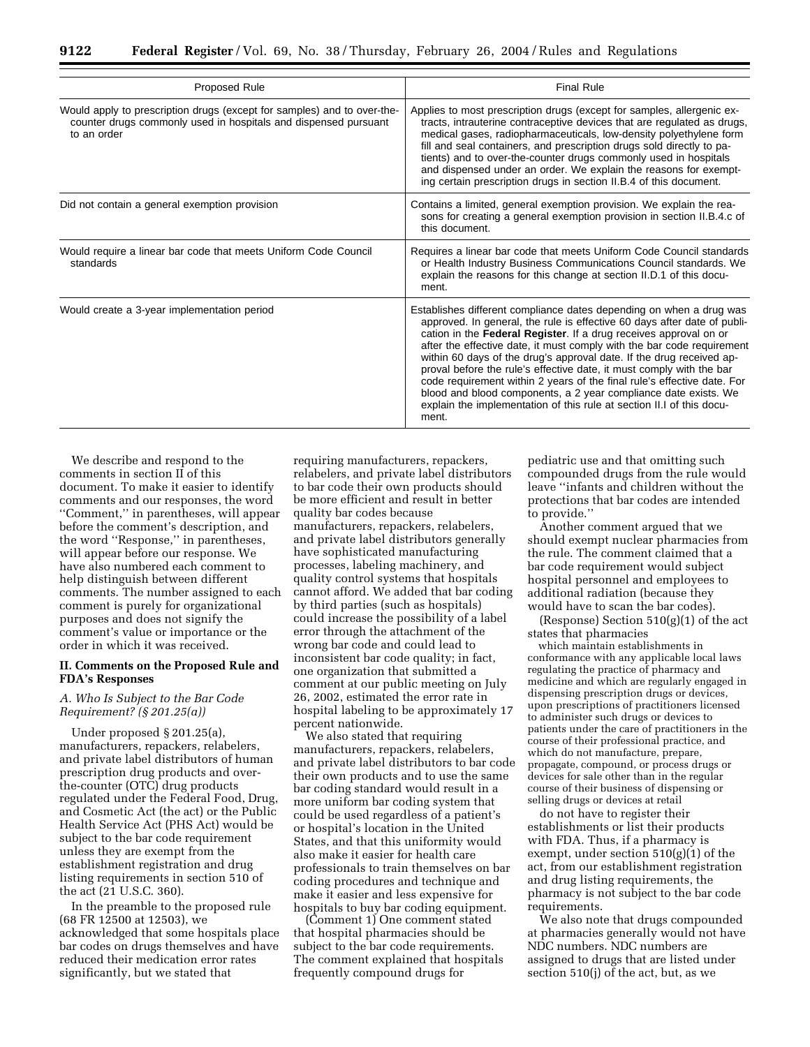| Proposed Rule | Final Rule |
| --- | --- |
| Would apply to prescription drugs (except for samples) and to over-the-counter drugs commonly used in hospitals and dispensed pursuant to an order | Applies to most prescription drugs (except for samples, allergenic extracts, intrauterine contraceptive devices that are regulated as drugs, medical gases, radiopharmaceuticals, low-density polyethylene form fill and seal containers, and prescription drugs sold directly to patients) and to over-the-counter drugs commonly used in hospitals and dispensed under an order. We explain the reasons for exempting certain prescription drugs in section II.B.4 of this document. |
| Did not contain a general exemption provision | Contains a limited, general exemption provision. We explain the reasons for creating a general exemption provision in section II.B.4.c of this document. |
| Would require a linear bar code that meets Uniform Code Council standards | Requires a linear bar code that meets Uniform Code Council standards or Health Industry Business Communications Council standards. We explain the reasons for this change at section II.D.1 of this document. |
| Would create a 3-year implementation period | Establishes different compliance dates depending on when a drug was approved. In general, the rule is effective 60 days after date of publication in the **Federal Register**. If a drug receives approval on or after the effective date, it must comply with the bar code requirement within 60 days of the drug's approval date. If the drug received approval before the rule's effective date, it must comply with the bar code requirement within 2 years of the final rule's effective date. For blood and blood components, a 2 year compliance date exists. We explain the implementation of this rule at section II.I of this document. |

We describe and respond to the comments in section II of this document. To make it easier to identify comments and our responses, the word ''Comment,'' in parentheses, will appear before the comment's description, and the word ''Response,'' in parentheses, will appear before our response. We have also numbered each comment to help distinguish between different comments. The number assigned to each comment is purely for organizational purposes and does not signify the comment's value or importance or the order in which it was received.

## II. Comments on the Proposed Rule and FDA's Responses

### *A. Who Is Subject to the Bar Code Requirement? (§ 201.25(a))*

Under proposed § 201.25(a), manufacturers, repackers, relabelers, and private label distributors of human prescription drug products and over-the-counter (OTC) drug products regulated under the Federal Food, Drug, and Cosmetic Act (the act) or the Public Health Service Act (PHS Act) would be subject to the bar code requirement unless they are exempt from the establishment registration and drug listing requirements in section 510 of the act (21 U.S.C. 360).

In the preamble to the proposed rule (68 FR 12500 at 12503), we acknowledged that some hospitals place bar codes on drugs themselves and have reduced their medication error rates significantly, but we stated that requiring manufacturers, repackers, relabelers, and private label distributors to bar code their own products should be more efficient and result in better quality bar codes because manufacturers, repackers, relabelers, and private label distributors generally have sophisticated manufacturing processes, labeling machinery, and quality control systems that hospitals cannot afford. We added that bar coding by third parties (such as hospitals) could increase the possibility of a label error through the attachment of the wrong bar code and could lead to inconsistent bar code quality; in fact, one organization that submitted a comment at our public meeting on July 26, 2002, estimated the error rate in hospital labeling to be approximately 17 percent nationwide.

We also stated that requiring manufacturers, repackers, relabelers, and private label distributors to bar code their own products and to use the same bar coding standard would result in a more uniform bar coding system that could be used regardless of a patient's or hospital's location in the United States, and that this uniformity would also make it easier for health care professionals to train themselves on bar coding procedures and technique and make it easier and less expensive for hospitals to buy bar coding equipment.

(Comment 1) One comment stated that hospital pharmacies should be subject to the bar code requirements. The comment explained that hospitals frequently compound drugs for pediatric use and that omitting such compounded drugs from the rule would leave ''infants and children without the protections that bar codes are intended to provide.''

Another comment argued that we should exempt nuclear pharmacies from the rule. The comment claimed that a bar code requirement would subject hospital personnel and employees to additional radiation (because they would have to scan the bar codes).

(Response) Section 510(g)(1) of the act states that pharmacies

> which maintain establishments in conformance with any applicable local laws regulating the practice of pharmacy and medicine and which are regularly engaged in dispensing prescription drugs or devices, upon prescriptions of practitioners licensed to administer such drugs or devices to patients under the care of practitioners in the course of their professional practice, and which do not manufacture, prepare, propagate, compound, or process drugs or devices for sale other than in the regular course of their business of dispensing or selling drugs or devices at retail

do not have to register their establishments or list their products with FDA. Thus, if a pharmacy is exempt, under section 510(g)(1) of the act, from our establishment registration and drug listing requirements, the pharmacy is not subject to the bar code requirements.

We also note that drugs compounded at pharmacies generally would not have NDC numbers. NDC numbers are assigned to drugs that are listed under section 510(j) of the act, but, as we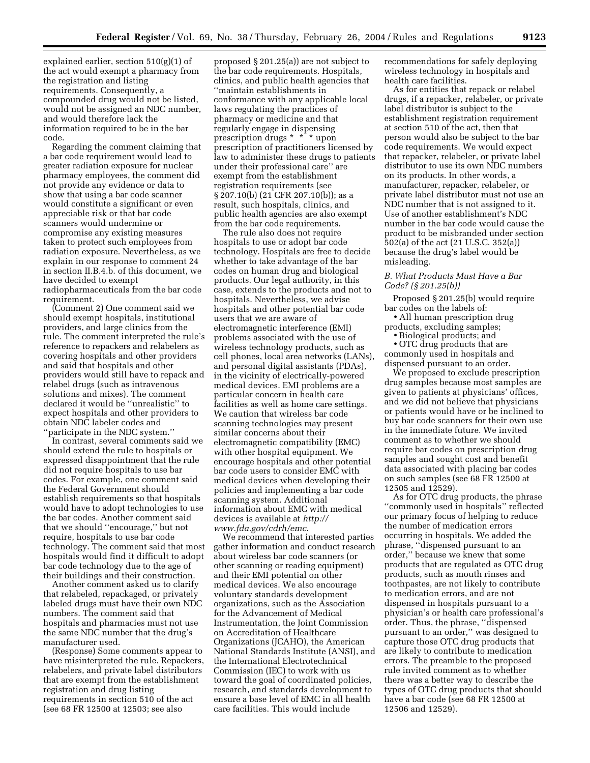explained earlier, section 510(g)(1) of the act would exempt a pharmacy from the registration and listing requirements. Consequently, a compounded drug would not be listed, would not be assigned an NDC number, and would therefore lack the information required to be in the bar code.

Regarding the comment claiming that a bar code requirement would lead to greater radiation exposure for nuclear pharmacy employees, the comment did not provide any evidence or data to show that using a bar code scanner would constitute a significant or even appreciable risk or that bar code scanners would undermine or compromise any existing measures taken to protect such employees from radiation exposure. Nevertheless, as we explain in our response to comment 24 in section II.B.4.b. of this document, we have decided to exempt radiopharmaceuticals from the bar code requirement.

(Comment 2) One comment said we should exempt hospitals, institutional providers, and large clinics from the rule. The comment interpreted the rule's reference to repackers and relabelers as covering hospitals and other providers and said that hospitals and other providers would still have to repack and relabel drugs (such as intravenous solutions and mixes). The comment declared it would be ''unrealistic'' to expect hospitals and other providers to obtain NDC labeler codes and ''participate in the NDC system.''

In contrast, several comments said we should extend the rule to hospitals or expressed disappointment that the rule did not require hospitals to use bar codes. For example, one comment said the Federal Government should establish requirements so that hospitals would have to adopt technologies to use the bar codes. Another comment said that we should ''encourage,'' but not require, hospitals to use bar code technology. The comment said that most hospitals would find it difficult to adopt bar code technology due to the age of their buildings and their construction.

Another comment asked us to clarify that relabeled, repackaged, or privately labeled drugs must have their own NDC numbers. The comment said that hospitals and pharmacies must not use the same NDC number that the drug's manufacturer used.

(Response) Some comments appear to have misinterpreted the rule. Repackers, relabelers, and private label distributors that are exempt from the establishment registration and drug listing requirements in section 510 of the act (see 68 FR 12500 at 12503; see also proposed § 201.25(a)) are not subject to the bar code requirements. Hospitals, clinics, and public health agencies that ''maintain establishments in conformance with any applicable local laws regulating the practices of pharmacy or medicine and that regularly engage in dispensing prescription drugs * * * upon prescription of practitioners licensed by law to administer these drugs to patients under their professional care'' are exempt from the establishment registration requirements (see § 207.10(b) (21 CFR 207.10(b)); as a result, such hospitals, clinics, and public health agencies are also exempt from the bar code requirements.

The rule also does not require hospitals to use or adopt bar code technology. Hospitals are free to decide whether to take advantage of the bar codes on human drug and biological products. Our legal authority, in this case, extends to the products and not to hospitals. Nevertheless, we advise hospitals and other potential bar code users that we are aware of electromagnetic interference (EMI) problems associated with the use of wireless technology products, such as cell phones, local area networks (LANs), and personal digital assistants (PDAs), in the vicinity of electrically-powered medical devices. EMI problems are a particular concern in health care facilities as well as home care settings. We caution that wireless bar code scanning technologies may present similar concerns about their electromagnetic compatibility (EMC) with other hospital equipment. We encourage hospitals and other potential bar code users to consider EMC with medical devices when developing their policies and implementing a bar code scanning system. Additional information about EMC with medical devices is available at *http://www.fda.gov/cdrh/emc*.

We recommend that interested parties gather information and conduct research about wireless bar code scanners (or other scanning or reading equipment) and their EMI potential on other medical devices. We also encourage voluntary standards development organizations, such as the Association for the Advancement of Medical Instrumentation, the Joint Commission on Accreditation of Healthcare Organizations (JCAHO), the American National Standards Institute (ANSI), and the International Electrotechnical Commission (IEC) to work with us toward the goal of coordinated policies, research, and standards development to ensure a base level of EMC in all health care facilities. This would include recommendations for safely deploying wireless technology in hospitals and health care facilities.

As for entities that repack or relabel drugs, if a repacker, relabeler, or private label distributor is subject to the establishment registration requirement at section 510 of the act, then that person would also be subject to the bar code requirements. We would expect that repacker, relabeler, or private label distributor to use its own NDC numbers on its products. In other words, a manufacturer, repacker, relabeler, or private label distributor must not use an NDC number that is not assigned to it. Use of another establishment's NDC number in the bar code would cause the product to be misbranded under section 502(a) of the act (21 U.S.C. 352(a)) because the drug's label would be misleading.

### *B. What Products Must Have a Bar Code? (§ 201.25(b))*

Proposed § 201.25(b) would require bar codes on the labels of:

- All human prescription drug products, excluding samples;
- Biological products; and
- OTC drug products that are commonly used in hospitals and dispensed pursuant to an order.

We proposed to exclude prescription drug samples because most samples are given to patients at physicians' offices, and we did not believe that physicians or patients would have or be inclined to buy bar code scanners for their own use in the immediate future. We invited comment as to whether we should require bar codes on prescription drug samples and sought cost and benefit data associated with placing bar codes on such samples (see 68 FR 12500 at 12505 and 12529).

As for OTC drug products, the phrase ''commonly used in hospitals'' reflected our primary focus of helping to reduce the number of medication errors occurring in hospitals. We added the phrase, ''dispensed pursuant to an order,'' because we knew that some products that are regulated as OTC drug products, such as mouth rinses and toothpastes, are not likely to contribute to medication errors, and are not dispensed in hospitals pursuant to a physician's or health care professional's order. Thus, the phrase, ''dispensed pursuant to an order,'' was designed to capture those OTC drug products that are likely to contribute to medication errors. The preamble to the proposed rule invited comment as to whether there was a better way to describe the types of OTC drug products that should have a bar code (see 68 FR 12500 at 12506 and 12529).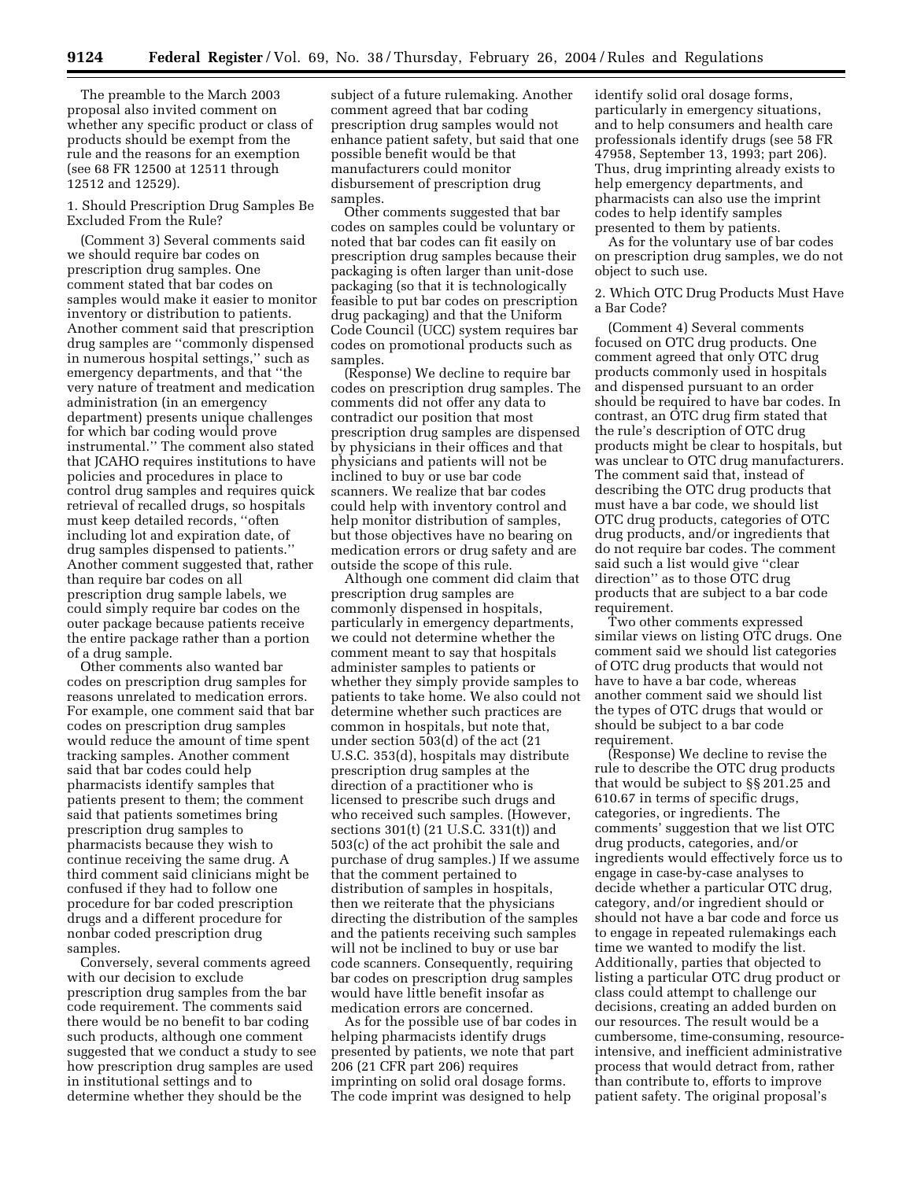The preamble to the March 2003 proposal also invited comment on whether any specific product or class of products should be exempt from the rule and the reasons for an exemption (see 68 FR 12500 at 12511 through 12512 and 12529).

1. Should Prescription Drug Samples Be Excluded From the Rule?

(Comment 3) Several comments said we should require bar codes on prescription drug samples. One comment stated that bar codes on samples would make it easier to monitor inventory or distribution to patients. Another comment said that prescription drug samples are ''commonly dispensed in numerous hospital settings,'' such as emergency departments, and that ''the very nature of treatment and medication administration (in an emergency department) presents unique challenges for which bar coding would prove instrumental.'' The comment also stated that JCAHO requires institutions to have policies and procedures in place to control drug samples and requires quick retrieval of recalled drugs, so hospitals must keep detailed records, ''often including lot and expiration date, of drug samples dispensed to patients.'' Another comment suggested that, rather than require bar codes on all prescription drug sample labels, we could simply require bar codes on the outer package because patients receive the entire package rather than a portion of a drug sample.

Other comments also wanted bar codes on prescription drug samples for reasons unrelated to medication errors. For example, one comment said that bar codes on prescription drug samples would reduce the amount of time spent tracking samples. Another comment said that bar codes could help pharmacists identify samples that patients present to them; the comment said that patients sometimes bring prescription drug samples to pharmacists because they wish to continue receiving the same drug. A third comment said clinicians might be confused if they had to follow one procedure for bar coded prescription drugs and a different procedure for nonbar coded prescription drug samples.

Conversely, several comments agreed with our decision to exclude prescription drug samples from the bar code requirement. The comments said there would be no benefit to bar coding such products, although one comment suggested that we conduct a study to see how prescription drug samples are used in institutional settings and to determine whether they should be the subject of a future rulemaking. Another comment agreed that bar coding prescription drug samples would not enhance patient safety, but said that one possible benefit would be that manufacturers could monitor disbursement of prescription drug samples.

Other comments suggested that bar codes on samples could be voluntary or noted that bar codes can fit easily on prescription drug samples because their packaging is often larger than unit-dose packaging (so that it is technologically feasible to put bar codes on prescription drug packaging) and that the Uniform Code Council (UCC) system requires bar codes on promotional products such as samples.

(Response) We decline to require bar codes on prescription drug samples. The comments did not offer any data to contradict our position that most prescription drug samples are dispensed by physicians in their offices and that physicians and patients will not be inclined to buy or use bar code scanners. We realize that bar codes could help with inventory control and help monitor distribution of samples, but those objectives have no bearing on medication errors or drug safety and are outside the scope of this rule.

Although one comment did claim that prescription drug samples are commonly dispensed in hospitals, particularly in emergency departments, we could not determine whether the comment meant to say that hospitals administer samples to patients or whether they simply provide samples to patients to take home. We also could not determine whether such practices are common in hospitals, but note that, under section 503(d) of the act (21 U.S.C. 353(d), hospitals may distribute prescription drug samples at the direction of a practitioner who is licensed to prescribe such drugs and who received such samples. (However, sections 301(t) (21 U.S.C. 331(t)) and 503(c) of the act prohibit the sale and purchase of drug samples.) If we assume that the comment pertained to distribution of samples in hospitals, then we reiterate that the physicians directing the distribution of the samples and the patients receiving such samples will not be inclined to buy or use bar code scanners. Consequently, requiring bar codes on prescription drug samples would have little benefit insofar as medication errors are concerned.

As for the possible use of bar codes in helping pharmacists identify drugs presented by patients, we note that part 206 (21 CFR part 206) requires imprinting on solid oral dosage forms. The code imprint was designed to help identify solid oral dosage forms, particularly in emergency situations, and to help consumers and health care professionals identify drugs (see 58 FR 47958, September 13, 1993; part 206). Thus, drug imprinting already exists to help emergency departments, and pharmacists can also use the imprint codes to help identify samples presented to them by patients.

As for the voluntary use of bar codes on prescription drug samples, we do not object to such use.

2. Which OTC Drug Products Must Have a Bar Code?

(Comment 4) Several comments focused on OTC drug products. One comment agreed that only OTC drug products commonly used in hospitals and dispensed pursuant to an order should be required to have bar codes. In contrast, an OTC drug firm stated that the rule's description of OTC drug products might be clear to hospitals, but was unclear to OTC drug manufacturers. The comment said that, instead of describing the OTC drug products that must have a bar code, we should list OTC drug products, categories of OTC drug products, and/or ingredients that do not require bar codes. The comment said such a list would give ''clear direction'' as to those OTC drug products that are subject to a bar code requirement.

Two other comments expressed similar views on listing OTC drugs. One comment said we should list categories of OTC drug products that would not have to have a bar code, whereas another comment said we should list the types of OTC drugs that would or should be subject to a bar code requirement.

(Response) We decline to revise the rule to describe the OTC drug products that would be subject to §§ 201.25 and 610.67 in terms of specific drugs, categories, or ingredients. The comments' suggestion that we list OTC drug products, categories, and/or ingredients would effectively force us to engage in case-by-case analyses to decide whether a particular OTC drug, category, and/or ingredient should or should not have a bar code and force us to engage in repeated rulemakings each time we wanted to modify the list. Additionally, parties that objected to listing a particular OTC drug product or class could attempt to challenge our decisions, creating an added burden on our resources. The result would be a cumbersome, time-consuming, resource-intensive, and inefficient administrative process that would detract from, rather than contribute to, efforts to improve patient safety. The original proposal's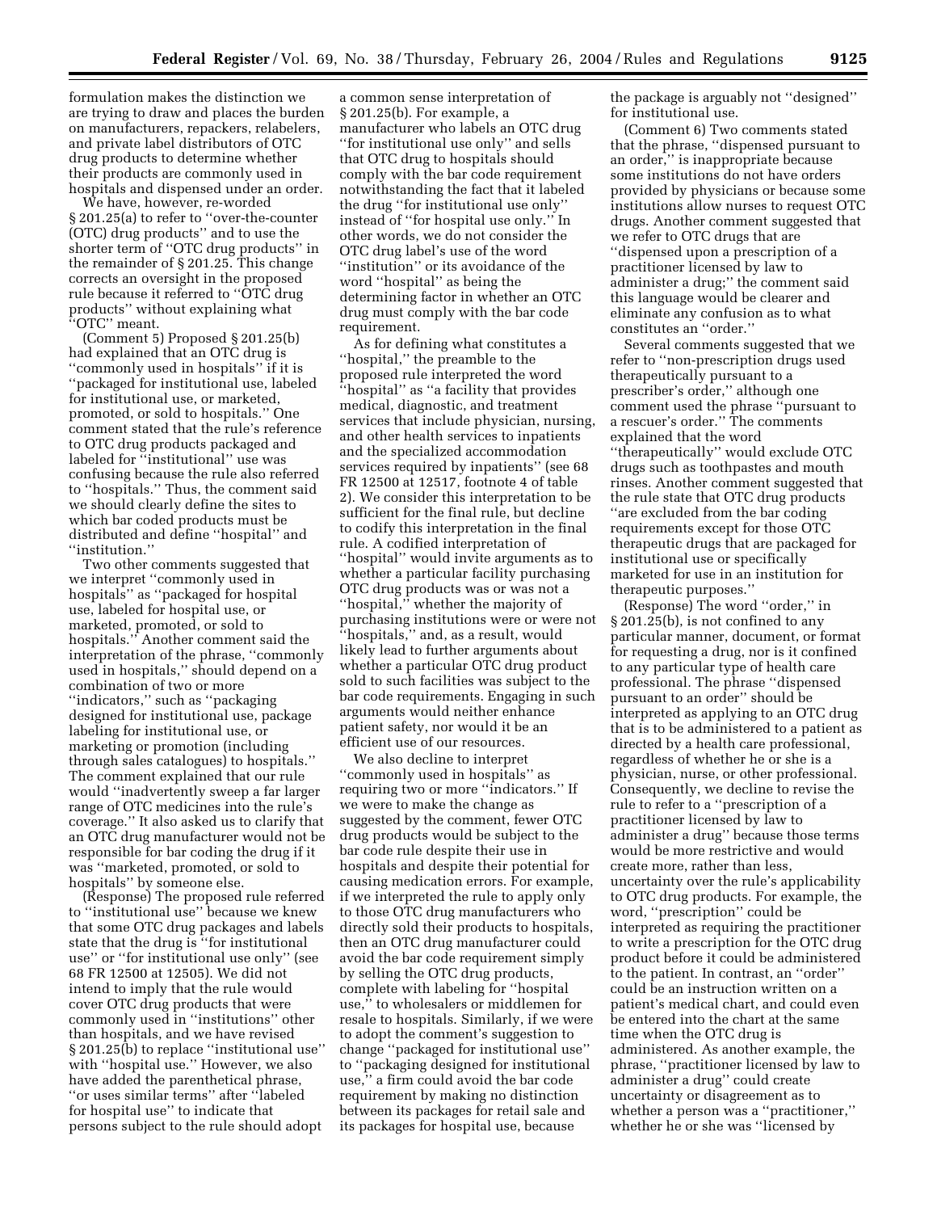formulation makes the distinction we are trying to draw and places the burden on manufacturers, repackers, relabelers, and private label distributors of OTC drug products to determine whether their products are commonly used in hospitals and dispensed under an order.

We have, however, re-worded § 201.25(a) to refer to "over-the-counter (OTC) drug products" and to use the shorter term of "OTC drug products" in the remainder of § 201.25. This change corrects an oversight in the proposed rule because it referred to "OTC drug products" without explaining what "OTC" meant.

(Comment 5) Proposed § 201.25(b) had explained that an OTC drug is "commonly used in hospitals" if it is "packaged for institutional use, labeled for institutional use, or marketed, promoted, or sold to hospitals." One comment stated that the rule's reference to OTC drug products packaged and labeled for "institutional" use was confusing because the rule also referred to "hospitals." Thus, the comment said we should clearly define the sites to which bar coded products must be distributed and define "hospital" and "institution."

Two other comments suggested that we interpret "commonly used in hospitals" as "packaged for hospital use, labeled for hospital use, or marketed, promoted, or sold to hospitals." Another comment said the interpretation of the phrase, "commonly used in hospitals," should depend on a combination of two or more "indicators," such as "packaging designed for institutional use, package labeling for institutional use, or marketing or promotion (including through sales catalogues) to hospitals." The comment explained that our rule would "inadvertently sweep a far larger range of OTC medicines into the rule's coverage." It also asked us to clarify that an OTC drug manufacturer would not be responsible for bar coding the drug if it was "marketed, promoted, or sold to hospitals" by someone else.

(Response) The proposed rule referred to "institutional use" because we knew that some OTC drug packages and labels state that the drug is "for institutional use" or "for institutional use only" (see 68 FR 12500 at 12505). We did not intend to imply that the rule would cover OTC drug products that were commonly used in "institutions" other than hospitals, and we have revised § 201.25(b) to replace "institutional use" with "hospital use." However, we also have added the parenthetical phrase, "or uses similar terms" after "labeled for hospital use" to indicate that persons subject to the rule should adopt a common sense interpretation of § 201.25(b). For example, a manufacturer who labels an OTC drug "for institutional use only" and sells that OTC drug to hospitals should comply with the bar code requirement notwithstanding the fact that it labeled the drug "for institutional use only" instead of "for hospital use only." In other words, we do not consider the OTC drug label's use of the word "institution" or its avoidance of the word "hospital" as being the determining factor in whether an OTC drug must comply with the bar code requirement.

As for defining what constitutes a "hospital," the preamble to the proposed rule interpreted the word "hospital" as "a facility that provides medical, diagnostic, and treatment services that include physician, nursing, and other health services to inpatients and the specialized accommodation services required by inpatients" (see 68 FR 12500 at 12517, footnote 4 of table 2). We consider this interpretation to be sufficient for the final rule, but decline to codify this interpretation in the final rule. A codified interpretation of "hospital" would invite arguments as to whether a particular facility purchasing OTC drug products was or was not a "hospital," whether the majority of purchasing institutions were or were not "hospitals," and, as a result, would likely lead to further arguments about whether a particular OTC drug product sold to such facilities was subject to the bar code requirements. Engaging in such arguments would neither enhance patient safety, nor would it be an efficient use of our resources.

We also decline to interpret "commonly used in hospitals" as requiring two or more "indicators." If we were to make the change as suggested by the comment, fewer OTC drug products would be subject to the bar code rule despite their use in hospitals and despite their potential for causing medication errors. For example, if we interpreted the rule to apply only to those OTC drug manufacturers who directly sold their products to hospitals, then an OTC drug manufacturer could avoid the bar code requirement simply by selling the OTC drug products, complete with labeling for "hospital use," to wholesalers or middlemen for resale to hospitals. Similarly, if we were to adopt the comment's suggestion to change "packaged for institutional use" to "packaging designed for institutional use," a firm could avoid the bar code requirement by making no distinction between its packages for retail sale and its packages for hospital use, because the package is arguably not "designed" for institutional use.

(Comment 6) Two comments stated that the phrase, "dispensed pursuant to an order," is inappropriate because some institutions do not have orders provided by physicians or because some institutions allow nurses to request OTC drugs. Another comment suggested that we refer to OTC drugs that are "dispensed upon a prescription of a practitioner licensed by law to administer a drug;" the comment said this language would be clearer and eliminate any confusion as to what constitutes an "order."

Several comments suggested that we refer to "non-prescription drugs used therapeutically pursuant to a prescriber's order," although one comment used the phrase "pursuant to a rescuer's order." The comments explained that the word "therapeutically" would exclude OTC drugs such as toothpastes and mouth rinses. Another comment suggested that the rule state that OTC drug products "are excluded from the bar coding requirements except for those OTC therapeutic drugs that are packaged for institutional use or specifically marketed for use in an institution for therapeutic purposes."

(Response) The word "order," in § 201.25(b), is not confined to any particular manner, document, or format for requesting a drug, nor is it confined to any particular type of health care professional. The phrase "dispensed pursuant to an order" should be interpreted as applying to an OTC drug that is to be administered to a patient as directed by a health care professional, regardless of whether he or she is a physician, nurse, or other professional. Consequently, we decline to revise the rule to refer to a "prescription of a practitioner licensed by law to administer a drug" because those terms would be more restrictive and would create more, rather than less, uncertainty over the rule's applicability to OTC drug products. For example, the word, "prescription" could be interpreted as requiring the practitioner to write a prescription for the OTC drug product before it could be administered to the patient. In contrast, an "order" could be an instruction written on a patient's medical chart, and could even be entered into the chart at the same time when the OTC drug is administered. As another example, the phrase, "practitioner licensed by law to administer a drug" could create uncertainty or disagreement as to whether a person was a "practitioner," whether he or she was "licensed by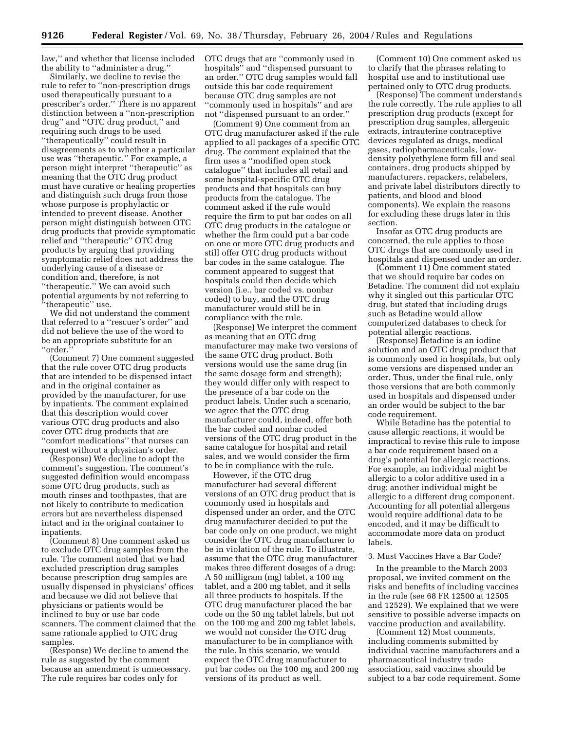law,'' and whether that license included the ability to ''administer a drug.''

Similarly, we decline to revise the rule to refer to ''non-prescription drugs used therapeutically pursuant to a prescriber's order.'' There is no apparent distinction between a ''non-prescription drug'' and ''OTC drug product,'' and requiring such drugs to be used ''therapeutically'' could result in disagreements as to whether a particular use was ''therapeutic.'' For example, a person might interpret ''therapeutic'' as meaning that the OTC drug product must have curative or healing properties and distinguish such drugs from those whose purpose is prophylactic or intended to prevent disease. Another person might distinguish between OTC drug products that provide symptomatic relief and ''therapeutic'' OTC drug products by arguing that providing symptomatic relief does not address the underlying cause of a disease or condition and, therefore, is not ''therapeutic.'' We can avoid such potential arguments by not referring to ''therapeutic'' use.

We did not understand the comment that referred to a ''rescuer's order'' and did not believe the use of the word to be an appropriate substitute for an ''order.''

(Comment 7) One comment suggested that the rule cover OTC drug products that are intended to be dispensed intact and in the original container as provided by the manufacturer, for use by inpatients. The comment explained that this description would cover various OTC drug products and also cover OTC drug products that are ''comfort medications'' that nurses can request without a physician's order.

(Response) We decline to adopt the comment's suggestion. The comment's suggested definition would encompass some OTC drug products, such as mouth rinses and toothpastes, that are not likely to contribute to medication errors but are nevertheless dispensed intact and in the original container to inpatients.

(Comment 8) One comment asked us to exclude OTC drug samples from the rule. The comment noted that we had excluded prescription drug samples because prescription drug samples are usually dispensed in physicians' offices and because we did not believe that physicians or patients would be inclined to buy or use bar code scanners. The comment claimed that the same rationale applied to OTC drug samples.

(Response) We decline to amend the rule as suggested by the comment because an amendment is unnecessary. The rule requires bar codes only for OTC drugs that are ''commonly used in hospitals'' and ''dispensed pursuant to an order.'' OTC drug samples would fall outside this bar code requirement because OTC drug samples are not ''commonly used in hospitals'' and are not ''dispensed pursuant to an order.''

(Comment 9) One comment from an OTC drug manufacturer asked if the rule applied to all packages of a specific OTC drug. The comment explained that the firm uses a ''modified open stock catalogue'' that includes all retail and some hospital-specific OTC drug products and that hospitals can buy products from the catalogue. The comment asked if the rule would require the firm to put bar codes on all OTC drug products in the catalogue or whether the firm could put a bar code on one or more OTC drug products and still offer OTC drug products without bar codes in the same catalogue. The comment appeared to suggest that hospitals could then decide which version (i.e., bar coded vs. nonbar coded) to buy, and the OTC drug manufacturer would still be in compliance with the rule.

(Response) We interpret the comment as meaning that an OTC drug manufacturer may make two versions of the same OTC drug product. Both versions would use the same drug (in the same dosage form and strength); they would differ only with respect to the presence of a bar code on the product labels. Under such a scenario, we agree that the OTC drug manufacturer could, indeed, offer both the bar coded and nonbar coded versions of the OTC drug product in the same catalogue for hospital and retail sales, and we would consider the firm to be in compliance with the rule.

However, if the OTC drug manufacturer had several different versions of an OTC drug product that is commonly used in hospitals and dispensed under an order, and the OTC drug manufacturer decided to put the bar code only on one product, we might consider the OTC drug manufacturer to be in violation of the rule. To illustrate, assume that the OTC drug manufacturer makes three different dosages of a drug: A 50 milligram (mg) tablet, a 100 mg tablet, and a 200 mg tablet, and it sells all three products to hospitals. If the OTC drug manufacturer placed the bar code on the 50 mg tablet labels, but not on the 100 mg and 200 mg tablet labels, we would not consider the OTC drug manufacturer to be in compliance with the rule. In this scenario, we would expect the OTC drug manufacturer to put bar codes on the 100 mg and 200 mg versions of its product as well.

(Comment 10) One comment asked us to clarify that the phrases relating to hospital use and to institutional use pertained only to OTC drug products.

(Response) The comment understands the rule correctly. The rule applies to all prescription drug products (except for prescription drug samples, allergenic extracts, intrauterine contraceptive devices regulated as drugs, medical gases, radiopharmaceuticals, low-density polyethylene form fill and seal containers, drug products shipped by manufacturers, repackers, relabelers, and private label distributors directly to patients, and blood and blood components). We explain the reasons for excluding these drugs later in this section.

Insofar as OTC drug products are concerned, the rule applies to those OTC drugs that are commonly used in hospitals and dispensed under an order.

(Comment 11) One comment stated that we should require bar codes on Betadine. The comment did not explain why it singled out this particular OTC drug, but stated that including drugs such as Betadine would allow computerized databases to check for potential allergic reactions.

(Response) Betadine is an iodine solution and an OTC drug product that is commonly used in hospitals, but only some versions are dispensed under an order. Thus, under the final rule, only those versions that are both commonly used in hospitals and dispensed under an order would be subject to the bar code requirement.

While Betadine has the potential to cause allergic reactions, it would be impractical to revise this rule to impose a bar code requirement based on a drug's potential for allergic reactions. For example, an individual might be allergic to a color additive used in a drug; another individual might be allergic to a different drug component. Accounting for all potential allergens would require additional data to be encoded, and it may be difficult to accommodate more data on product labels.

### 3. Must Vaccines Have a Bar Code?

In the preamble to the March 2003 proposal, we invited comment on the risks and benefits of including vaccines in the rule (see 68 FR 12500 at 12505 and 12529). We explained that we were sensitive to possible adverse impacts on vaccine production and availability.

(Comment 12) Most comments, including comments submitted by individual vaccine manufacturers and a pharmaceutical industry trade association, said vaccines should be subject to a bar code requirement. Some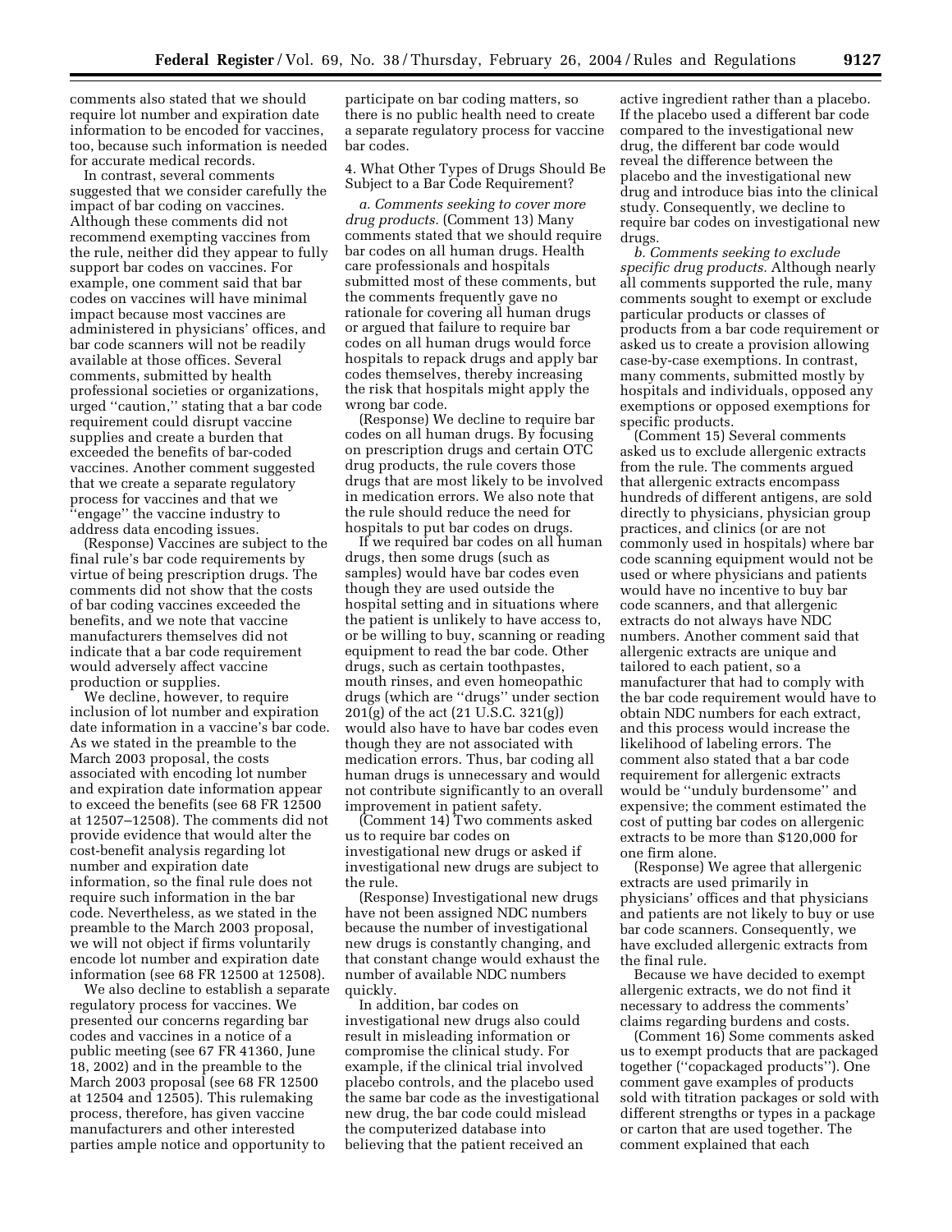comments also stated that we should require lot number and expiration date information to be encoded for vaccines, too, because such information is needed for accurate medical records.

In contrast, several comments suggested that we consider carefully the impact of bar coding on vaccines. Although these comments did not recommend exempting vaccines from the rule, neither did they appear to fully support bar codes on vaccines. For example, one comment said that bar codes on vaccines will have minimal impact because most vaccines are administered in physicians' offices, and bar code scanners will not be readily available at those offices. Several comments, submitted by health professional societies or organizations, urged "caution," stating that a bar code requirement could disrupt vaccine supplies and create a burden that exceeded the benefits of bar-coded vaccines. Another comment suggested that we create a separate regulatory process for vaccines and that we "engage" the vaccine industry to address data encoding issues.

(Response) Vaccines are subject to the final rule's bar code requirements by virtue of being prescription drugs. The comments did not show that the costs of bar coding vaccines exceeded the benefits, and we note that vaccine manufacturers themselves did not indicate that a bar code requirement would adversely affect vaccine production or supplies.

We decline, however, to require inclusion of lot number and expiration date information in a vaccine's bar code. As we stated in the preamble to the March 2003 proposal, the costs associated with encoding lot number and expiration date information appear to exceed the benefits (see 68 FR 12500 at 12507–12508). The comments did not provide evidence that would alter the cost-benefit analysis regarding lot number and expiration date information, so the final rule does not require such information in the bar code. Nevertheless, as we stated in the preamble to the March 2003 proposal, we will not object if firms voluntarily encode lot number and expiration date information (see 68 FR 12500 at 12508).

We also decline to establish a separate regulatory process for vaccines. We presented our concerns regarding bar codes and vaccines in a notice of a public meeting (see 67 FR 41360, June 18, 2002) and in the preamble to the March 2003 proposal (see 68 FR 12500 at 12504 and 12505). This rulemaking process, therefore, has given vaccine manufacturers and other interested parties ample notice and opportunity to participate on bar coding matters, so there is no public health need to create a separate regulatory process for vaccine bar codes.

4. What Other Types of Drugs Should Be Subject to a Bar Code Requirement?

*a. Comments seeking to cover more drug products.* (Comment 13) Many comments stated that we should require bar codes on all human drugs. Health care professionals and hospitals submitted most of these comments, but the comments frequently gave no rationale for covering all human drugs or argued that failure to require bar codes on all human drugs would force hospitals to repack drugs and apply bar codes themselves, thereby increasing the risk that hospitals might apply the wrong bar code.

(Response) We decline to require bar codes on all human drugs. By focusing on prescription drugs and certain OTC drug products, the rule covers those drugs that are most likely to be involved in medication errors. We also note that the rule should reduce the need for hospitals to put bar codes on drugs.

If we required bar codes on all human drugs, then some drugs (such as samples) would have bar codes even though they are used outside the hospital setting and in situations where the patient is unlikely to have access to, or be willing to buy, scanning or reading equipment to read the bar code. Other drugs, such as certain toothpastes, mouth rinses, and even homeopathic drugs (which are "drugs" under section 201(g) of the act (21 U.S.C. 321(g)) would also have to have bar codes even though they are not associated with medication errors. Thus, bar coding all human drugs is unnecessary and would not contribute significantly to an overall improvement in patient safety.

(Comment 14) Two comments asked us to require bar codes on investigational new drugs or asked if investigational new drugs are subject to the rule.

(Response) Investigational new drugs have not been assigned NDC numbers because the number of investigational new drugs is constantly changing, and that constant change would exhaust the number of available NDC numbers quickly.

In addition, bar codes on investigational new drugs also could result in misleading information or compromise the clinical study. For example, if the clinical trial involved placebo controls, and the placebo used the same bar code as the investigational new drug, the bar code could mislead the computerized database into believing that the patient received an active ingredient rather than a placebo. If the placebo used a different bar code compared to the investigational new drug, the different bar code would reveal the difference between the placebo and the investigational new drug and introduce bias into the clinical study. Consequently, we decline to require bar codes on investigational new drugs.

*b. Comments seeking to exclude specific drug products.* Although nearly all comments supported the rule, many comments sought to exempt or exclude particular products or classes of products from a bar code requirement or asked us to create a provision allowing case-by-case exemptions. In contrast, many comments, submitted mostly by hospitals and individuals, opposed any exemptions or opposed exemptions for specific products.

(Comment 15) Several comments asked us to exclude allergenic extracts from the rule. The comments argued that allergenic extracts encompass hundreds of different antigens, are sold directly to physicians, physician group practices, and clinics (or are not commonly used in hospitals) where bar code scanning equipment would not be used or where physicians and patients would have no incentive to buy bar code scanners, and that allergenic extracts do not always have NDC numbers. Another comment said that allergenic extracts are unique and tailored to each patient, so a manufacturer that had to comply with the bar code requirement would have to obtain NDC numbers for each extract, and this process would increase the likelihood of labeling errors. The comment also stated that a bar code requirement for allergenic extracts would be "unduly burdensome" and expensive; the comment estimated the cost of putting bar codes on allergenic extracts to be more than $120,000 for one firm alone.

(Response) We agree that allergenic extracts are used primarily in physicians' offices and that physicians and patients are not likely to buy or use bar code scanners. Consequently, we have excluded allergenic extracts from the final rule.

Because we have decided to exempt allergenic extracts, we do not find it necessary to address the comments' claims regarding burdens and costs.

(Comment 16) Some comments asked us to exempt products that are packaged together ("copackaged products"). One comment gave examples of products sold with titration packages or sold with different strengths or types in a package or carton that are used together. The comment explained that each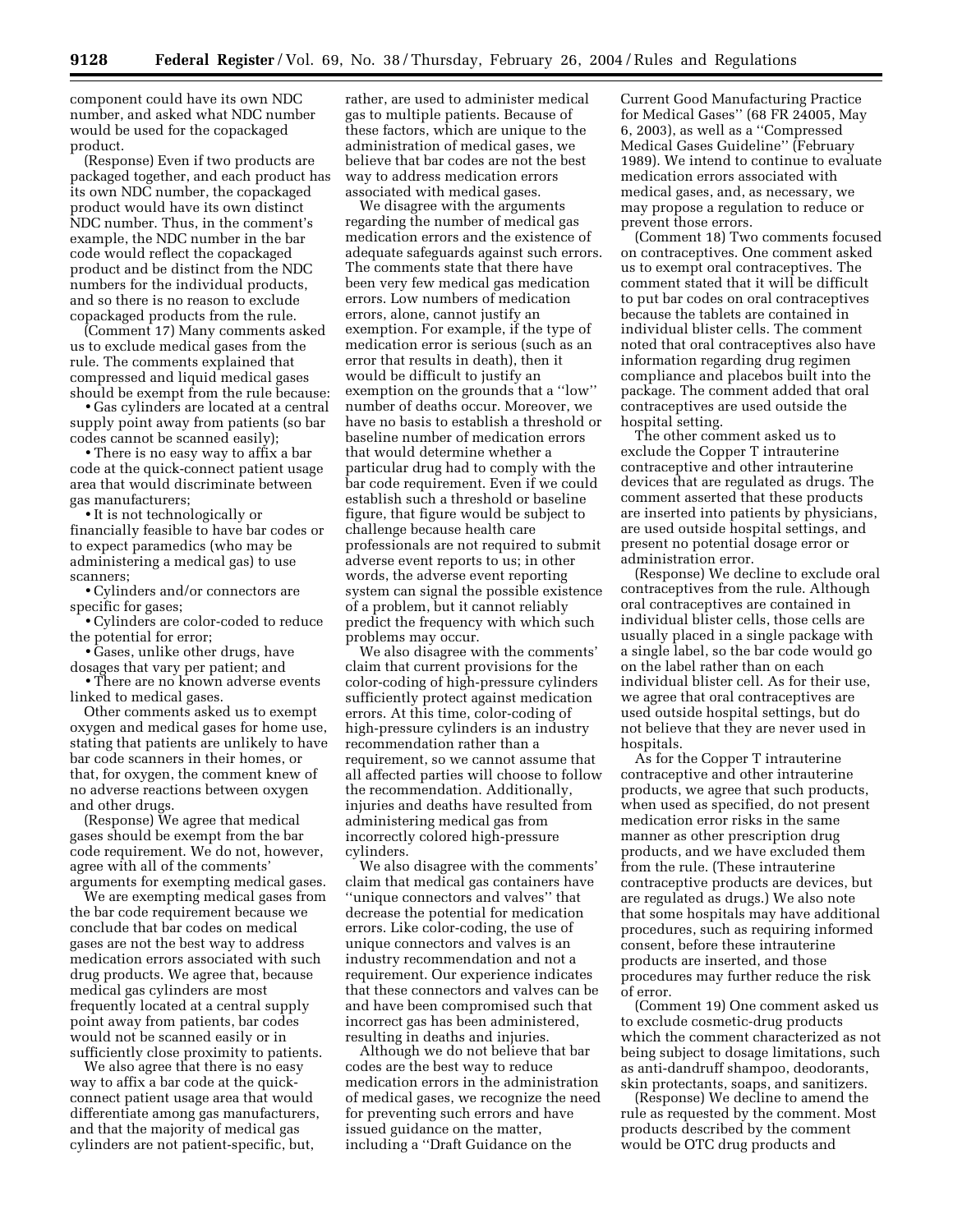component could have its own NDC number, and asked what NDC number would be used for the copackaged product.

(Response) Even if two products are packaged together, and each product has its own NDC number, the copackaged product would have its own distinct NDC number. Thus, in the comment's example, the NDC number in the bar code would reflect the copackaged product and be distinct from the NDC numbers for the individual products, and so there is no reason to exclude copackaged products from the rule.

(Comment 17) Many comments asked us to exclude medical gases from the rule. The comments explained that compressed and liquid medical gases should be exempt from the rule because:

- Gas cylinders are located at a central supply point away from patients (so bar codes cannot be scanned easily);
- There is no easy way to affix a bar code at the quick-connect patient usage area that would discriminate between gas manufacturers;
- It is not technologically or financially feasible to have bar codes or to expect paramedics (who may be administering a medical gas) to use scanners;
- Cylinders and/or connectors are specific for gases;
- Cylinders are color-coded to reduce the potential for error;
- Gases, unlike other drugs, have dosages that vary per patient; and
- There are no known adverse events linked to medical gases.

Other comments asked us to exempt oxygen and medical gases for home use, stating that patients are unlikely to have bar code scanners in their homes, or that, for oxygen, the comment knew of no adverse reactions between oxygen and other drugs.

(Response) We agree that medical gases should be exempt from the bar code requirement. We do not, however, agree with all of the comments' arguments for exempting medical gases.

We are exempting medical gases from the bar code requirement because we conclude that bar codes on medical gases are not the best way to address medication errors associated with such drug products. We agree that, because medical gas cylinders are most frequently located at a central supply point away from patients, bar codes would not be scanned easily or in sufficiently close proximity to patients.

We also agree that there is no easy way to affix a bar code at the quick-connect patient usage area that would differentiate among gas manufacturers, and that the majority of medical gas cylinders are not patient-specific, but, rather, are used to administer medical gas to multiple patients. Because of these factors, which are unique to the administration of medical gases, we believe that bar codes are not the best way to address medication errors associated with medical gases.

We disagree with the arguments regarding the number of medical gas medication errors and the existence of adequate safeguards against such errors. The comments state that there have been very few medical gas medication errors. Low numbers of medication errors, alone, cannot justify an exemption. For example, if the type of medication error is serious (such as an error that results in death), then it would be difficult to justify an exemption on the grounds that a ''low'' number of deaths occur. Moreover, we have no basis to establish a threshold or baseline number of medication errors that would determine whether a particular drug had to comply with the bar code requirement. Even if we could establish such a threshold or baseline figure, that figure would be subject to challenge because health care professionals are not required to submit adverse event reports to us; in other words, the adverse event reporting system can signal the possible existence of a problem, but it cannot reliably predict the frequency with which such problems may occur.

We also disagree with the comments' claim that current provisions for the color-coding of high-pressure cylinders sufficiently protect against medication errors. At this time, color-coding of high-pressure cylinders is an industry recommendation rather than a requirement, so we cannot assume that all affected parties will choose to follow the recommendation. Additionally, injuries and deaths have resulted from administering medical gas from incorrectly colored high-pressure cylinders.

We also disagree with the comments' claim that medical gas containers have ''unique connectors and valves'' that decrease the potential for medication errors. Like color-coding, the use of unique connectors and valves is an industry recommendation and not a requirement. Our experience indicates that these connectors and valves can be and have been compromised such that incorrect gas has been administered, resulting in deaths and injuries.

Although we do not believe that bar codes are the best way to reduce medication errors in the administration of medical gases, we recognize the need for preventing such errors and have issued guidance on the matter, including a ''Draft Guidance on the Current Good Manufacturing Practice for Medical Gases'' (68 FR 24005, May 6, 2003), as well as a ''Compressed Medical Gases Guideline'' (February 1989). We intend to continue to evaluate medication errors associated with medical gases, and, as necessary, we may propose a regulation to reduce or prevent those errors.

(Comment 18) Two comments focused on contraceptives. One comment asked us to exempt oral contraceptives. The comment stated that it will be difficult to put bar codes on oral contraceptives because the tablets are contained in individual blister cells. The comment noted that oral contraceptives also have information regarding drug regimen compliance and placebos built into the package. The comment added that oral contraceptives are used outside the hospital setting.

The other comment asked us to exclude the Copper T intrauterine contraceptive and other intrauterine devices that are regulated as drugs. The comment asserted that these products are inserted into patients by physicians, are used outside hospital settings, and present no potential dosage error or administration error.

(Response) We decline to exclude oral contraceptives from the rule. Although oral contraceptives are contained in individual blister cells, those cells are usually placed in a single package with a single label, so the bar code would go on the label rather than on each individual blister cell. As for their use, we agree that oral contraceptives are used outside hospital settings, but do not believe that they are never used in hospitals.

As for the Copper T intrauterine contraceptive and other intrauterine products, we agree that such products, when used as specified, do not present medication error risks in the same manner as other prescription drug products, and we have excluded them from the rule. (These intrauterine contraceptive products are devices, but are regulated as drugs.) We also note that some hospitals may have additional procedures, such as requiring informed consent, before these intrauterine products are inserted, and those procedures may further reduce the risk of error.

(Comment 19) One comment asked us to exclude cosmetic-drug products which the comment characterized as not being subject to dosage limitations, such as anti-dandruff shampoo, deodorants, skin protectants, soaps, and sanitizers.

(Response) We decline to amend the rule as requested by the comment. Most products described by the comment would be OTC drug products and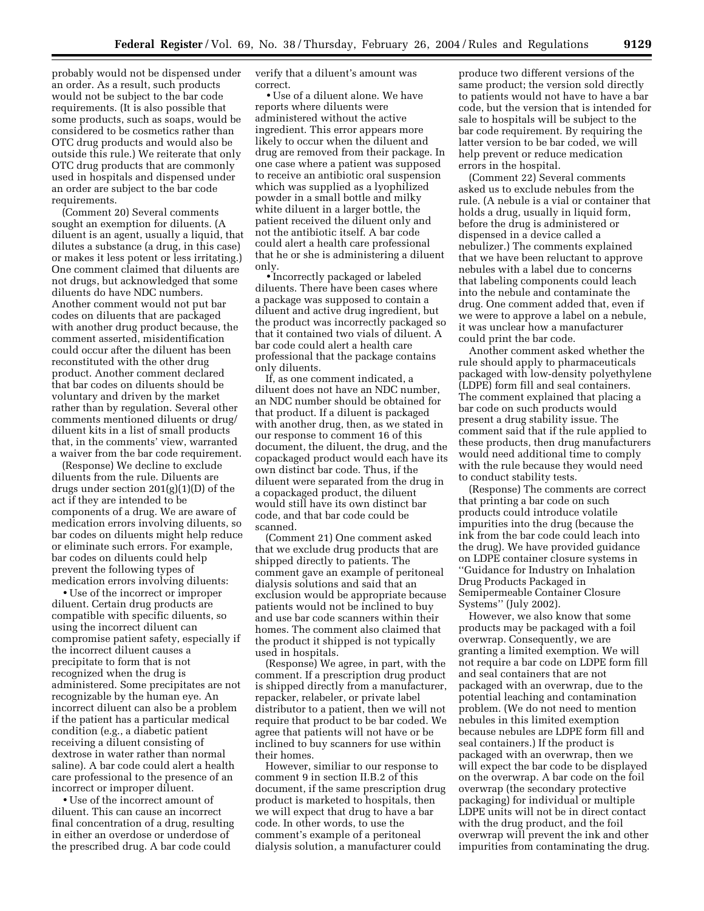probably would not be dispensed under an order. As a result, such products would not be subject to the bar code requirements. (It is also possible that some products, such as soaps, would be considered to be cosmetics rather than OTC drug products and would also be outside this rule.) We reiterate that only OTC drug products that are commonly used in hospitals and dispensed under an order are subject to the bar code requirements.

(Comment 20) Several comments sought an exemption for diluents. (A diluent is an agent, usually a liquid, that dilutes a substance (a drug, in this case) or makes it less potent or less irritating.) One comment claimed that diluents are not drugs, but acknowledged that some diluents do have NDC numbers. Another comment would not put bar codes on diluents that are packaged with another drug product because, the comment asserted, misidentification could occur after the diluent has been reconstituted with the other drug product. Another comment declared that bar codes on diluents should be voluntary and driven by the market rather than by regulation. Several other comments mentioned diluents or drug/diluent kits in a list of small products that, in the comments' view, warranted a waiver from the bar code requirement.

(Response) We decline to exclude diluents from the rule. Diluents are drugs under section 201(g)(1)(D) of the act if they are intended to be components of a drug. We are aware of medication errors involving diluents, so bar codes on diluents might help reduce or eliminate such errors. For example, bar codes on diluents could help prevent the following types of medication errors involving diluents:

- Use of the incorrect or improper diluent. Certain drug products are compatible with specific diluents, so using the incorrect diluent can compromise patient safety, especially if the incorrect diluent causes a precipitate to form that is not recognized when the drug is administered. Some precipitates are not recognizable by the human eye. An incorrect diluent can also be a problem if the patient has a particular medical condition (e.g., a diabetic patient receiving a diluent consisting of dextrose in water rather than normal saline). A bar code could alert a health care professional to the presence of an incorrect or improper diluent.
- Use of the incorrect amount of diluent. This can cause an incorrect final concentration of a drug, resulting in either an overdose or underdose of the prescribed drug. A bar code could verify that a diluent's amount was correct.
- Use of a diluent alone. We have reports where diluents were administered without the active ingredient. This error appears more likely to occur when the diluent and drug are removed from their package. In one case where a patient was supposed to receive an antibiotic oral suspension which was supplied as a lyophilized powder in a small bottle and milky white diluent in a larger bottle, the patient received the diluent only and not the antibiotic itself. A bar code could alert a health care professional that he or she is administering a diluent only.
- Incorrectly packaged or labeled diluents. There have been cases where a package was supposed to contain a diluent and active drug ingredient, but the product was incorrectly packaged so that it contained two vials of diluent. A bar code could alert a health care professional that the package contains only diluents.

If, as one comment indicated, a diluent does not have an NDC number, an NDC number should be obtained for that product. If a diluent is packaged with another drug, then, as we stated in our response to comment 16 of this document, the diluent, the drug, and the copackaged product would each have its own distinct bar code. Thus, if the diluent were separated from the drug in a copackaged product, the diluent would still have its own distinct bar code, and that bar code could be scanned.

(Comment 21) One comment asked that we exclude drug products that are shipped directly to patients. The comment gave an example of peritoneal dialysis solutions and said that an exclusion would be appropriate because patients would not be inclined to buy and use bar code scanners within their homes. The comment also claimed that the product it shipped is not typically used in hospitals.

(Response) We agree, in part, with the comment. If a prescription drug product is shipped directly from a manufacturer, repacker, relabeler, or private label distributor to a patient, then we will not require that product to be bar coded. We agree that patients will not have or be inclined to buy scanners for use within their homes.

However, similiar to our response to comment 9 in section II.B.2 of this document, if the same prescription drug product is marketed to hospitals, then we will expect that drug to have a bar code. In other words, to use the comment's example of a peritoneal dialysis solution, a manufacturer could produce two different versions of the same product; the version sold directly to patients would not have to have a bar code, but the version that is intended for sale to hospitals will be subject to the bar code requirement. By requiring the latter version to be bar coded, we will help prevent or reduce medication errors in the hospital.

(Comment 22) Several comments asked us to exclude nebules from the rule. (A nebule is a vial or container that holds a drug, usually in liquid form, before the drug is administered or dispensed in a device called a nebulizer.) The comments explained that we have been reluctant to approve nebules with a label due to concerns that labeling components could leach into the nebule and contaminate the drug. One comment added that, even if we were to approve a label on a nebule, it was unclear how a manufacturer could print the bar code.

Another comment asked whether the rule should apply to pharmaceuticals packaged with low-density polyethylene (LDPE) form fill and seal containers. The comment explained that placing a bar code on such products would present a drug stability issue. The comment said that if the rule applied to these products, then drug manufacturers would need additional time to comply with the rule because they would need to conduct stability tests.

(Response) The comments are correct that printing a bar code on such products could introduce volatile impurities into the drug (because the ink from the bar code could leach into the drug). We have provided guidance on LDPE container closure systems in "Guidance for Industry on Inhalation Drug Products Packaged in Semipermeable Container Closure Systems" (July 2002).

However, we also know that some products may be packaged with a foil overwrap. Consequently, we are granting a limited exemption. We will not require a bar code on LDPE form fill and seal containers that are not packaged with an overwrap, due to the potential leaching and contamination problem. (We do not need to mention nebules in this limited exemption because nebules are LDPE form fill and seal containers.) If the product is packaged with an overwrap, then we will expect the bar code to be displayed on the overwrap. A bar code on the foil overwrap (the secondary protective packaging) for individual or multiple LDPE units will not be in direct contact with the drug product, and the foil overwrap will prevent the ink and other impurities from contaminating the drug.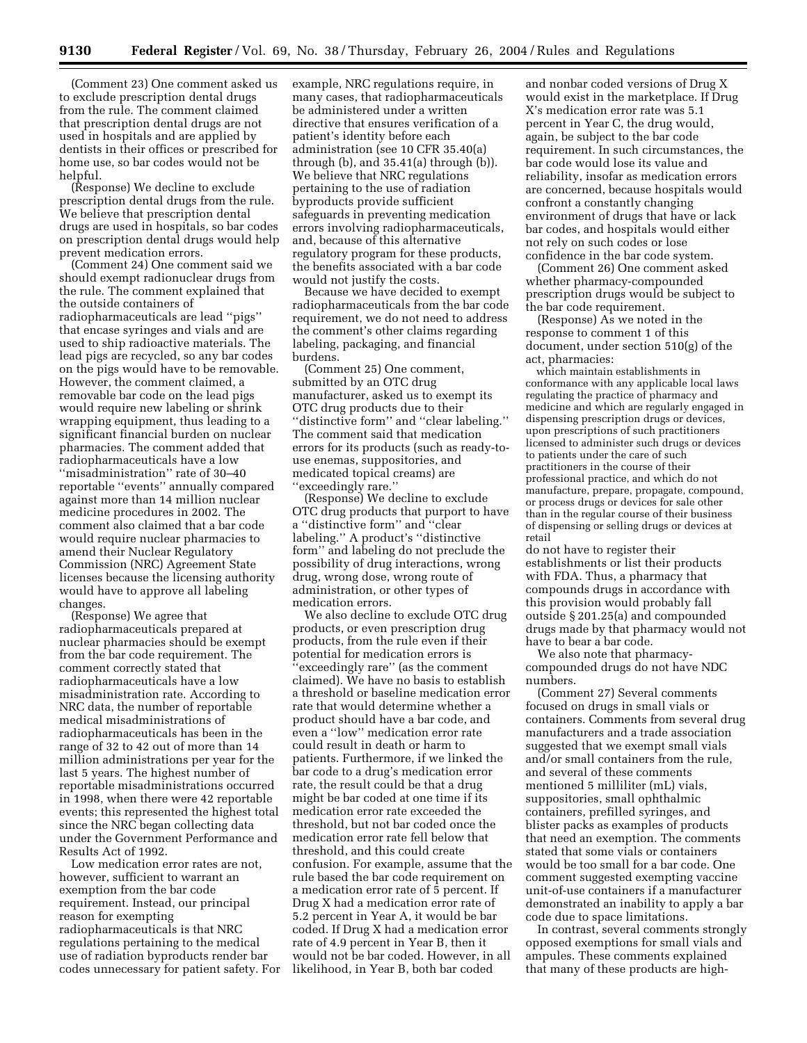(Comment 23) One comment asked us to exclude prescription dental drugs from the rule. The comment claimed that prescription dental drugs are not used in hospitals and are applied by dentists in their offices or prescribed for home use, so bar codes would not be helpful.

(Response) We decline to exclude prescription dental drugs from the rule. We believe that prescription dental drugs are used in hospitals, so bar codes on prescription dental drugs would help prevent medication errors.

(Comment 24) One comment said we should exempt radionuclear drugs from the rule. The comment explained that the outside containers of radiopharmaceuticals are lead ''pigs'' that encase syringes and vials and are used to ship radioactive materials. The lead pigs are recycled, so any bar codes on the pigs would have to be removable. However, the comment claimed, a removable bar code on the lead pigs would require new labeling or shrink wrapping equipment, thus leading to a significant financial burden on nuclear pharmacies. The comment added that radiopharmaceuticals have a low ''misadministration'' rate of 30–40 reportable ''events'' annually compared against more than 14 million nuclear medicine procedures in 2002. The comment also claimed that a bar code would require nuclear pharmacies to amend their Nuclear Regulatory Commission (NRC) Agreement State licenses because the licensing authority would have to approve all labeling changes.

(Response) We agree that radiopharmaceuticals prepared at nuclear pharmacies should be exempt from the bar code requirement. The comment correctly stated that radiopharmaceuticals have a low misadministration rate. According to NRC data, the number of reportable medical misadministrations of radiopharmaceuticals has been in the range of 32 to 42 out of more than 14 million administrations per year for the last 5 years. The highest number of reportable misadministrations occurred in 1998, when there were 42 reportable events; this represented the highest total since the NRC began collecting data under the Government Performance and Results Act of 1992.

Low medication error rates are not, however, sufficient to warrant an exemption from the bar code requirement. Instead, our principal reason for exempting radiopharmaceuticals is that NRC regulations pertaining to the medical use of radiation byproducts render bar codes unnecessary for patient safety. For example, NRC regulations require, in many cases, that radiopharmaceuticals be administered under a written directive that ensures verification of a patient's identity before each administration (see 10 CFR 35.40(a) through (b), and 35.41(a) through (b)). We believe that NRC regulations pertaining to the use of radiation byproducts provide sufficient safeguards in preventing medication errors involving radiopharmaceuticals, and, because of this alternative regulatory program for these products, the benefits associated with a bar code would not justify the costs.

Because we have decided to exempt radiopharmaceuticals from the bar code requirement, we do not need to address the comment's other claims regarding labeling, packaging, and financial burdens.

(Comment 25) One comment, submitted by an OTC drug manufacturer, asked us to exempt its OTC drug products due to their ''distinctive form'' and ''clear labeling.'' The comment said that medication errors for its products (such as ready-to-use enemas, suppositories, and medicated topical creams) are ''exceedingly rare.''

(Response) We decline to exclude OTC drug products that purport to have a ''distinctive form'' and ''clear labeling.'' A product's ''distinctive form'' and labeling do not preclude the possibility of drug interactions, wrong drug, wrong dose, wrong route of administration, or other types of medication errors.

We also decline to exclude OTC drug products, or even prescription drug products, from the rule even if their potential for medication errors is ''exceedingly rare'' (as the comment claimed). We have no basis to establish a threshold or baseline medication error rate that would determine whether a product should have a bar code, and even a ''low'' medication error rate could result in death or harm to patients. Furthermore, if we linked the bar code to a drug's medication error rate, the result could be that a drug might be bar coded at one time if its medication error rate exceeded the threshold, but not bar coded once the medication error rate fell below that threshold, and this could create confusion. For example, assume that the rule based the bar code requirement on a medication error rate of 5 percent. If Drug X had a medication error rate of 5.2 percent in Year A, it would be bar coded. If Drug X had a medication error rate of 4.9 percent in Year B, then it would not be bar coded. However, in all likelihood, in Year B, both bar coded and nonbar coded versions of Drug X would exist in the marketplace. If Drug X's medication error rate was 5.1 percent in Year C, the drug would, again, be subject to the bar code requirement. In such circumstances, the bar code would lose its value and reliability, insofar as medication errors are concerned, because hospitals would confront a constantly changing environment of drugs that have or lack bar codes, and hospitals would either not rely on such codes or lose confidence in the bar code system.

(Comment 26) One comment asked whether pharmacy-compounded prescription drugs would be subject to the bar code requirement.

(Response) As we noted in the response to comment 1 of this document, under section 510(g) of the act, pharmacies:

> which maintain establishments in conformance with any applicable local laws regulating the practice of pharmacy and medicine and which are regularly engaged in dispensing prescription drugs or devices, upon prescriptions of such practitioners licensed to administer such drugs or devices to patients under the care of such practitioners in the course of their professional practice, and which do not manufacture, prepare, propagate, compound, or process drugs or devices for sale other than in the regular course of their business of dispensing or selling drugs or devices at retail

do not have to register their establishments or list their products with FDA. Thus, a pharmacy that compounds drugs in accordance with this provision would probably fall outside § 201.25(a) and compounded drugs made by that pharmacy would not have to bear a bar code.

We also note that pharmacy-compounded drugs do not have NDC numbers.

(Comment 27) Several comments focused on drugs in small vials or containers. Comments from several drug manufacturers and a trade association suggested that we exempt small vials and/or small containers from the rule, and several of these comments mentioned 5 milliliter (mL) vials, suppositories, small ophthalmic containers, prefilled syringes, and blister packs as examples of products that need an exemption. The comments stated that some vials or containers would be too small for a bar code. One comment suggested exempting vaccine unit-of-use containers if a manufacturer demonstrated an inability to apply a bar code due to space limitations.

In contrast, several comments strongly opposed exemptions for small vials and ampules. These comments explained that many of these products are high-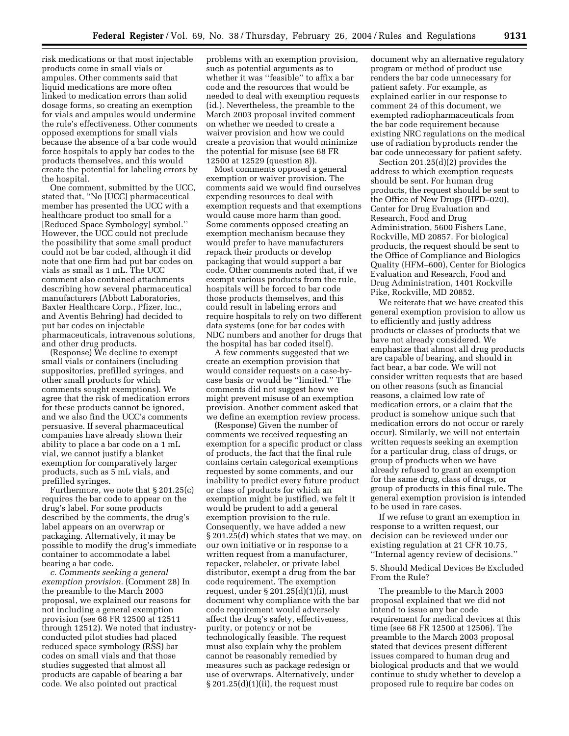risk medications or that most injectable products come in small vials or ampules. Other comments said that liquid medications are more often linked to medication errors than solid dosage forms, so creating an exemption for vials and ampules would undermine the rule's effectiveness. Other comments opposed exemptions for small vials because the absence of a bar code would force hospitals to apply bar codes to the products themselves, and this would create the potential for labeling errors by the hospital.

One comment, submitted by the UCC, stated that, "No [UCC] pharmaceutical member has presented the UCC with a healthcare product too small for a [Reduced Space Symbology] symbol." However, the UCC could not preclude the possibility that some small product could not be bar coded, although it did note that one firm had put bar codes on vials as small as 1 mL. The UCC comment also contained attachments describing how several pharmaceutical manufacturers (Abbott Laboratories, Baxter Healthcare Corp., Pfizer, Inc., and Aventis Behring) had decided to put bar codes on injectable pharmaceuticals, intravenous solutions, and other drug products.

(Response) We decline to exempt small vials or containers (including suppositories, prefilled syringes, and other small products for which comments sought exemptions). We agree that the risk of medication errors for these products cannot be ignored, and we also find the UCC's comments persuasive. If several pharmaceutical companies have already shown their ability to place a bar code on a 1 mL vial, we cannot justify a blanket exemption for comparatively larger products, such as 5 mL vials, and prefilled syringes.

Furthermore, we note that § 201.25(c) requires the bar code to appear on the drug's label. For some products described by the comments, the drug's label appears on an overwrap or packaging. Alternatively, it may be possible to modify the drug's immediate container to accommodate a label bearing a bar code.

*c. Comments seeking a general exemption provision.* (Comment 28) In the preamble to the March 2003 proposal, we explained our reasons for not including a general exemption provision (see 68 FR 12500 at 12511 through 12512). We noted that industry-conducted pilot studies had placed reduced space symbology (RSS) bar codes on small vials and that those studies suggested that almost all products are capable of bearing a bar code. We also pointed out practical problems with an exemption provision, such as potential arguments as to whether it was "feasible" to affix a bar code and the resources that would be needed to deal with exemption requests (id.). Nevertheless, the preamble to the March 2003 proposal invited comment on whether we needed to create a waiver provision and how we could create a provision that would minimize the potential for misuse (see 68 FR 12500 at 12529 (question 8)).

Most comments opposed a general exemption or waiver provision. The comments said we would find ourselves expending resources to deal with exemption requests and that exemptions would cause more harm than good. Some comments opposed creating an exemption mechanism because they would prefer to have manufacturers repack their products or develop packaging that would support a bar code. Other comments noted that, if we exempt various products from the rule, hospitals will be forced to bar code those products themselves, and this could result in labeling errors and require hospitals to rely on two different data systems (one for bar codes with NDC numbers and another for drugs that the hospital has bar coded itself).

A few comments suggested that we create an exemption provision that would consider requests on a case-by-case basis or would be "limited." The comments did not suggest how we might prevent misuse of an exemption provision. Another comment asked that we define an exemption review process.

(Response) Given the number of comments we received requesting an exemption for a specific product or class of products, the fact that the final rule contains certain categorical exemptions requested by some comments, and our inability to predict every future product or class of products for which an exemption might be justified, we felt it would be prudent to add a general exemption provision to the rule. Consequently, we have added a new § 201.25(d) which states that we may, on our own initiative or in response to a written request from a manufacturer, repacker, relabeler, or private label distributor, exempt a drug from the bar code requirement. The exemption request, under § 201.25(d)(1)(i), must document why compliance with the bar code requirement would adversely affect the drug's safety, effectiveness, purity, or potency or not be technologically feasible. The request must also explain why the problem cannot be reasonably remedied by measures such as package redesign or use of overwraps. Alternatively, under § 201.25(d)(1)(ii), the request must document why an alternative regulatory program or method of product use renders the bar code unnecessary for patient safety. For example, as explained earlier in our response to comment 24 of this document, we exempted radiopharmaceuticals from the bar code requirement because existing NRC regulations on the medical use of radiation byproducts render the bar code unnecessary for patient safety.

Section 201.25(d)(2) provides the address to which exemption requests should be sent. For human drug products, the request should be sent to the Office of New Drugs (HFD–020), Center for Drug Evaluation and Research, Food and Drug Administration, 5600 Fishers Lane, Rockville, MD 20857. For biological products, the request should be sent to the Office of Compliance and Biologics Quality (HFM–600), Center for Biologics Evaluation and Research, Food and Drug Administration, 1401 Rockville Pike, Rockville, MD 20852.

We reiterate that we have created this general exemption provision to allow us to efficiently and justly address products or classes of products that we have not already considered. We emphasize that almost all drug products are capable of bearing, and should in fact bear, a bar code. We will not consider written requests that are based on other reasons (such as financial reasons, a claimed low rate of medication errors, or a claim that the product is somehow unique such that medication errors do not occur or rarely occur). Similarly, we will not entertain written requests seeking an exemption for a particular drug, class of drugs, or group of products when we have already refused to grant an exemption for the same drug, class of drugs, or group of products in this final rule. The general exemption provision is intended to be used in rare cases.

If we refuse to grant an exemption in response to a written request, our decision can be reviewed under our existing regulation at 21 CFR 10.75, "Internal agency review of decisions."

5. Should Medical Devices Be Excluded From the Rule?

The preamble to the March 2003 proposal explained that we did not intend to issue any bar code requirement for medical devices at this time (see 68 FR 12500 at 12506). The preamble to the March 2003 proposal stated that devices present different issues compared to human drug and biological products and that we would continue to study whether to develop a proposed rule to require bar codes on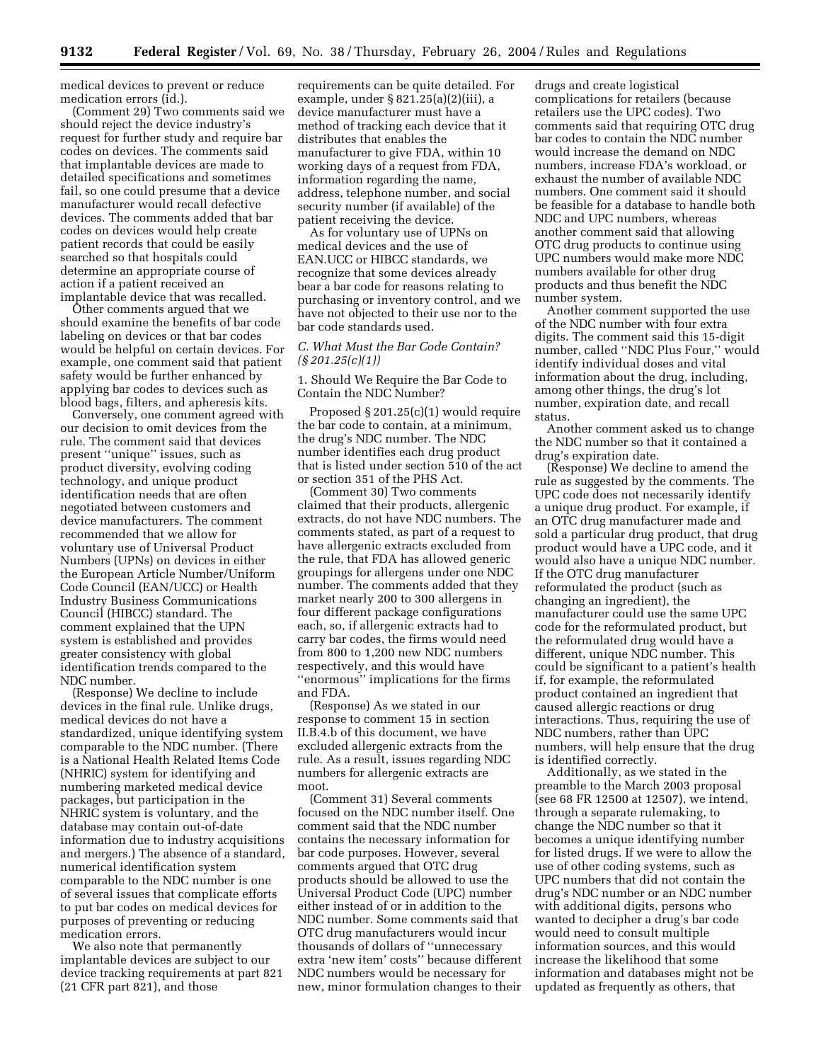medical devices to prevent or reduce medication errors (id.).

(Comment 29) Two comments said we should reject the device industry's request for further study and require bar codes on devices. The comments said that implantable devices are made to detailed specifications and sometimes fail, so one could presume that a device manufacturer would recall defective devices. The comments added that bar codes on devices would help create patient records that could be easily searched so that hospitals could determine an appropriate course of action if a patient received an implantable device that was recalled.

Other comments argued that we should examine the benefits of bar code labeling on devices or that bar codes would be helpful on certain devices. For example, one comment said that patient safety would be further enhanced by applying bar codes to devices such as blood bags, filters, and apheresis kits.

Conversely, one comment agreed with our decision to omit devices from the rule. The comment said that devices present ''unique'' issues, such as product diversity, evolving coding technology, and unique product identification needs that are often negotiated between customers and device manufacturers. The comment recommended that we allow for voluntary use of Universal Product Numbers (UPNs) on devices in either the European Article Number/Uniform Code Council (EAN/UCC) or Health Industry Business Communications Council (HIBCC) standard. The comment explained that the UPN system is established and provides greater consistency with global identification trends compared to the NDC number.

(Response) We decline to include devices in the final rule. Unlike drugs, medical devices do not have a standardized, unique identifying system comparable to the NDC number. (There is a National Health Related Items Code (NHRIC) system for identifying and numbering marketed medical device packages, but participation in the NHRIC system is voluntary, and the database may contain out-of-date information due to industry acquisitions and mergers.) The absence of a standard, numerical identification system comparable to the NDC number is one of several issues that complicate efforts to put bar codes on medical devices for purposes of preventing or reducing medication errors.

We also note that permanently implantable devices are subject to our device tracking requirements at part 821 (21 CFR part 821), and those requirements can be quite detailed. For example, under § 821.25(a)(2)(iii), a device manufacturer must have a method of tracking each device that it distributes that enables the manufacturer to give FDA, within 10 working days of a request from FDA, information regarding the name, address, telephone number, and social security number (if available) of the patient receiving the device.

As for voluntary use of UPNs on medical devices and the use of EAN.UCC or HIBCC standards, we recognize that some devices already bear a bar code for reasons relating to purchasing or inventory control, and we have not objected to their use nor to the bar code standards used.

### *C. What Must the Bar Code Contain? (§ 201.25(c)(1))*

#### 1. Should We Require the Bar Code to Contain the NDC Number?

Proposed § 201.25(c)(1) would require the bar code to contain, at a minimum, the drug's NDC number. The NDC number identifies each drug product that is listed under section 510 of the act or section 351 of the PHS Act.

(Comment 30) Two comments claimed that their products, allergenic extracts, do not have NDC numbers. The comments stated, as part of a request to have allergenic extracts excluded from the rule, that FDA has allowed generic groupings for allergens under one NDC number. The comments added that they market nearly 200 to 300 allergens in four different package configurations each, so, if allergenic extracts had to carry bar codes, the firms would need from 800 to 1,200 new NDC numbers respectively, and this would have ''enormous'' implications for the firms and FDA.

(Response) As we stated in our response to comment 15 in section II.B.4.b of this document, we have excluded allergenic extracts from the rule. As a result, issues regarding NDC numbers for allergenic extracts are moot.

(Comment 31) Several comments focused on the NDC number itself. One comment said that the NDC number contains the necessary information for bar code purposes. However, several comments argued that OTC drug products should be allowed to use the Universal Product Code (UPC) number either instead of or in addition to the NDC number. Some comments said that OTC drug manufacturers would incur thousands of dollars of ''unnecessary extra 'new item' costs'' because different NDC numbers would be necessary for new, minor formulation changes to their drugs and create logistical complications for retailers (because retailers use the UPC codes). Two comments said that requiring OTC drug bar codes to contain the NDC number would increase the demand on NDC numbers, increase FDA's workload, or exhaust the number of available NDC numbers. One comment said it should be feasible for a database to handle both NDC and UPC numbers, whereas another comment said that allowing OTC drug products to continue using UPC numbers would make more NDC numbers available for other drug products and thus benefit the NDC number system.

Another comment supported the use of the NDC number with four extra digits. The comment said this 15-digit number, called ''NDC Plus Four,'' would identify individual doses and vital information about the drug, including, among other things, the drug's lot number, expiration date, and recall status.

Another comment asked us to change the NDC number so that it contained a drug's expiration date.

(Response) We decline to amend the rule as suggested by the comments. The UPC code does not necessarily identify a unique drug product. For example, if an OTC drug manufacturer made and sold a particular drug product, that drug product would have a UPC code, and it would also have a unique NDC number. If the OTC drug manufacturer reformulated the product (such as changing an ingredient), the manufacturer could use the same UPC code for the reformulated product, but the reformulated drug would have a different, unique NDC number. This could be significant to a patient's health if, for example, the reformulated product contained an ingredient that caused allergic reactions or drug interactions. Thus, requiring the use of NDC numbers, rather than UPC numbers, will help ensure that the drug is identified correctly.

Additionally, as we stated in the preamble to the March 2003 proposal (see 68 FR 12500 at 12507), we intend, through a separate rulemaking, to change the NDC number so that it becomes a unique identifying number for listed drugs. If we were to allow the use of other coding systems, such as UPC numbers that did not contain the drug's NDC number or an NDC number with additional digits, persons who wanted to decipher a drug's bar code would need to consult multiple information sources, and this would increase the likelihood that some information and databases might not be updated as frequently as others, that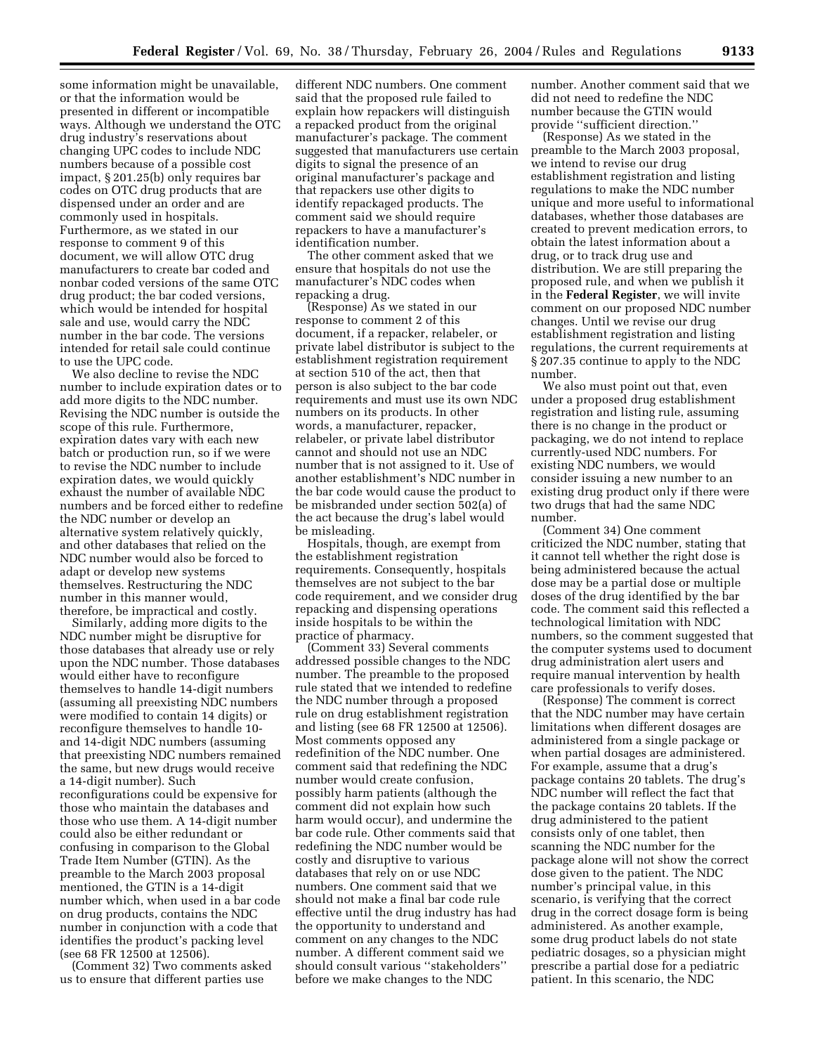some information might be unavailable, or that the information would be presented in different or incompatible ways. Although we understand the OTC drug industry's reservations about changing UPC codes to include NDC numbers because of a possible cost impact, § 201.25(b) only requires bar codes on OTC drug products that are dispensed under an order and are commonly used in hospitals. Furthermore, as we stated in our response to comment 9 of this document, we will allow OTC drug manufacturers to create bar coded and nonbar coded versions of the same OTC drug product; the bar coded versions, which would be intended for hospital sale and use, would carry the NDC number in the bar code. The versions intended for retail sale could continue to use the UPC code.

We also decline to revise the NDC number to include expiration dates or to add more digits to the NDC number. Revising the NDC number is outside the scope of this rule. Furthermore, expiration dates vary with each new batch or production run, so if we were to revise the NDC number to include expiration dates, we would quickly exhaust the number of available NDC numbers and be forced either to redefine the NDC number or develop an alternative system relatively quickly, and other databases that relied on the NDC number would also be forced to adapt or develop new systems themselves. Restructuring the NDC number in this manner would, therefore, be impractical and costly.

Similarly, adding more digits to the NDC number might be disruptive for those databases that already use or rely upon the NDC number. Those databases would either have to reconfigure themselves to handle 14-digit numbers (assuming all preexisting NDC numbers were modified to contain 14 digits) or reconfigure themselves to handle 10- and 14-digit NDC numbers (assuming that preexisting NDC numbers remained the same, but new drugs would receive a 14-digit number). Such reconfigurations could be expensive for those who maintain the databases and those who use them. A 14-digit number could also be either redundant or confusing in comparison to the Global Trade Item Number (GTIN). As the preamble to the March 2003 proposal mentioned, the GTIN is a 14-digit number which, when used in a bar code on drug products, contains the NDC number in conjunction with a code that identifies the product's packing level (see 68 FR 12500 at 12506).

(Comment 32) Two comments asked us to ensure that different parties use different NDC numbers. One comment said that the proposed rule failed to explain how repackers will distinguish a repacked product from the original manufacturer's package. The comment suggested that manufacturers use certain digits to signal the presence of an original manufacturer's package and that repackers use other digits to identify repackaged products. The comment said we should require repackers to have a manufacturer's identification number.

The other comment asked that we ensure that hospitals do not use the manufacturer's NDC codes when repacking a drug.

(Response) As we stated in our response to comment 2 of this document, if a repacker, relabeler, or private label distributor is subject to the establishment registration requirement at section 510 of the act, then that person is also subject to the bar code requirements and must use its own NDC numbers on its products. In other words, a manufacturer, repacker, relabeler, or private label distributor cannot and should not use an NDC number that is not assigned to it. Use of another establishment's NDC number in the bar code would cause the product to be misbranded under section 502(a) of the act because the drug's label would be misleading.

Hospitals, though, are exempt from the establishment registration requirements. Consequently, hospitals themselves are not subject to the bar code requirement, and we consider drug repacking and dispensing operations inside hospitals to be within the practice of pharmacy.

(Comment 33) Several comments addressed possible changes to the NDC number. The preamble to the proposed rule stated that we intended to redefine the NDC number through a proposed rule on drug establishment registration and listing (see 68 FR 12500 at 12506). Most comments opposed any redefinition of the NDC number. One comment said that redefining the NDC number would create confusion, possibly harm patients (although the comment did not explain how such harm would occur), and undermine the bar code rule. Other comments said that redefining the NDC number would be costly and disruptive to various databases that rely on or use NDC numbers. One comment said that we should not make a final bar code rule effective until the drug industry has had the opportunity to understand and comment on any changes to the NDC number. A different comment said we should consult various "stakeholders" before we make changes to the NDC number. Another comment said that we did not need to redefine the NDC number because the GTIN would provide "sufficient direction."

(Response) As we stated in the preamble to the March 2003 proposal, we intend to revise our drug establishment registration and listing regulations to make the NDC number unique and more useful to informational databases, whether those databases are created to prevent medication errors, to obtain the latest information about a drug, or to track drug use and distribution. We are still preparing the proposed rule, and when we publish it in the **Federal Register**, we will invite comment on our proposed NDC number changes. Until we revise our drug establishment registration and listing regulations, the current requirements at § 207.35 continue to apply to the NDC number.

We also must point out that, even under a proposed drug establishment registration and listing rule, assuming there is no change in the product or packaging, we do not intend to replace currently-used NDC numbers. For existing NDC numbers, we would consider issuing a new number to an existing drug product only if there were two drugs that had the same NDC number.

(Comment 34) One comment criticized the NDC number, stating that it cannot tell whether the right dose is being administered because the actual dose may be a partial dose or multiple doses of the drug identified by the bar code. The comment said this reflected a technological limitation with NDC numbers, so the comment suggested that the computer systems used to document drug administration alert users and require manual intervention by health care professionals to verify doses.

(Response) The comment is correct that the NDC number may have certain limitations when different dosages are administered from a single package or when partial dosages are administered. For example, assume that a drug's package contains 20 tablets. The drug's NDC number will reflect the fact that the package contains 20 tablets. If the drug administered to the patient consists only of one tablet, then scanning the NDC number for the package alone will not show the correct dose given to the patient. The NDC number's principal value, in this scenario, is verifying that the correct drug in the correct dosage form is being administered. As another example, some drug product labels do not state pediatric dosages, so a physician might prescribe a partial dose for a pediatric patient. In this scenario, the NDC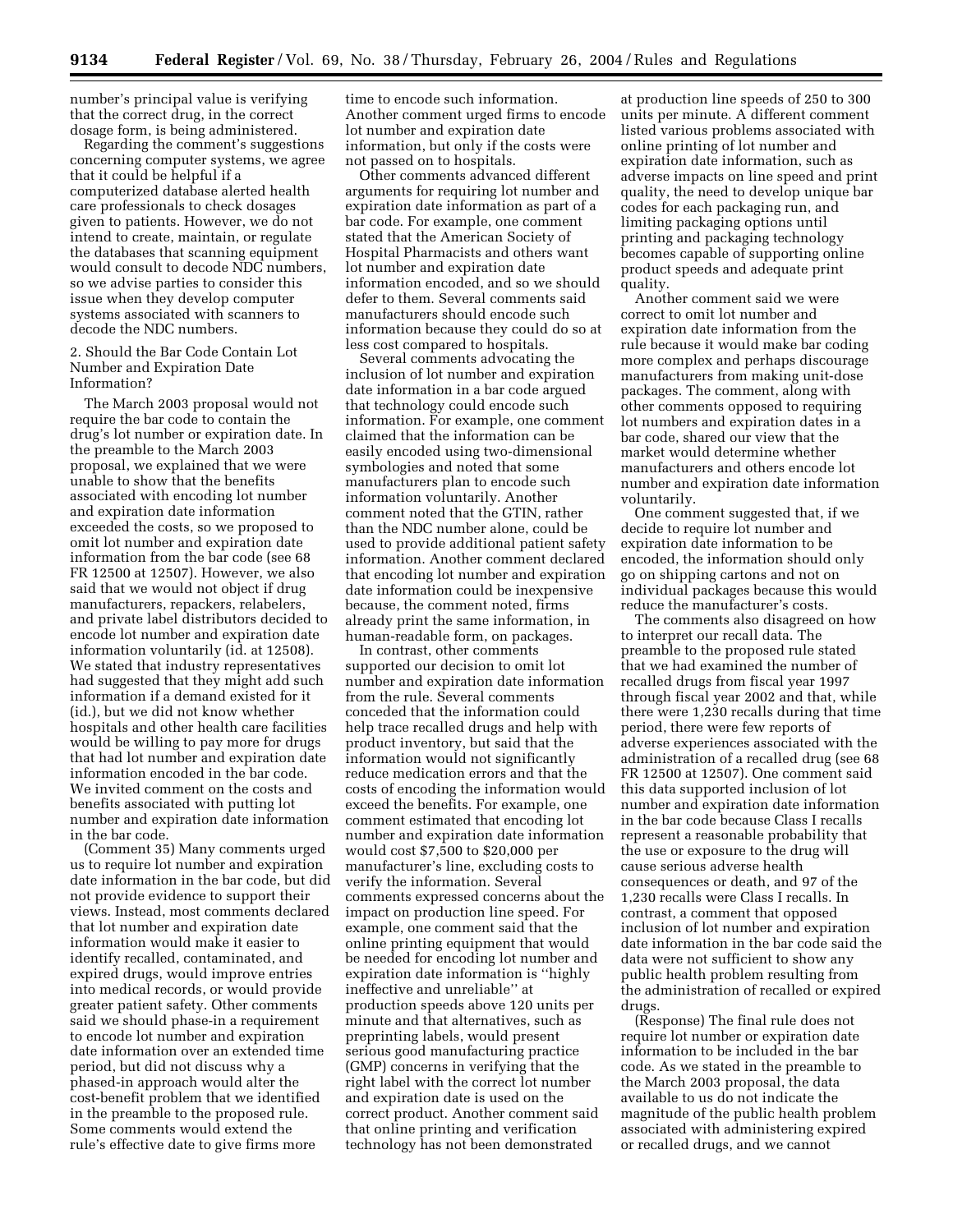number's principal value is verifying that the correct drug, in the correct dosage form, is being administered.

Regarding the comment's suggestions concerning computer systems, we agree that it could be helpful if a computerized database alerted health care professionals to check dosages given to patients. However, we do not intend to create, maintain, or regulate the databases that scanning equipment would consult to decode NDC numbers, so we advise parties to consider this issue when they develop computer systems associated with scanners to decode the NDC numbers.

2. Should the Bar Code Contain Lot Number and Expiration Date Information?

The March 2003 proposal would not require the bar code to contain the drug's lot number or expiration date. In the preamble to the March 2003 proposal, we explained that we were unable to show that the benefits associated with encoding lot number and expiration date information exceeded the costs, so we proposed to omit lot number and expiration date information from the bar code (see 68 FR 12500 at 12507). However, we also said that we would not object if drug manufacturers, repackers, relabelers, and private label distributors decided to encode lot number and expiration date information voluntarily (id. at 12508). We stated that industry representatives had suggested that they might add such information if a demand existed for it (id.), but we did not know whether hospitals and other health care facilities would be willing to pay more for drugs that had lot number and expiration date information encoded in the bar code. We invited comment on the costs and benefits associated with putting lot number and expiration date information in the bar code.

(Comment 35) Many comments urged us to require lot number and expiration date information in the bar code, but did not provide evidence to support their views. Instead, most comments declared that lot number and expiration date information would make it easier to identify recalled, contaminated, and expired drugs, would improve entries into medical records, or would provide greater patient safety. Other comments said we should phase-in a requirement to encode lot number and expiration date information over an extended time period, but did not discuss why a phased-in approach would alter the cost-benefit problem that we identified in the preamble to the proposed rule. Some comments would extend the rule's effective date to give firms more time to encode such information. Another comment urged firms to encode lot number and expiration date information, but only if the costs were not passed on to hospitals.

Other comments advanced different arguments for requiring lot number and expiration date information as part of a bar code. For example, one comment stated that the American Society of Hospital Pharmacists and others want lot number and expiration date information encoded, and so we should defer to them. Several comments said manufacturers should encode such information because they could do so at less cost compared to hospitals.

Several comments advocating the inclusion of lot number and expiration date information in a bar code argued that technology could encode such information. For example, one comment claimed that the information can be easily encoded using two-dimensional symbologies and noted that some manufacturers plan to encode such information voluntarily. Another comment noted that the GTIN, rather than the NDC number alone, could be used to provide additional patient safety information. Another comment declared that encoding lot number and expiration date information could be inexpensive because, the comment noted, firms already print the same information, in human-readable form, on packages.

In contrast, other comments supported our decision to omit lot number and expiration date information from the rule. Several comments conceded that the information could help trace recalled drugs and help with product inventory, but said that the information would not significantly reduce medication errors and that the costs of encoding the information would exceed the benefits. For example, one comment estimated that encoding lot number and expiration date information would cost $7,500 to $20,000 per manufacturer's line, excluding costs to verify the information. Several comments expressed concerns about the impact on production line speed. For example, one comment said that the online printing equipment that would be needed for encoding lot number and expiration date information is ''highly ineffective and unreliable'' at production speeds above 120 units per minute and that alternatives, such as preprinting labels, would present serious good manufacturing practice (GMP) concerns in verifying that the right label with the correct lot number and expiration date is used on the correct product. Another comment said that online printing and verification technology has not been demonstrated at production line speeds of 250 to 300 units per minute. A different comment listed various problems associated with online printing of lot number and expiration date information, such as adverse impacts on line speed and print quality, the need to develop unique bar codes for each packaging run, and limiting packaging options until printing and packaging technology becomes capable of supporting online product speeds and adequate print quality.

Another comment said we were correct to omit lot number and expiration date information from the rule because it would make bar coding more complex and perhaps discourage manufacturers from making unit-dose packages. The comment, along with other comments opposed to requiring lot numbers and expiration dates in a bar code, shared our view that the market would determine whether manufacturers and others encode lot number and expiration date information voluntarily.

One comment suggested that, if we decide to require lot number and expiration date information to be encoded, the information should only go on shipping cartons and not on individual packages because this would reduce the manufacturer's costs.

The comments also disagreed on how to interpret our recall data. The preamble to the proposed rule stated that we had examined the number of recalled drugs from fiscal year 1997 through fiscal year 2002 and that, while there were 1,230 recalls during that time period, there were few reports of adverse experiences associated with the administration of a recalled drug (see 68 FR 12500 at 12507). One comment said this data supported inclusion of lot number and expiration date information in the bar code because Class I recalls represent a reasonable probability that the use or exposure to the drug will cause serious adverse health consequences or death, and 97 of the 1,230 recalls were Class I recalls. In contrast, a comment that opposed inclusion of lot number and expiration date information in the bar code said the data were not sufficient to show any public health problem resulting from the administration of recalled or expired drugs.

(Response) The final rule does not require lot number or expiration date information to be included in the bar code. As we stated in the preamble to the March 2003 proposal, the data available to us do not indicate the magnitude of the public health problem associated with administering expired or recalled drugs, and we cannot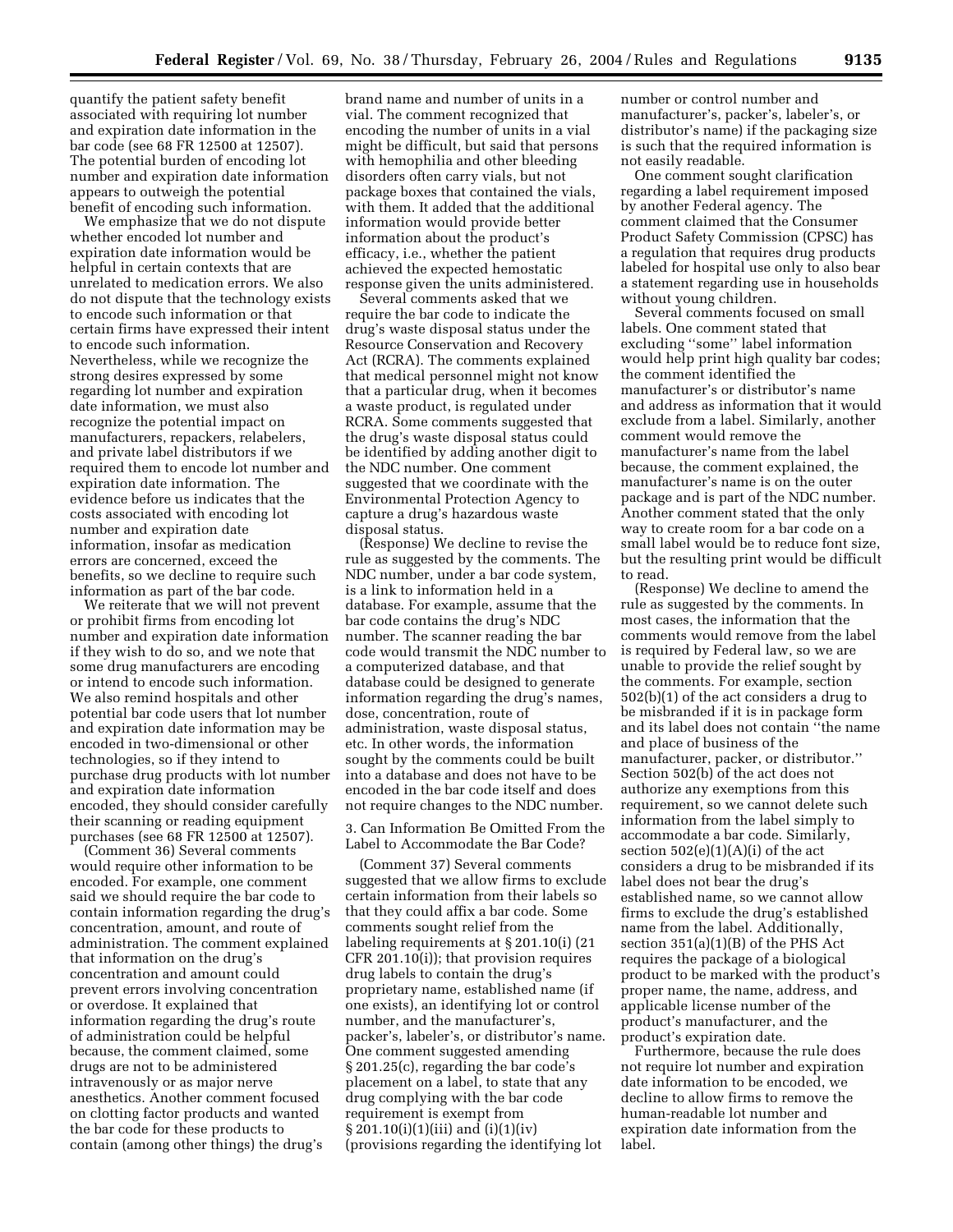quantify the patient safety benefit associated with requiring lot number and expiration date information in the bar code (see 68 FR 12500 at 12507). The potential burden of encoding lot number and expiration date information appears to outweigh the potential benefit of encoding such information.

We emphasize that we do not dispute whether encoded lot number and expiration date information would be helpful in certain contexts that are unrelated to medication errors. We also do not dispute that the technology exists to encode such information or that certain firms have expressed their intent to encode such information. Nevertheless, while we recognize the strong desires expressed by some regarding lot number and expiration date information, we must also recognize the potential impact on manufacturers, repackers, relabelers, and private label distributors if we required them to encode lot number and expiration date information. The evidence before us indicates that the costs associated with encoding lot number and expiration date information, insofar as medication errors are concerned, exceed the benefits, so we decline to require such information as part of the bar code.

We reiterate that we will not prevent or prohibit firms from encoding lot number and expiration date information if they wish to do so, and we note that some drug manufacturers are encoding or intend to encode such information. We also remind hospitals and other potential bar code users that lot number and expiration date information may be encoded in two-dimensional or other technologies, so if they intend to purchase drug products with lot number and expiration date information encoded, they should consider carefully their scanning or reading equipment purchases (see 68 FR 12500 at 12507).

(Comment 36) Several comments would require other information to be encoded. For example, one comment said we should require the bar code to contain information regarding the drug's concentration, amount, and route of administration. The comment explained that information on the drug's concentration and amount could prevent errors involving concentration or overdose. It explained that information regarding the drug's route of administration could be helpful because, the comment claimed, some drugs are not to be administered intravenously or as major nerve anesthetics. Another comment focused on clotting factor products and wanted the bar code for these products to contain (among other things) the drug's brand name and number of units in a vial. The comment recognized that encoding the number of units in a vial might be difficult, but said that persons with hemophilia and other bleeding disorders often carry vials, but not package boxes that contained the vials, with them. It added that the additional information would provide better information about the product's efficacy, i.e., whether the patient achieved the expected hemostatic response given the units administered.

Several comments asked that we require the bar code to indicate the drug's waste disposal status under the Resource Conservation and Recovery Act (RCRA). The comments explained that medical personnel might not know that a particular drug, when it becomes a waste product, is regulated under RCRA. Some comments suggested that the drug's waste disposal status could be identified by adding another digit to the NDC number. One comment suggested that we coordinate with the Environmental Protection Agency to capture a drug's hazardous waste disposal status.

(Response) We decline to revise the rule as suggested by the comments. The NDC number, under a bar code system, is a link to information held in a database. For example, assume that the bar code contains the drug's NDC number. The scanner reading the bar code would transmit the NDC number to a computerized database, and that database could be designed to generate information regarding the drug's names, dose, concentration, route of administration, waste disposal status, etc. In other words, the information sought by the comments could be built into a database and does not have to be encoded in the bar code itself and does not require changes to the NDC number.

3. Can Information Be Omitted From the Label to Accommodate the Bar Code?

(Comment 37) Several comments suggested that we allow firms to exclude certain information from their labels so that they could affix a bar code. Some comments sought relief from the labeling requirements at § 201.10(i) (21 CFR 201.10(i)); that provision requires drug labels to contain the drug's proprietary name, established name (if one exists), an identifying lot or control number, and the manufacturer's, packer's, labeler's, or distributor's name. One comment suggested amending § 201.25(c), regarding the bar code's placement on a label, to state that any drug complying with the bar code requirement is exempt from § 201.10(i)(1)(iii) and (i)(1)(iv) (provisions regarding the identifying lot number or control number and manufacturer's, packer's, labeler's, or distributor's name) if the packaging size is such that the required information is not easily readable.

One comment sought clarification regarding a label requirement imposed by another Federal agency. The comment claimed that the Consumer Product Safety Commission (CPSC) has a regulation that requires drug products labeled for hospital use only to also bear a statement regarding use in households without young children.

Several comments focused on small labels. One comment stated that excluding "some" label information would help print high quality bar codes; the comment identified the manufacturer's or distributor's name and address as information that it would exclude from a label. Similarly, another comment would remove the manufacturer's name from the label because, the comment explained, the manufacturer's name is on the outer package and is part of the NDC number. Another comment stated that the only way to create room for a bar code on a small label would be to reduce font size, but the resulting print would be difficult to read.

(Response) We decline to amend the rule as suggested by the comments. In most cases, the information that the comments would remove from the label is required by Federal law, so we are unable to provide the relief sought by the comments. For example, section 502(b)(1) of the act considers a drug to be misbranded if it is in package form and its label does not contain "the name and place of business of the manufacturer, packer, or distributor." Section 502(b) of the act does not authorize any exemptions from this requirement, so we cannot delete such information from the label simply to accommodate a bar code. Similarly, section 502(e)(1)(A)(i) of the act considers a drug to be misbranded if its label does not bear the drug's established name, so we cannot allow firms to exclude the drug's established name from the label. Additionally, section 351(a)(1)(B) of the PHS Act requires the package of a biological product to be marked with the product's proper name, the name, address, and applicable license number of the product's manufacturer, and the product's expiration date.

Furthermore, because the rule does not require lot number and expiration date information to be encoded, we decline to allow firms to remove the human-readable lot number and expiration date information from the label.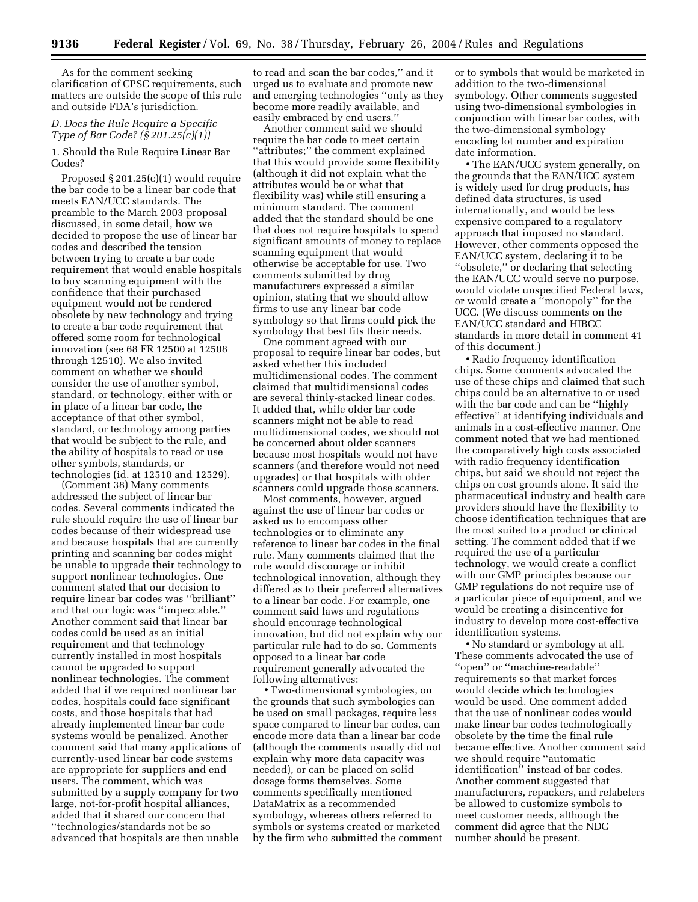As for the comment seeking clarification of CPSC requirements, such matters are outside the scope of this rule and outside FDA's jurisdiction.

### *D. Does the Rule Require a Specific Type of Bar Code? (§ 201.25(c)(1))*

1. Should the Rule Require Linear Bar Codes?

Proposed § 201.25(c)(1) would require the bar code to be a linear bar code that meets EAN/UCC standards. The preamble to the March 2003 proposal discussed, in some detail, how we decided to propose the use of linear bar codes and described the tension between trying to create a bar code requirement that would enable hospitals to buy scanning equipment with the confidence that their purchased equipment would not be rendered obsolete by new technology and trying to create a bar code requirement that offered some room for technological innovation (see 68 FR 12500 at 12508 through 12510). We also invited comment on whether we should consider the use of another symbol, standard, or technology, either with or in place of a linear bar code, the acceptance of that other symbol, standard, or technology among parties that would be subject to the rule, and the ability of hospitals to read or use other symbols, standards, or technologies (id. at 12510 and 12529).

(Comment 38) Many comments addressed the subject of linear bar codes. Several comments indicated the rule should require the use of linear bar codes because of their widespread use and because hospitals that are currently printing and scanning bar codes might be unable to upgrade their technology to support nonlinear technologies. One comment stated that our decision to require linear bar codes was ''brilliant'' and that our logic was ''impeccable.'' Another comment said that linear bar codes could be used as an initial requirement and that technology currently installed in most hospitals cannot be upgraded to support nonlinear technologies. The comment added that if we required nonlinear bar codes, hospitals could face significant costs, and those hospitals that had already implemented linear bar code systems would be penalized. Another comment said that many applications of currently-used linear bar code systems are appropriate for suppliers and end users. The comment, which was submitted by a supply company for two large, not-for-profit hospital alliances, added that it shared our concern that ''technologies/standards not be so advanced that hospitals are then unable to read and scan the bar codes,'' and it urged us to evaluate and promote new and emerging technologies ''only as they become more readily available, and easily embraced by end users.''

Another comment said we should require the bar code to meet certain ''attributes;'' the comment explained that this would provide some flexibility (although it did not explain what the attributes would be or what that flexibility was) while still ensuring a minimum standard. The comment added that the standard should be one that does not require hospitals to spend significant amounts of money to replace scanning equipment that would otherwise be acceptable for use. Two comments submitted by drug manufacturers expressed a similar opinion, stating that we should allow firms to use any linear bar code symbology so that firms could pick the symbology that best fits their needs.

One comment agreed with our proposal to require linear bar codes, but asked whether this included multidimensional codes. The comment claimed that multidimensional codes are several thinly-stacked linear codes. It added that, while older bar code scanners might not be able to read multidimensional codes, we should not be concerned about older scanners because most hospitals would not have scanners (and therefore would not need upgrades) or that hospitals with older scanners could upgrade those scanners.

Most comments, however, argued against the use of linear bar codes or asked us to encompass other technologies or to eliminate any reference to linear bar codes in the final rule. Many comments claimed that the rule would discourage or inhibit technological innovation, although they differed as to their preferred alternatives to a linear bar code. For example, one comment said laws and regulations should encourage technological innovation, but did not explain why our particular rule had to do so. Comments opposed to a linear bar code requirement generally advocated the following alternatives:

- Two-dimensional symbologies, on the grounds that such symbologies can be used on small packages, require less space compared to linear bar codes, can encode more data than a linear bar code (although the comments usually did not explain why more data capacity was needed), or can be placed on solid dosage forms themselves. Some comments specifically mentioned DataMatrix as a recommended symbology, whereas others referred to symbols or systems created or marketed by the firm who submitted the comment or to symbols that would be marketed in addition to the two-dimensional symbology. Other comments suggested using two-dimensional symbologies in conjunction with linear bar codes, with the two-dimensional symbology encoding lot number and expiration date information.
- The EAN/UCC system generally, on the grounds that the EAN/UCC system is widely used for drug products, has defined data structures, is used internationally, and would be less expensive compared to a regulatory approach that imposed no standard. However, other comments opposed the EAN/UCC system, declaring it to be ''obsolete,'' or declaring that selecting the EAN/UCC would serve no purpose, would violate unspecified Federal laws, or would create a ''monopoly'' for the UCC. (We discuss comments on the EAN/UCC standard and HIBCC standards in more detail in comment 41 of this document.)
- Radio frequency identification chips. Some comments advocated the use of these chips and claimed that such chips could be an alternative to or used with the bar code and can be ''highly effective'' at identifying individuals and animals in a cost-effective manner. One comment noted that we had mentioned the comparatively high costs associated with radio frequency identification chips, but said we should not reject the chips on cost grounds alone. It said the pharmaceutical industry and health care providers should have the flexibility to choose identification techniques that are the most suited to a product or clinical setting. The comment added that if we required the use of a particular technology, we would create a conflict with our GMP principles because our GMP regulations do not require use of a particular piece of equipment, and we would be creating a disincentive for industry to develop more cost-effective identification systems.
- No standard or symbology at all. These comments advocated the use of ''open'' or ''machine-readable'' requirements so that market forces would decide which technologies would be used. One comment added that the use of nonlinear codes would make linear bar codes technologically obsolete by the time the final rule became effective. Another comment said we should require ''automatic identification'' instead of bar codes. Another comment suggested that manufacturers, repackers, and relabelers be allowed to customize symbols to meet customer needs, although the comment did agree that the NDC number should be present.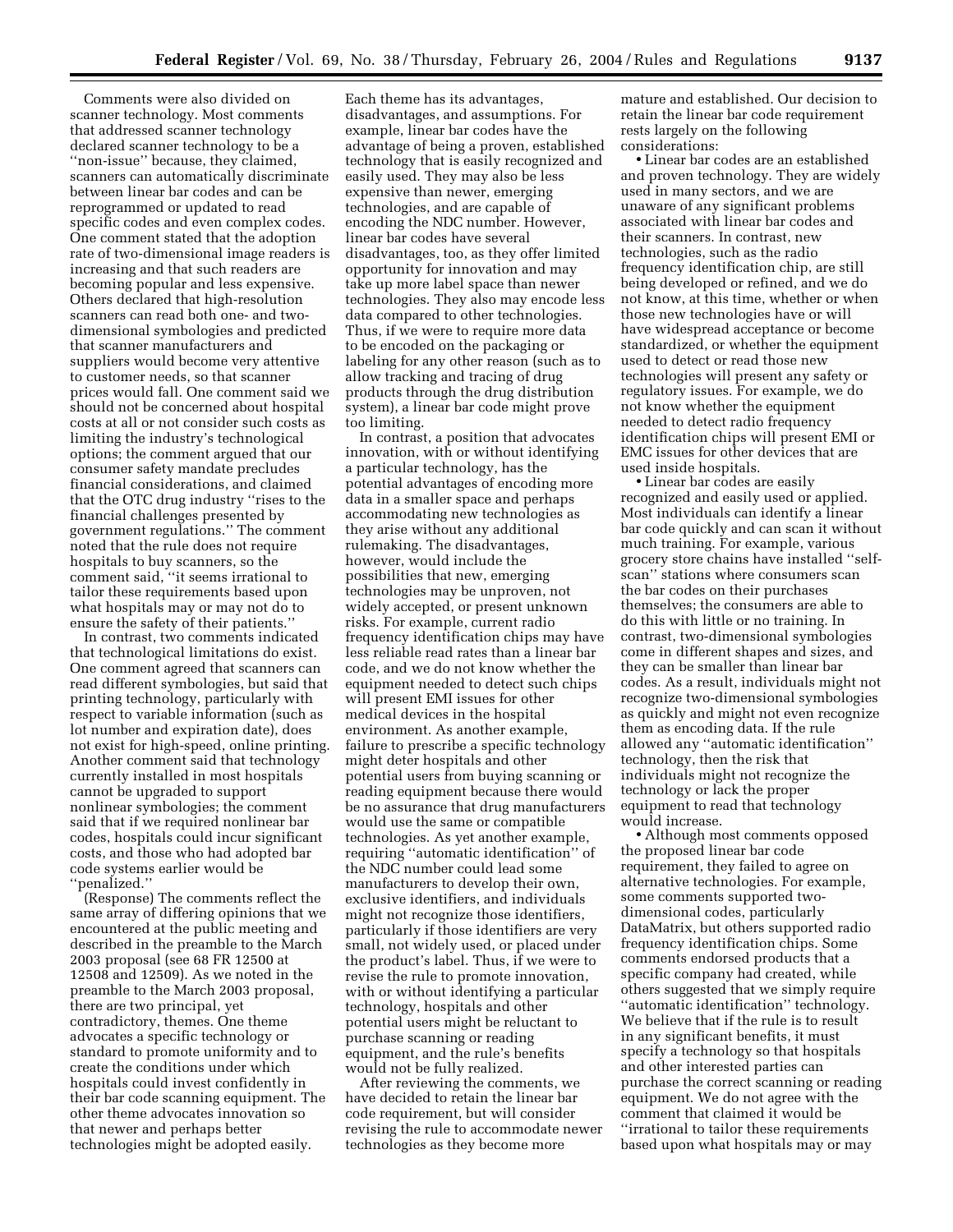Comments were also divided on scanner technology. Most comments that addressed scanner technology declared scanner technology to be a ''non-issue'' because, they claimed, scanners can automatically discriminate between linear bar codes and can be reprogrammed or updated to read specific codes and even complex codes. One comment stated that the adoption rate of two-dimensional image readers is increasing and that such readers are becoming popular and less expensive. Others declared that high-resolution scanners can read both one- and two-dimensional symbologies and predicted that scanner manufacturers and suppliers would become very attentive to customer needs, so that scanner prices would fall. One comment said we should not be concerned about hospital costs at all or not consider such costs as limiting the industry's technological options; the comment argued that our consumer safety mandate precludes financial considerations, and claimed that the OTC drug industry ''rises to the financial challenges presented by government regulations.'' The comment noted that the rule does not require hospitals to buy scanners, so the comment said, ''it seems irrational to tailor these requirements based upon what hospitals may or may not do to ensure the safety of their patients.''

In contrast, two comments indicated that technological limitations do exist. One comment agreed that scanners can read different symbologies, but said that printing technology, particularly with respect to variable information (such as lot number and expiration date), does not exist for high-speed, online printing. Another comment said that technology currently installed in most hospitals cannot be upgraded to support nonlinear symbologies; the comment said that if we required nonlinear bar codes, hospitals could incur significant costs, and those who had adopted bar code systems earlier would be ''penalized.''

(Response) The comments reflect the same array of differing opinions that we encountered at the public meeting and described in the preamble to the March 2003 proposal (see 68 FR 12500 at 12508 and 12509). As we noted in the preamble to the March 2003 proposal, there are two principal, yet contradictory, themes. One theme advocates a specific technology or standard to promote uniformity and to create the conditions under which hospitals could invest confidently in their bar code scanning equipment. The other theme advocates innovation so that newer and perhaps better technologies might be adopted easily. Each theme has its advantages, disadvantages, and assumptions. For example, linear bar codes have the advantage of being a proven, established technology that is easily recognized and easily used. They may also be less expensive than newer, emerging technologies, and are capable of encoding the NDC number. However, linear bar codes have several disadvantages, too, as they offer limited opportunity for innovation and may take up more label space than newer technologies. They also may encode less data compared to other technologies. Thus, if we were to require more data to be encoded on the packaging or labeling for any other reason (such as to allow tracking and tracing of drug products through the drug distribution system), a linear bar code might prove too limiting.

In contrast, a position that advocates innovation, with or without identifying a particular technology, has the potential advantages of encoding more data in a smaller space and perhaps accommodating new technologies as they arise without any additional rulemaking. The disadvantages, however, would include the possibilities that new, emerging technologies may be unproven, not widely accepted, or present unknown risks. For example, current radio frequency identification chips may have less reliable read rates than a linear bar code, and we do not know whether the equipment needed to detect such chips will present EMI issues for other medical devices in the hospital environment. As another example, failure to prescribe a specific technology might deter hospitals and other potential users from buying scanning or reading equipment because there would be no assurance that drug manufacturers would use the same or compatible technologies. As yet another example, requiring ''automatic identification'' of the NDC number could lead some manufacturers to develop their own, exclusive identifiers, and individuals might not recognize those identifiers, particularly if those identifiers are very small, not widely used, or placed under the product's label. Thus, if we were to revise the rule to promote innovation, with or without identifying a particular technology, hospitals and other potential users might be reluctant to purchase scanning or reading equipment, and the rule's benefits would not be fully realized.

After reviewing the comments, we have decided to retain the linear bar code requirement, but will consider revising the rule to accommodate newer technologies as they become more mature and established. Our decision to retain the linear bar code requirement rests largely on the following considerations:

- Linear bar codes are an established and proven technology. They are widely used in many sectors, and we are unaware of any significant problems associated with linear bar codes and their scanners. In contrast, new technologies, such as the radio frequency identification chip, are still being developed or refined, and we do not know, at this time, whether or when those new technologies have or will have widespread acceptance or become standardized, or whether the equipment used to detect or read those new technologies will present any safety or regulatory issues. For example, we do not know whether the equipment needed to detect radio frequency identification chips will present EMI or EMC issues for other devices that are used inside hospitals.
- Linear bar codes are easily recognized and easily used or applied. Most individuals can identify a linear bar code quickly and can scan it without much training. For example, various grocery store chains have installed ''self-scan'' stations where consumers scan the bar codes on their purchases themselves; the consumers are able to do this with little or no training. In contrast, two-dimensional symbologies come in different shapes and sizes, and they can be smaller than linear bar codes. As a result, individuals might not recognize two-dimensional symbologies as quickly and might not even recognize them as encoding data. If the rule allowed any ''automatic identification'' technology, then the risk that individuals might not recognize the technology or lack the proper equipment to read that technology would increase.
- Although most comments opposed the proposed linear bar code requirement, they failed to agree on alternative technologies. For example, some comments supported two-dimensional codes, particularly DataMatrix, but others supported radio frequency identification chips. Some comments endorsed products that a specific company had created, while others suggested that we simply require ''automatic identification'' technology. We believe that if the rule is to result in any significant benefits, it must specify a technology so that hospitals and other interested parties can purchase the correct scanning or reading equipment. We do not agree with the comment that claimed it would be ''irrational to tailor these requirements based upon what hospitals may or may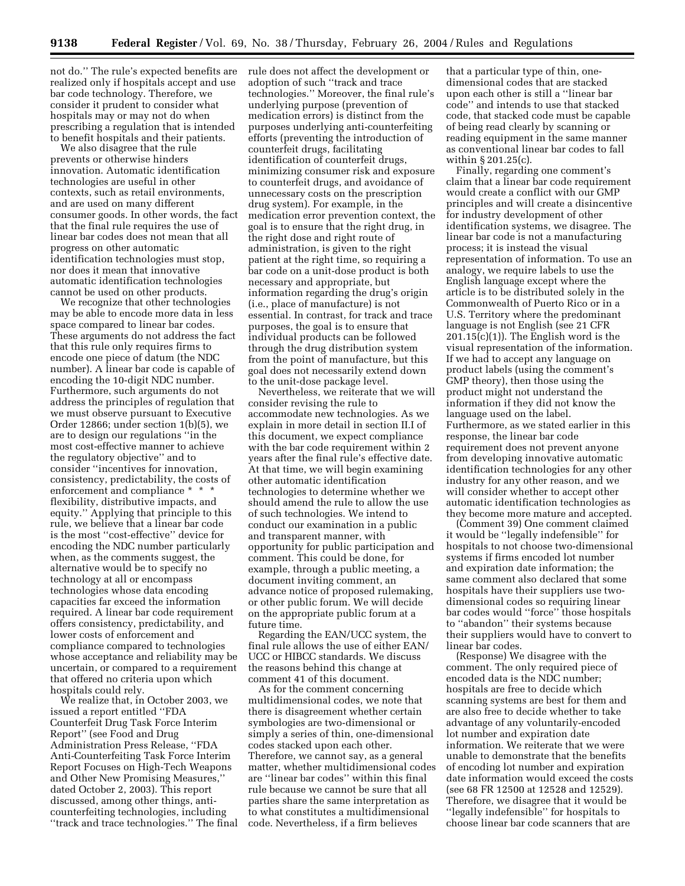not do.'' The rule's expected benefits are realized only if hospitals accept and use bar code technology. Therefore, we consider it prudent to consider what hospitals may or may not do when prescribing a regulation that is intended to benefit hospitals and their patients.

We also disagree that the rule prevents or otherwise hinders innovation. Automatic identification technologies are useful in other contexts, such as retail environments, and are used on many different consumer goods. In other words, the fact that the final rule requires the use of linear bar codes does not mean that all progress on other automatic identification technologies must stop, nor does it mean that innovative automatic identification technologies cannot be used on other products.

We recognize that other technologies may be able to encode more data in less space compared to linear bar codes. These arguments do not address the fact that this rule only requires firms to encode one piece of datum (the NDC number). A linear bar code is capable of encoding the 10-digit NDC number. Furthermore, such arguments do not address the principles of regulation that we must observe pursuant to Executive Order 12866; under section 1(b)(5), we are to design our regulations ''in the most cost-effective manner to achieve the regulatory objective'' and to consider ''incentives for innovation, consistency, predictability, the costs of enforcement and compliance * * * flexibility, distributive impacts, and equity.'' Applying that principle to this rule, we believe that a linear bar code is the most ''cost-effective'' device for encoding the NDC number particularly when, as the comments suggest, the alternative would be to specify no technology at all or encompass technologies whose data encoding capacities far exceed the information required. A linear bar code requirement offers consistency, predictability, and lower costs of enforcement and compliance compared to technologies whose acceptance and reliability may be uncertain, or compared to a requirement that offered no criteria upon which hospitals could rely.

We realize that, in October 2003, we issued a report entitled ''FDA Counterfeit Drug Task Force Interim Report'' (see Food and Drug Administration Press Release, ''FDA Anti-Counterfeiting Task Force Interim Report Focuses on High-Tech Weapons and Other New Promising Measures,'' dated October 2, 2003). This report discussed, among other things, anti-counterfeiting technologies, including ''track and trace technologies.'' The final rule does not affect the development or adoption of such ''track and trace technologies.'' Moreover, the final rule's underlying purpose (prevention of medication errors) is distinct from the purposes underlying anti-counterfeiting efforts (preventing the introduction of counterfeit drugs, facilitating identification of counterfeit drugs, minimizing consumer risk and exposure to counterfeit drugs, and avoidance of unnecessary costs on the prescription drug system). For example, in the medication error prevention context, the goal is to ensure that the right drug, in the right dose and right route of administration, is given to the right patient at the right time, so requiring a bar code on a unit-dose product is both necessary and appropriate, but information regarding the drug's origin (i.e., place of manufacture) is not essential. In contrast, for track and trace purposes, the goal is to ensure that individual products can be followed through the drug distribution system from the point of manufacture, but this goal does not necessarily extend down to the unit-dose package level.

Nevertheless, we reiterate that we will consider revising the rule to accommodate new technologies. As we explain in more detail in section II.I of this document, we expect compliance with the bar code requirement within 2 years after the final rule's effective date. At that time, we will begin examining other automatic identification technologies to determine whether we should amend the rule to allow the use of such technologies. We intend to conduct our examination in a public and transparent manner, with opportunity for public participation and comment. This could be done, for example, through a public meeting, a document inviting comment, an advance notice of proposed rulemaking, or other public forum. We will decide on the appropriate public forum at a future time.

Regarding the EAN/UCC system, the final rule allows the use of either EAN/UCC or HIBCC standards. We discuss the reasons behind this change at comment 41 of this document.

As for the comment concerning multidimensional codes, we note that there is disagreement whether certain symbologies are two-dimensional or simply a series of thin, one-dimensional codes stacked upon each other. Therefore, we cannot say, as a general matter, whether multidimensional codes are ''linear bar codes'' within this final rule because we cannot be sure that all parties share the same interpretation as to what constitutes a multidimensional code. Nevertheless, if a firm believes that a particular type of thin, one-dimensional codes that are stacked upon each other is still a ''linear bar code'' and intends to use that stacked code, that stacked code must be capable of being read clearly by scanning or reading equipment in the same manner as conventional linear bar codes to fall within § 201.25(c).

Finally, regarding one comment's claim that a linear bar code requirement would create a conflict with our GMP principles and will create a disincentive for industry development of other identification systems, we disagree. The linear bar code is not a manufacturing process; it is instead the visual representation of information. To use an analogy, we require labels to use the English language except where the article is to be distributed solely in the Commonwealth of Puerto Rico or in a U.S. Territory where the predominant language is not English (see 21 CFR 201.15(c)(1)). The English word is the visual representation of the information. If we had to accept any language on product labels (using the comment's GMP theory), then those using the product might not understand the information if they did not know the language used on the label. Furthermore, as we stated earlier in this response, the linear bar code requirement does not prevent anyone from developing innovative automatic identification technologies for any other industry for any other reason, and we will consider whether to accept other automatic identification technologies as they become more mature and accepted.

(Comment 39) One comment claimed it would be ''legally indefensible'' for hospitals to not choose two-dimensional systems if firms encoded lot number and expiration date information; the same comment also declared that some hospitals have their suppliers use two-dimensional codes so requiring linear bar codes would ''force'' those hospitals to ''abandon'' their systems because their suppliers would have to convert to linear bar codes.

(Response) We disagree with the comment. The only required piece of encoded data is the NDC number; hospitals are free to decide which scanning systems are best for them and are also free to decide whether to take advantage of any voluntarily-encoded lot number and expiration date information. We reiterate that we were unable to demonstrate that the benefits of encoding lot number and expiration date information would exceed the costs (see 68 FR 12500 at 12528 and 12529). Therefore, we disagree that it would be ''legally indefensible'' for hospitals to choose linear bar code scanners that are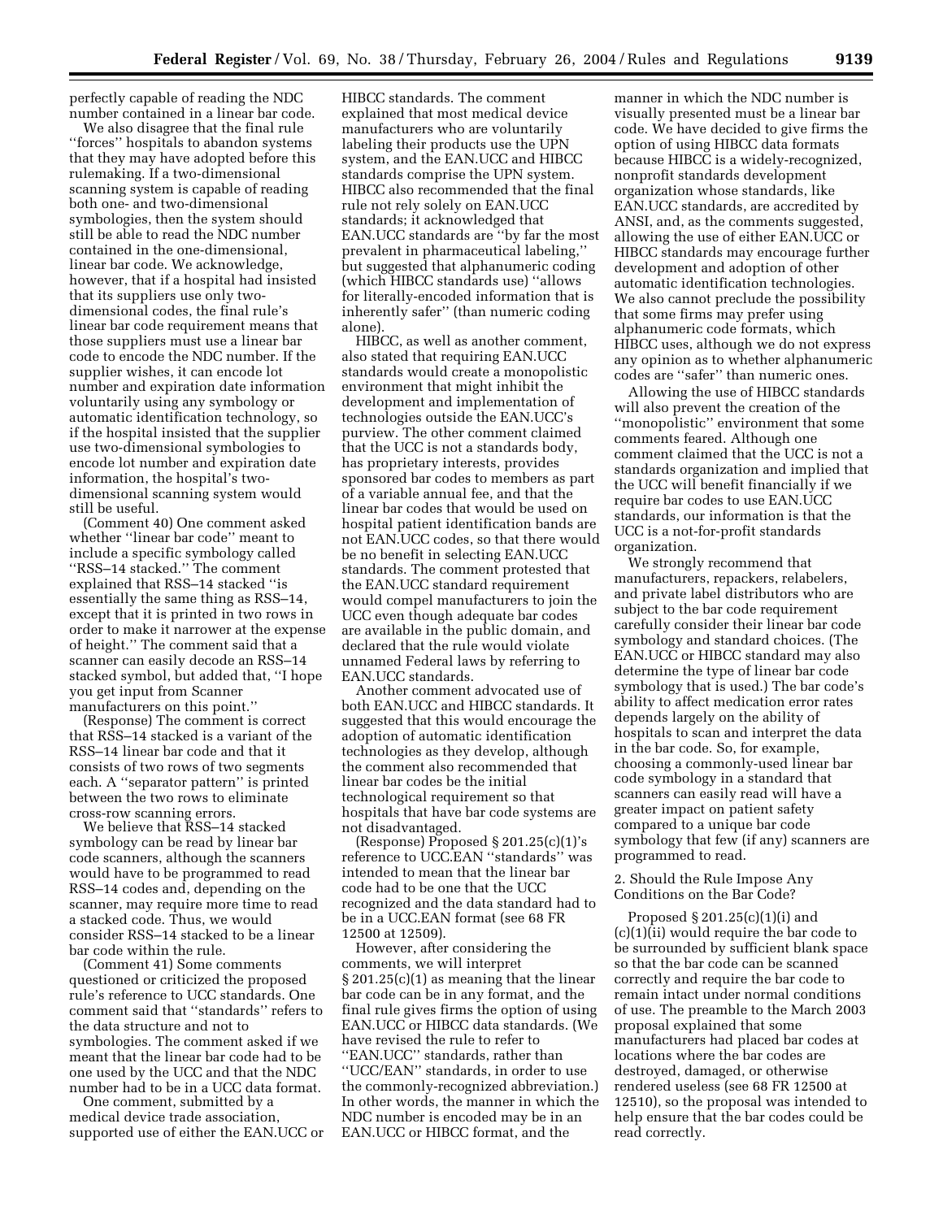perfectly capable of reading the NDC number contained in a linear bar code.

We also disagree that the final rule ''forces'' hospitals to abandon systems that they may have adopted before this rulemaking. If a two-dimensional scanning system is capable of reading both one- and two-dimensional symbologies, then the system should still be able to read the NDC number contained in the one-dimensional, linear bar code. We acknowledge, however, that if a hospital had insisted that its suppliers use only two-dimensional codes, the final rule's linear bar code requirement means that those suppliers must use a linear bar code to encode the NDC number. If the supplier wishes, it can encode lot number and expiration date information voluntarily using any symbology or automatic identification technology, so if the hospital insisted that the supplier use two-dimensional symbologies to encode lot number and expiration date information, the hospital's two-dimensional scanning system would still be useful.

(Comment 40) One comment asked whether ''linear bar code'' meant to include a specific symbology called ''RSS–14 stacked.'' The comment explained that RSS–14 stacked ''is essentially the same thing as RSS–14, except that it is printed in two rows in order to make it narrower at the expense of height.'' The comment said that a scanner can easily decode an RSS–14 stacked symbol, but added that, ''I hope you get input from Scanner manufacturers on this point.''

(Response) The comment is correct that RSS–14 stacked is a variant of the RSS–14 linear bar code and that it consists of two rows of two segments each. A ''separator pattern'' is printed between the two rows to eliminate cross-row scanning errors.

We believe that RSS–14 stacked symbology can be read by linear bar code scanners, although the scanners would have to be programmed to read RSS–14 codes and, depending on the scanner, may require more time to read a stacked code. Thus, we would consider RSS–14 stacked to be a linear bar code within the rule.

(Comment 41) Some comments questioned or criticized the proposed rule's reference to UCC standards. One comment said that ''standards'' refers to the data structure and not to symbologies. The comment asked if we meant that the linear bar code had to be one used by the UCC and that the NDC number had to be in a UCC data format.

One comment, submitted by a medical device trade association, supported use of either the EAN.UCC or HIBCC standards. The comment explained that most medical device manufacturers who are voluntarily labeling their products use the UPN system, and the EAN.UCC and HIBCC standards comprise the UPN system. HIBCC also recommended that the final rule not rely solely on EAN.UCC standards; it acknowledged that EAN.UCC standards are ''by far the most prevalent in pharmaceutical labeling,'' but suggested that alphanumeric coding (which HIBCC standards use) ''allows for literally-encoded information that is inherently safer'' (than numeric coding alone).

HIBCC, as well as another comment, also stated that requiring EAN.UCC standards would create a monopolistic environment that might inhibit the development and implementation of technologies outside the EAN.UCC's purview. The other comment claimed that the UCC is not a standards body, has proprietary interests, provides sponsored bar codes to members as part of a variable annual fee, and that the linear bar codes that would be used on hospital patient identification bands are not EAN.UCC codes, so that there would be no benefit in selecting EAN.UCC standards. The comment protested that the EAN.UCC standard requirement would compel manufacturers to join the UCC even though adequate bar codes are available in the public domain, and declared that the rule would violate unnamed Federal laws by referring to EAN.UCC standards.

Another comment advocated use of both EAN.UCC and HIBCC standards. It suggested that this would encourage the adoption of automatic identification technologies as they develop, although the comment also recommended that linear bar codes be the initial technological requirement so that hospitals that have bar code systems are not disadvantaged.

(Response) Proposed § 201.25(c)(1)'s reference to UCC.EAN ''standards'' was intended to mean that the linear bar code had to be one that the UCC recognized and the data standard had to be in a UCC.EAN format (see 68 FR 12500 at 12509).

However, after considering the comments, we will interpret § 201.25(c)(1) as meaning that the linear bar code can be in any format, and the final rule gives firms the option of using EAN.UCC or HIBCC data standards. (We have revised the rule to refer to ''EAN.UCC'' standards, rather than ''UCC/EAN'' standards, in order to use the commonly-recognized abbreviation.) In other words, the manner in which the NDC number is encoded may be in an EAN.UCC or HIBCC format, and the manner in which the NDC number is visually presented must be a linear bar code. We have decided to give firms the option of using HIBCC data formats because HIBCC is a widely-recognized, nonprofit standards development organization whose standards, like EAN.UCC standards, are accredited by ANSI, and, as the comments suggested, allowing the use of either EAN.UCC or HIBCC standards may encourage further development and adoption of other automatic identification technologies. We also cannot preclude the possibility that some firms may prefer using alphanumeric code formats, which HIBCC uses, although we do not express any opinion as to whether alphanumeric codes are ''safer'' than numeric ones.

Allowing the use of HIBCC standards will also prevent the creation of the ''monopolistic'' environment that some comments feared. Although one comment claimed that the UCC is not a standards organization and implied that the UCC will benefit financially if we require bar codes to use EAN.UCC standards, our information is that the UCC is a not-for-profit standards organization.

We strongly recommend that manufacturers, repackers, relabelers, and private label distributors who are subject to the bar code requirement carefully consider their linear bar code symbology and standard choices. (The EAN.UCC or HIBCC standard may also determine the type of linear bar code symbology that is used.) The bar code's ability to affect medication error rates depends largely on the ability of hospitals to scan and interpret the data in the bar code. So, for example, choosing a commonly-used linear bar code symbology in a standard that scanners can easily read will have a greater impact on patient safety compared to a unique bar code symbology that few (if any) scanners are programmed to read.

2. Should the Rule Impose Any Conditions on the Bar Code?

Proposed § 201.25(c)(1)(i) and (c)(1)(ii) would require the bar code to be surrounded by sufficient blank space so that the bar code can be scanned correctly and require the bar code to remain intact under normal conditions of use. The preamble to the March 2003 proposal explained that some manufacturers had placed bar codes at locations where the bar codes are destroyed, damaged, or otherwise rendered useless (see 68 FR 12500 at 12510), so the proposal was intended to help ensure that the bar codes could be read correctly.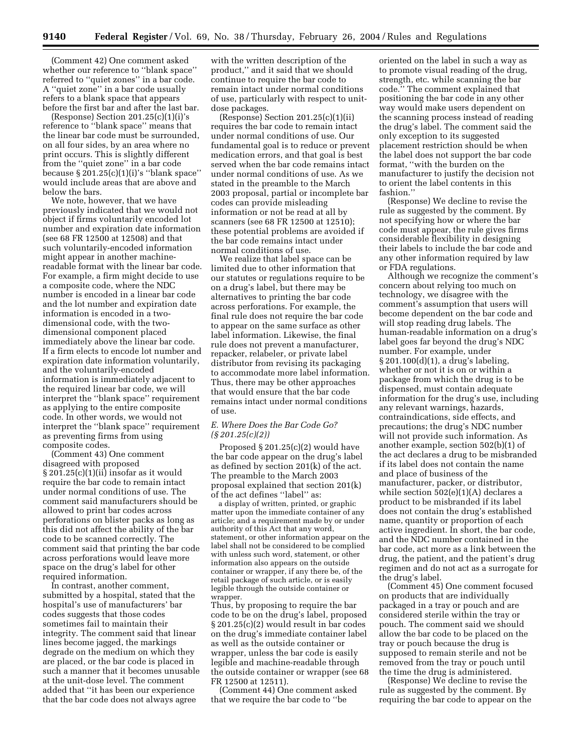(Comment 42) One comment asked whether our reference to ''blank space'' referred to ''quiet zones'' in a bar code. A ''quiet zone'' in a bar code usually refers to a blank space that appears before the first bar and after the last bar.

(Response) Section 201.25(c)(1)(i)'s reference to ''blank space'' means that the linear bar code must be surrounded, on all four sides, by an area where no print occurs. This is slightly different from the ''quiet zone'' in a bar code because § 201.25(c)(1)(i)'s ''blank space'' would include areas that are above and below the bars.

We note, however, that we have previously indicated that we would not object if firms voluntarily encoded lot number and expiration date information (see 68 FR 12500 at 12508) and that such voluntarily-encoded information might appear in another machine-readable format with the linear bar code. For example, a firm might decide to use a composite code, where the NDC number is encoded in a linear bar code and the lot number and expiration date information is encoded in a two-dimensional code, with the two-dimensional component placed immediately above the linear bar code. If a firm elects to encode lot number and expiration date information voluntarily, and the voluntarily-encoded information is immediately adjacent to the required linear bar code, we will interpret the ''blank space'' requirement as applying to the entire composite code. In other words, we would not interpret the ''blank space'' requirement as preventing firms from using composite codes.

(Comment 43) One comment disagreed with proposed § 201.25(c)(1)(ii) insofar as it would require the bar code to remain intact under normal conditions of use. The comment said manufacturers should be allowed to print bar codes across perforations on blister packs as long as this did not affect the ability of the bar code to be scanned correctly. The comment said that printing the bar code across perforations would leave more space on the drug's label for other required information.

In contrast, another comment, submitted by a hospital, stated that the hospital's use of manufacturers' bar codes suggests that those codes sometimes fail to maintain their integrity. The comment said that linear lines become jagged, the markings degrade on the medium on which they are placed, or the bar code is placed in such a manner that it becomes unusable at the unit-dose level. The comment added that ''it has been our experience that the bar code does not always agree with the written description of the product,'' and it said that we should continue to require the bar code to remain intact under normal conditions of use, particularly with respect to unit-dose packages.

(Response) Section 201.25(c)(1)(ii) requires the bar code to remain intact under normal conditions of use. Our fundamental goal is to reduce or prevent medication errors, and that goal is best served when the bar code remains intact under normal conditions of use. As we stated in the preamble to the March 2003 proposal, partial or incomplete bar codes can provide misleading information or not be read at all by scanners (see 68 FR 12500 at 12510); these potential problems are avoided if the bar code remains intact under normal conditions of use.

We realize that label space can be limited due to other information that our statutes or regulations require to be on a drug's label, but there may be alternatives to printing the bar code across perforations. For example, the final rule does not require the bar code to appear on the same surface as other label information. Likewise, the final rule does not prevent a manufacturer, repacker, relabeler, or private label distributor from revising its packaging to accommodate more label information. Thus, there may be other approaches that would ensure that the bar code remains intact under normal conditions of use.

### *E. Where Does the Bar Code Go? (§ 201.25(c)(2))*

Proposed § 201.25(c)(2) would have the bar code appear on the drug's label as defined by section 201(k) of the act. The preamble to the March 2003 proposal explained that section 201(k) of the act defines ''label'' as:

a display of written, printed, or graphic matter upon the immediate container of any article; and a requirement made by or under authority of this Act that any word, statement, or other information appear on the label shall not be considered to be complied with unless such word, statement, or other information also appears on the outside container or wrapper, if any there be, of the retail package of such article, or is easily legible through the outside container or wrapper.

Thus, by proposing to require the bar code to be on the drug's label, proposed § 201.25(c)(2) would result in bar codes on the drug's immediate container label as well as the outside container or wrapper, unless the bar code is easily legible and machine-readable through the outside container or wrapper (see 68 FR 12500 at 12511).

(Comment 44) One comment asked that we require the bar code to ''be oriented on the label in such a way as to promote visual reading of the drug, strength, etc. while scanning the bar code.'' The comment explained that positioning the bar code in any other way would make users dependent on the scanning process instead of reading the drug's label. The comment said the only exception to its suggested placement restriction should be when the label does not support the bar code format, ''with the burden on the manufacturer to justify the decision not to orient the label contents in this fashion.''

(Response) We decline to revise the rule as suggested by the comment. By not specifying how or where the bar code must appear, the rule gives firms considerable flexibility in designing their labels to include the bar code and any other information required by law or FDA regulations.

Although we recognize the comment's concern about relying too much on technology, we disagree with the comment's assumption that users will become dependent on the bar code and will stop reading drug labels. The human-readable information on a drug's label goes far beyond the drug's NDC number. For example, under § 201.100(d)(1), a drug's labeling, whether or not it is on or within a package from which the drug is to be dispensed, must contain adequate information for the drug's use, including any relevant warnings, hazards, contraindications, side effects, and precautions; the drug's NDC number will not provide such information. As another example, section 502(b)(1) of the act declares a drug to be misbranded if its label does not contain the name and place of business of the manufacturer, packer, or distributor, while section 502(e)(1)(A) declares a product to be misbranded if its label does not contain the drug's established name, quantity or proportion of each active ingredient. In short, the bar code, and the NDC number contained in the bar code, act more as a link between the drug, the patient, and the patient's drug regimen and do not act as a surrogate for the drug's label.

(Comment 45) One comment focused on products that are individually packaged in a tray or pouch and are considered sterile within the tray or pouch. The comment said we should allow the bar code to be placed on the tray or pouch because the drug is supposed to remain sterile and not be removed from the tray or pouch until the time the drug is administered.

(Response) We decline to revise the rule as suggested by the comment. By requiring the bar code to appear on the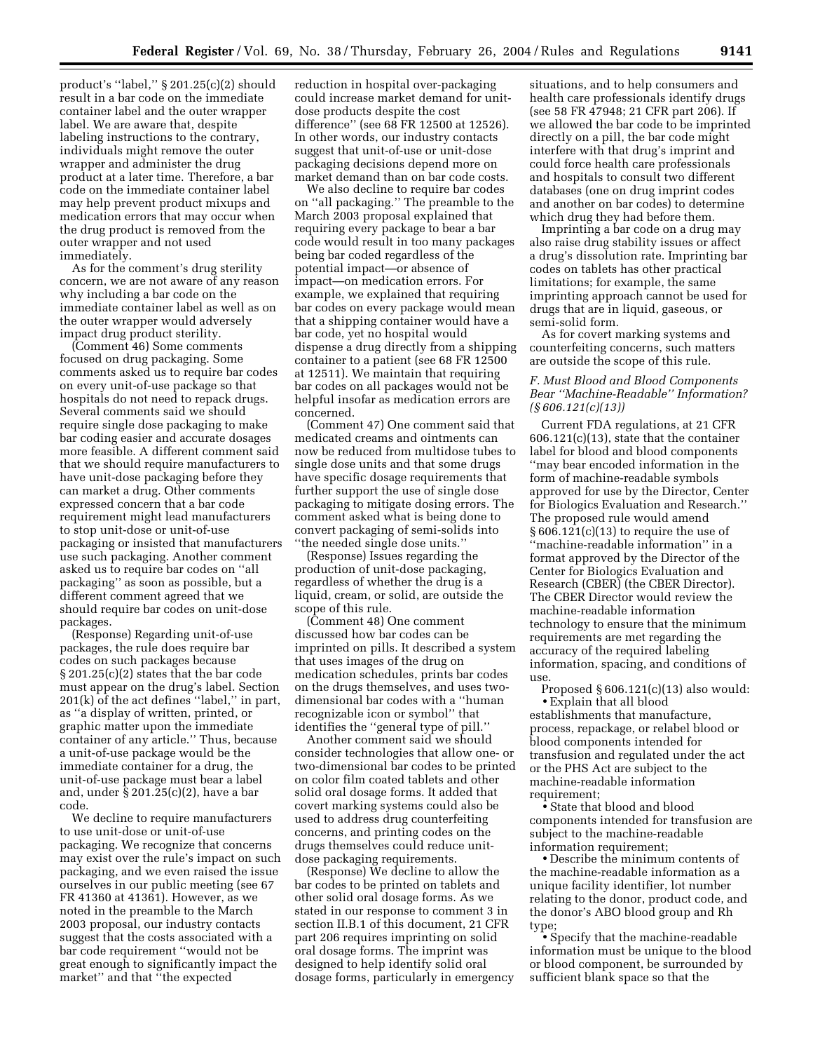product's ''label,'' § 201.25(c)(2) should result in a bar code on the immediate container label and the outer wrapper label. We are aware that, despite labeling instructions to the contrary, individuals might remove the outer wrapper and administer the drug product at a later time. Therefore, a bar code on the immediate container label may help prevent product mixups and medication errors that may occur when the drug product is removed from the outer wrapper and not used immediately.

As for the comment's drug sterility concern, we are not aware of any reason why including a bar code on the immediate container label as well as on the outer wrapper would adversely impact drug product sterility.

(Comment 46) Some comments focused on drug packaging. Some comments asked us to require bar codes on every unit-of-use package so that hospitals do not need to repack drugs. Several comments said we should require single dose packaging to make bar coding easier and accurate dosages more feasible. A different comment said that we should require manufacturers to have unit-dose packaging before they can market a drug. Other comments expressed concern that a bar code requirement might lead manufacturers to stop unit-dose or unit-of-use packaging or insisted that manufacturers use such packaging. Another comment asked us to require bar codes on ''all packaging'' as soon as possible, but a different comment agreed that we should require bar codes on unit-dose packages.

(Response) Regarding unit-of-use packages, the rule does require bar codes on such packages because § 201.25(c)(2) states that the bar code must appear on the drug's label. Section 201(k) of the act defines ''label,'' in part, as ''a display of written, printed, or graphic matter upon the immediate container of any article.'' Thus, because a unit-of-use package would be the immediate container for a drug, the unit-of-use package must bear a label and, under § 201.25(c)(2), have a bar code.

We decline to require manufacturers to use unit-dose or unit-of-use packaging. We recognize that concerns may exist over the rule's impact on such packaging, and we even raised the issue ourselves in our public meeting (see 67 FR 41360 at 41361). However, as we noted in the preamble to the March 2003 proposal, our industry contacts suggest that the costs associated with a bar code requirement ''would not be great enough to significantly impact the market'' and that ''the expected reduction in hospital over-packaging could increase market demand for unit-dose products despite the cost difference'' (see 68 FR 12500 at 12526). In other words, our industry contacts suggest that unit-of-use or unit-dose packaging decisions depend more on market demand than on bar code costs.

We also decline to require bar codes on ''all packaging.'' The preamble to the March 2003 proposal explained that requiring every package to bear a bar code would result in too many packages being bar coded regardless of the potential impact—or absence of impact—on medication errors. For example, we explained that requiring bar codes on every package would mean that a shipping container would have a bar code, yet no hospital would dispense a drug directly from a shipping container to a patient (see 68 FR 12500 at 12511). We maintain that requiring bar codes on all packages would not be helpful insofar as medication errors are concerned.

(Comment 47) One comment said that medicated creams and ointments can now be reduced from multidose tubes to single dose units and that some drugs have specific dosage requirements that further support the use of single dose packaging to mitigate dosing errors. The comment asked what is being done to convert packaging of semi-solids into ''the needed single dose units.''

(Response) Issues regarding the production of unit-dose packaging, regardless of whether the drug is a liquid, cream, or solid, are outside the scope of this rule.

(Comment 48) One comment discussed how bar codes can be imprinted on pills. It described a system that uses images of the drug on medication schedules, prints bar codes on the drugs themselves, and uses two-dimensional bar codes with a ''human recognizable icon or symbol'' that identifies the ''general type of pill.''

Another comment said we should consider technologies that allow one- or two-dimensional bar codes to be printed on color film coated tablets and other solid oral dosage forms. It added that covert marking systems could also be used to address drug counterfeiting concerns, and printing codes on the drugs themselves could reduce unit-dose packaging requirements.

(Response) We decline to allow the bar codes to be printed on tablets and other solid oral dosage forms. As we stated in our response to comment 3 in section II.B.1 of this document, 21 CFR part 206 requires imprinting on solid oral dosage forms. The imprint was designed to help identify solid oral dosage forms, particularly in emergency situations, and to help consumers and health care professionals identify drugs (see 58 FR 47948; 21 CFR part 206). If we allowed the bar code to be imprinted directly on a pill, the bar code might interfere with that drug's imprint and could force health care professionals and hospitals to consult two different databases (one on drug imprint codes and another on bar codes) to determine which drug they had before them.

Imprinting a bar code on a drug may also raise drug stability issues or affect a drug's dissolution rate. Imprinting bar codes on tablets has other practical limitations; for example, the same imprinting approach cannot be used for drugs that are in liquid, gaseous, or semi-solid form.

As for covert marking systems and counterfeiting concerns, such matters are outside the scope of this rule.

### *F. Must Blood and Blood Components Bear ''Machine-Readable'' Information? (§ 606.121(c)(13))*

Current FDA regulations, at 21 CFR 606.121(c)(13), state that the container label for blood and blood components ''may bear encoded information in the form of machine-readable symbols approved for use by the Director, Center for Biologics Evaluation and Research.'' The proposed rule would amend § 606.121(c)(13) to require the use of ''machine-readable information'' in a format approved by the Director of the Center for Biologics Evaluation and Research (CBER) (the CBER Director). The CBER Director would review the machine-readable information technology to ensure that the minimum requirements are met regarding the accuracy of the required labeling information, spacing, and conditions of use.

Proposed § 606.121(c)(13) also would:

- Explain that all blood establishments that manufacture, process, repackage, or relabel blood or blood components intended for transfusion and regulated under the act or the PHS Act are subject to the machine-readable information requirement;
- State that blood and blood components intended for transfusion are subject to the machine-readable information requirement;
- Describe the minimum contents of the machine-readable information as a unique facility identifier, lot number relating to the donor, product code, and the donor's ABO blood group and Rh type;
- Specify that the machine-readable information must be unique to the blood or blood component, be surrounded by sufficient blank space so that the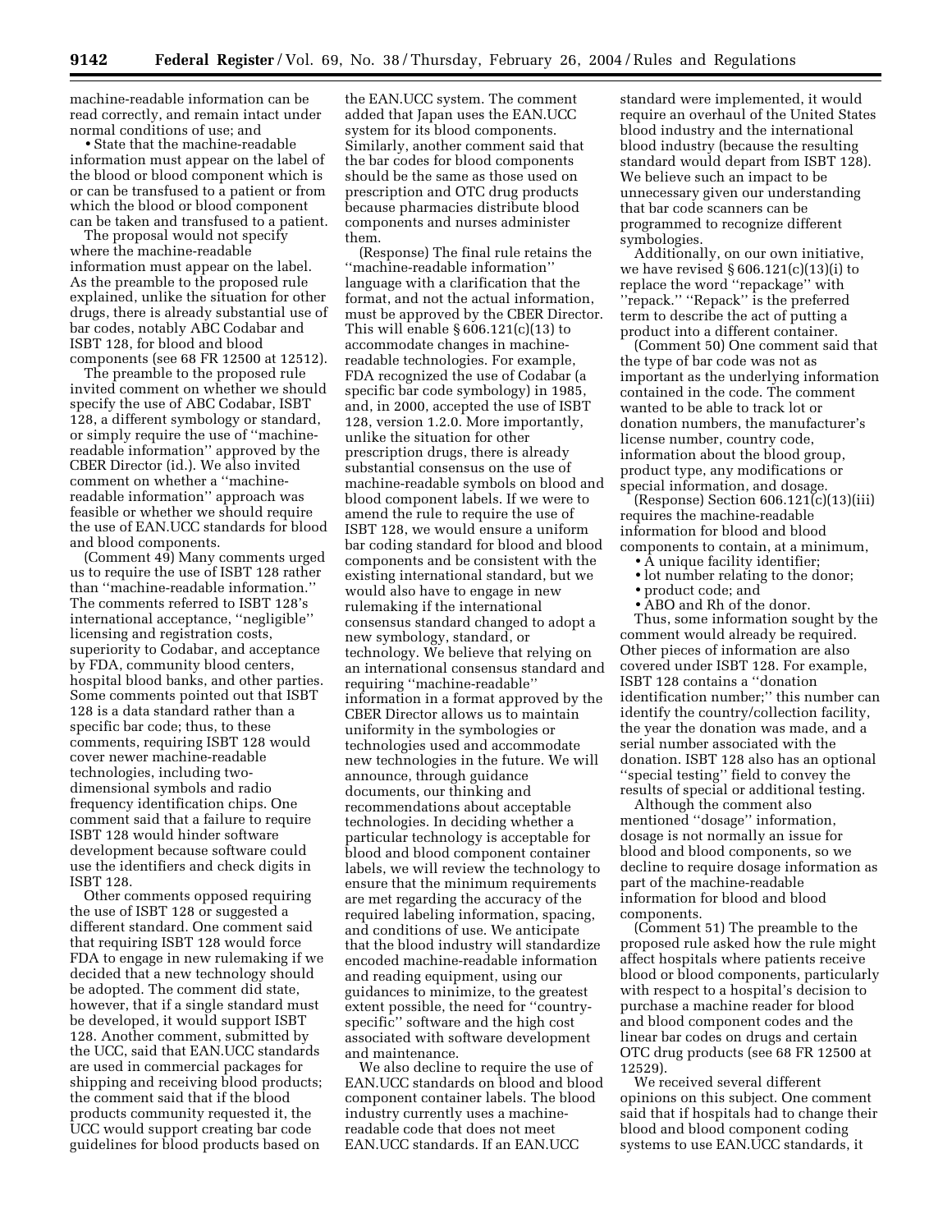machine-readable information can be read correctly, and remain intact under normal conditions of use; and

• State that the machine-readable information must appear on the label of the blood or blood component which is or can be transfused to a patient or from which the blood or blood component can be taken and transfused to a patient.

The proposal would not specify where the machine-readable information must appear on the label. As the preamble to the proposed rule explained, unlike the situation for other drugs, there is already substantial use of bar codes, notably ABC Codabar and ISBT 128, for blood and blood components (see 68 FR 12500 at 12512).

The preamble to the proposed rule invited comment on whether we should specify the use of ABC Codabar, ISBT 128, a different symbology or standard, or simply require the use of ''machine-readable information'' approved by the CBER Director (id.). We also invited comment on whether a ''machine-readable information'' approach was feasible or whether we should require the use of EAN.UCC standards for blood and blood components.

(Comment 49) Many comments urged us to require the use of ISBT 128 rather than ''machine-readable information.'' The comments referred to ISBT 128's international acceptance, ''negligible'' licensing and registration costs, superiority to Codabar, and acceptance by FDA, community blood centers, hospital blood banks, and other parties. Some comments pointed out that ISBT 128 is a data standard rather than a specific bar code; thus, to these comments, requiring ISBT 128 would cover newer machine-readable technologies, including two-dimensional symbols and radio frequency identification chips. One comment said that a failure to require ISBT 128 would hinder software development because software could use the identifiers and check digits in ISBT 128.

Other comments opposed requiring the use of ISBT 128 or suggested a different standard. One comment said that requiring ISBT 128 would force FDA to engage in new rulemaking if we decided that a new technology should be adopted. The comment did state, however, that if a single standard must be developed, it would support ISBT 128. Another comment, submitted by the UCC, said that EAN.UCC standards are used in commercial packages for shipping and receiving blood products; the comment said that if the blood products community requested it, the UCC would support creating bar code guidelines for blood products based on the EAN.UCC system. The comment added that Japan uses the EAN.UCC system for its blood components. Similarly, another comment said that the bar codes for blood components should be the same as those used on prescription and OTC drug products because pharmacies distribute blood components and nurses administer them.

(Response) The final rule retains the ''machine-readable information'' language with a clarification that the format, and not the actual information, must be approved by the CBER Director. This will enable § 606.121(c)(13) to accommodate changes in machine-readable technologies. For example, FDA recognized the use of Codabar (a specific bar code symbology) in 1985, and, in 2000, accepted the use of ISBT 128, version 1.2.0. More importantly, unlike the situation for other prescription drugs, there is already substantial consensus on the use of machine-readable symbols on blood and blood component labels. If we were to amend the rule to require the use of ISBT 128, we would ensure a uniform bar coding standard for blood and blood components and be consistent with the existing international standard, but we would also have to engage in new rulemaking if the international consensus standard changed to adopt a new symbology, standard, or technology. We believe that relying on an international consensus standard and requiring ''machine-readable'' information in a format approved by the CBER Director allows us to maintain uniformity in the symbologies or technologies used and accommodate new technologies in the future. We will announce, through guidance documents, our thinking and recommendations about acceptable technologies. In deciding whether a particular technology is acceptable for blood and blood component container labels, we will review the technology to ensure that the minimum requirements are met regarding the accuracy of the required labeling information, spacing, and conditions of use. We anticipate that the blood industry will standardize encoded machine-readable information and reading equipment, using our guidances to minimize, to the greatest extent possible, the need for ''country-specific'' software and the high cost associated with software development and maintenance.

We also decline to require the use of EAN.UCC standards on blood and blood component container labels. The blood industry currently uses a machine-readable code that does not meet EAN.UCC standards. If an EAN.UCC standard were implemented, it would require an overhaul of the United States blood industry and the international blood industry (because the resulting standard would depart from ISBT 128). We believe such an impact to be unnecessary given our understanding that bar code scanners can be programmed to recognize different symbologies.

Additionally, on our own initiative, we have revised § 606.121(c)(13)(i) to replace the word ''repackage'' with ''repack.'' ''Repack'' is the preferred term to describe the act of putting a product into a different container.

(Comment 50) One comment said that the type of bar code was not as important as the underlying information contained in the code. The comment wanted to be able to track lot or donation numbers, the manufacturer's license number, country code, information about the blood group, product type, any modifications or special information, and dosage.

(Response) Section 606.121(c)(13)(iii) requires the machine-readable information for blood and blood components to contain, at a minimum,

• A unique facility identifier;
• lot number relating to the donor;
• product code; and
• ABO and Rh of the donor.

Thus, some information sought by the comment would already be required. Other pieces of information are also covered under ISBT 128. For example, ISBT 128 contains a ''donation identification number;'' this number can identify the country/collection facility, the year the donation was made, and a serial number associated with the donation. ISBT 128 also has an optional ''special testing'' field to convey the results of special or additional testing.

Although the comment also mentioned ''dosage'' information, dosage is not normally an issue for blood and blood components, so we decline to require dosage information as part of the machine-readable information for blood and blood components.

(Comment 51) The preamble to the proposed rule asked how the rule might affect hospitals where patients receive blood or blood components, particularly with respect to a hospital's decision to purchase a machine reader for blood and blood component codes and the linear bar codes on drugs and certain OTC drug products (see 68 FR 12500 at 12529).

We received several different opinions on this subject. One comment said that if hospitals had to change their blood and blood component coding systems to use EAN.UCC standards, it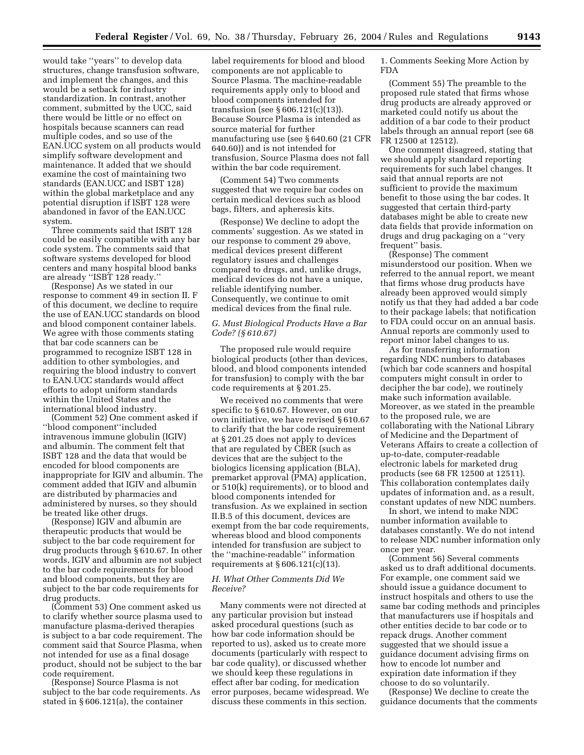would take ''years'' to develop data structures, change transfusion software, and implement the changes, and this would be a setback for industry standardization. In contrast, another comment, submitted by the UCC, said there would be little or no effect on hospitals because scanners can read multiple codes, and so use of the EAN.UCC system on all products would simplify software development and maintenance. It added that we should examine the cost of maintaining two standards (EAN.UCC and ISBT 128) within the global marketplace and any potential disruption if ISBT 128 were abandoned in favor of the EAN.UCC system.

Three comments said that ISBT 128 could be easily compatible with any bar code system. The comments said that software systems developed for blood centers and many hospital blood banks are already ''ISBT 128 ready.''

(Response) As we stated in our response to comment 49 in section II. F of this document, we decline to require the use of EAN.UCC standards on blood and blood component container labels. We agree with those comments stating that bar code scanners can be programmed to recognize ISBT 128 in addition to other symbologies, and requiring the blood industry to convert to EAN.UCC standards would affect efforts to adopt uniform standards within the United States and the international blood industry.

(Comment 52) One comment asked if ''blood component''included intravenous immune globulin (IGIV) and albumin. The comment felt that ISBT 128 and the data that would be encoded for blood components are inappropriate for IGIV and albumin. The comment added that IGIV and albumin are distributed by pharmacies and administered by nurses, so they should be treated like other drugs.

(Response) IGIV and albumin are therapeutic products that would be subject to the bar code requirement for drug products through § 610.67. In other words, IGIV and albumin are not subject to the bar code requirements for blood and blood components, but they are subject to the bar code requirements for drug products.

(Comment 53) One comment asked us to clarify whether source plasma used to manufacture plasma-derived therapies is subject to a bar code requirement. The comment said that Source Plasma, when not intended for use as a final dosage product, should not be subject to the bar code requirement.

(Response) Source Plasma is not subject to the bar code requirements. As stated in § 606.121(a), the container label requirements for blood and blood components are not applicable to Source Plasma. The machine-readable requirements apply only to blood and blood components intended for transfusion (see § 606.121(c)(13)). Because Source Plasma is intended as source material for further manufacturing use (see § 640.60 (21 CFR 640.60)) and is not intended for transfusion, Source Plasma does not fall within the bar code requirement.

(Comment 54) Two comments suggested that we require bar codes on certain medical devices such as blood bags, filters, and apheresis kits.

(Response) We decline to adopt the comments' suggestion. As we stated in our response to comment 29 above, medical devices present different regulatory issues and challenges compared to drugs, and, unlike drugs, medical devices do not have a unique, reliable identifying number. Consequently, we continue to omit medical devices from the final rule.

### *G. Must Biological Products Have a Bar Code? (§ 610.67)*

The proposed rule would require biological products (other than devices, blood, and blood components intended for transfusion) to comply with the bar code requirements at § 201.25.

We received no comments that were specific to § 610.67. However, on our own initiative, we have revised § 610.67 to clarify that the bar code requirement at § 201.25 does not apply to devices that are regulated by CBER (such as devices that are the subject to the biologics licensing application (BLA), premarket approval (PMA) application, or 510(k) requirements), or to blood and blood components intended for transfusion. As we explained in section II.B.5 of this document, devices are exempt from the bar code requirements, whereas blood and blood components intended for transfusion are subject to the ''machine-readable'' information requirements at § 606.121(c)(13).

### *H. What Other Comments Did We Receive?*

Many comments were not directed at any particular provision but instead asked procedural questions (such as how bar code information should be reported to us), asked us to create more documents (particularly with respect to bar code quality), or discussed whether we should keep these regulations in effect after bar coding, for medication error purposes, became widespread. We discuss these comments in this section.

#### 1. Comments Seeking More Action by FDA

(Comment 55) The preamble to the proposed rule stated that firms whose drug products are already approved or marketed could notify us about the addition of a bar code to their product labels through an annual report (see 68 FR 12500 at 12512).

One comment disagreed, stating that we should apply standard reporting requirements for such label changes. It said that annual reports are not sufficient to provide the maximum benefit to those using the bar codes. It suggested that certain third-party databases might be able to create new data fields that provide information on drugs and drug packaging on a ''very frequent'' basis.

(Response) The comment misunderstood our position. When we referred to the annual report, we meant that firms whose drug products have already been approved would simply notify us that they had added a bar code to their package labels; that notification to FDA could occur on an annual basis. Annual reports are commonly used to report minor label changes to us.

As for transferring information regarding NDC numbers to databases (which bar code scanners and hospital computers might consult in order to decipher the bar code), we routinely make such information available. Moreover, as we stated in the preamble to the proposed rule, we are collaborating with the National Library of Medicine and the Department of Veterans Affairs to create a collection of up-to-date, computer-readable electronic labels for marketed drug products (see 68 FR 12500 at 12511). This collaboration contemplates daily updates of information and, as a result, constant updates of new NDC numbers.

In short, we intend to make NDC number information available to databases constantly. We do not intend to release NDC number information only once per year.

(Comment 56) Several comments asked us to draft additional documents. For example, one comment said we should issue a guidance document to instruct hospitals and others to use the same bar coding methods and principles that manufacturers use if hospitals and other entities decide to bar code or to repack drugs. Another comment suggested that we should issue a guidance document advising firms on how to encode lot number and expiration date information if they choose to do so voluntarily.

(Response) We decline to create the guidance documents that the comments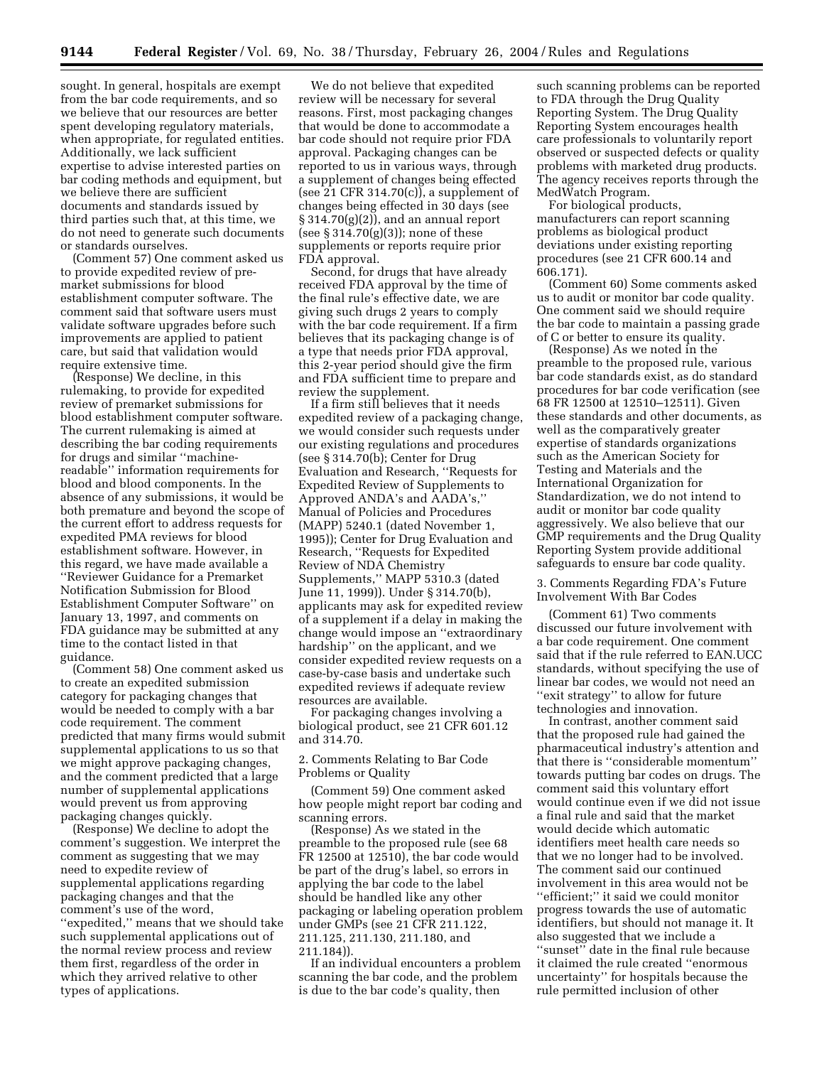sought. In general, hospitals are exempt from the bar code requirements, and so we believe that our resources are better spent developing regulatory materials, when appropriate, for regulated entities. Additionally, we lack sufficient expertise to advise interested parties on bar coding methods and equipment, but we believe there are sufficient documents and standards issued by third parties such that, at this time, we do not need to generate such documents or standards ourselves.

(Comment 57) One comment asked us to provide expedited review of pre-market submissions for blood establishment computer software. The comment said that software users must validate software upgrades before such improvements are applied to patient care, but said that validation would require extensive time.

(Response) We decline, in this rulemaking, to provide for expedited review of premarket submissions for blood establishment computer software. The current rulemaking is aimed at describing the bar coding requirements for drugs and similar ''machine-readable'' information requirements for blood and blood components. In the absence of any submissions, it would be both premature and beyond the scope of the current effort to address requests for expedited PMA reviews for blood establishment software. However, in this regard, we have made available a ''Reviewer Guidance for a Premarket Notification Submission for Blood Establishment Computer Software'' on January 13, 1997, and comments on FDA guidance may be submitted at any time to the contact listed in that guidance.

(Comment 58) One comment asked us to create an expedited submission category for packaging changes that would be needed to comply with a bar code requirement. The comment predicted that many firms would submit supplemental applications to us so that we might approve packaging changes, and the comment predicted that a large number of supplemental applications would prevent us from approving packaging changes quickly.

(Response) We decline to adopt the comment's suggestion. We interpret the comment as suggesting that we may need to expedite review of supplemental applications regarding packaging changes and that the comment's use of the word, ''expedited,'' means that we should take such supplemental applications out of the normal review process and review them first, regardless of the order in which they arrived relative to other types of applications.

We do not believe that expedited review will be necessary for several reasons. First, most packaging changes that would be done to accommodate a bar code should not require prior FDA approval. Packaging changes can be reported to us in various ways, through a supplement of changes being effected (see 21 CFR 314.70(c)), a supplement of changes being effected in 30 days (see § 314.70(g)(2)), and an annual report (see § 314.70(g)(3)); none of these supplements or reports require prior FDA approval.

Second, for drugs that have already received FDA approval by the time of the final rule's effective date, we are giving such drugs 2 years to comply with the bar code requirement. If a firm believes that its packaging change is of a type that needs prior FDA approval, this 2-year period should give the firm and FDA sufficient time to prepare and review the supplement.

If a firm still believes that it needs expedited review of a packaging change, we would consider such requests under our existing regulations and procedures (see § 314.70(b); Center for Drug Evaluation and Research, ''Requests for Expedited Review of Supplements to Approved ANDA's and AADA's,'' Manual of Policies and Procedures (MAPP) 5240.1 (dated November 1, 1995)); Center for Drug Evaluation and Research, ''Requests for Expedited Review of NDA Chemistry Supplements,'' MAPP 5310.3 (dated June 11, 1999)). Under § 314.70(b), applicants may ask for expedited review of a supplement if a delay in making the change would impose an ''extraordinary hardship'' on the applicant, and we consider expedited review requests on a case-by-case basis and undertake such expedited reviews if adequate review resources are available.

For packaging changes involving a biological product, see 21 CFR 601.12 and 314.70.

2. Comments Relating to Bar Code Problems or Quality

(Comment 59) One comment asked how people might report bar coding and scanning errors.

(Response) As we stated in the preamble to the proposed rule (see 68 FR 12500 at 12510), the bar code would be part of the drug's label, so errors in applying the bar code to the label should be handled like any other packaging or labeling operation problem under GMPs (see 21 CFR 211.122, 211.125, 211.130, 211.180, and 211.184)).

If an individual encounters a problem scanning the bar code, and the problem is due to the bar code's quality, then such scanning problems can be reported to FDA through the Drug Quality Reporting System. The Drug Quality Reporting System encourages health care professionals to voluntarily report observed or suspected defects or quality problems with marketed drug products. The agency receives reports through the MedWatch Program.

For biological products, manufacturers can report scanning problems as biological product deviations under existing reporting procedures (see 21 CFR 600.14 and 606.171).

(Comment 60) Some comments asked us to audit or monitor bar code quality. One comment said we should require the bar code to maintain a passing grade of C or better to ensure its quality.

(Response) As we noted in the preamble to the proposed rule, various bar code standards exist, as do standard procedures for bar code verification (see 68 FR 12500 at 12510–12511). Given these standards and other documents, as well as the comparatively greater expertise of standards organizations such as the American Society for Testing and Materials and the International Organization for Standardization, we do not intend to audit or monitor bar code quality aggressively. We also believe that our GMP requirements and the Drug Quality Reporting System provide additional safeguards to ensure bar code quality.

3. Comments Regarding FDA's Future Involvement With Bar Codes

(Comment 61) Two comments discussed our future involvement with a bar code requirement. One comment said that if the rule referred to EAN.UCC standards, without specifying the use of linear bar codes, we would not need an ''exit strategy'' to allow for future technologies and innovation.

In contrast, another comment said that the proposed rule had gained the pharmaceutical industry's attention and that there is ''considerable momentum'' towards putting bar codes on drugs. The comment said this voluntary effort would continue even if we did not issue a final rule and said that the market would decide which automatic identifiers meet health care needs so that we no longer had to be involved. The comment said our continued involvement in this area would not be ''efficient;'' it said we could monitor progress towards the use of automatic identifiers, but should not manage it. It also suggested that we include a ''sunset'' date in the final rule because it claimed the rule created ''enormous uncertainty'' for hospitals because the rule permitted inclusion of other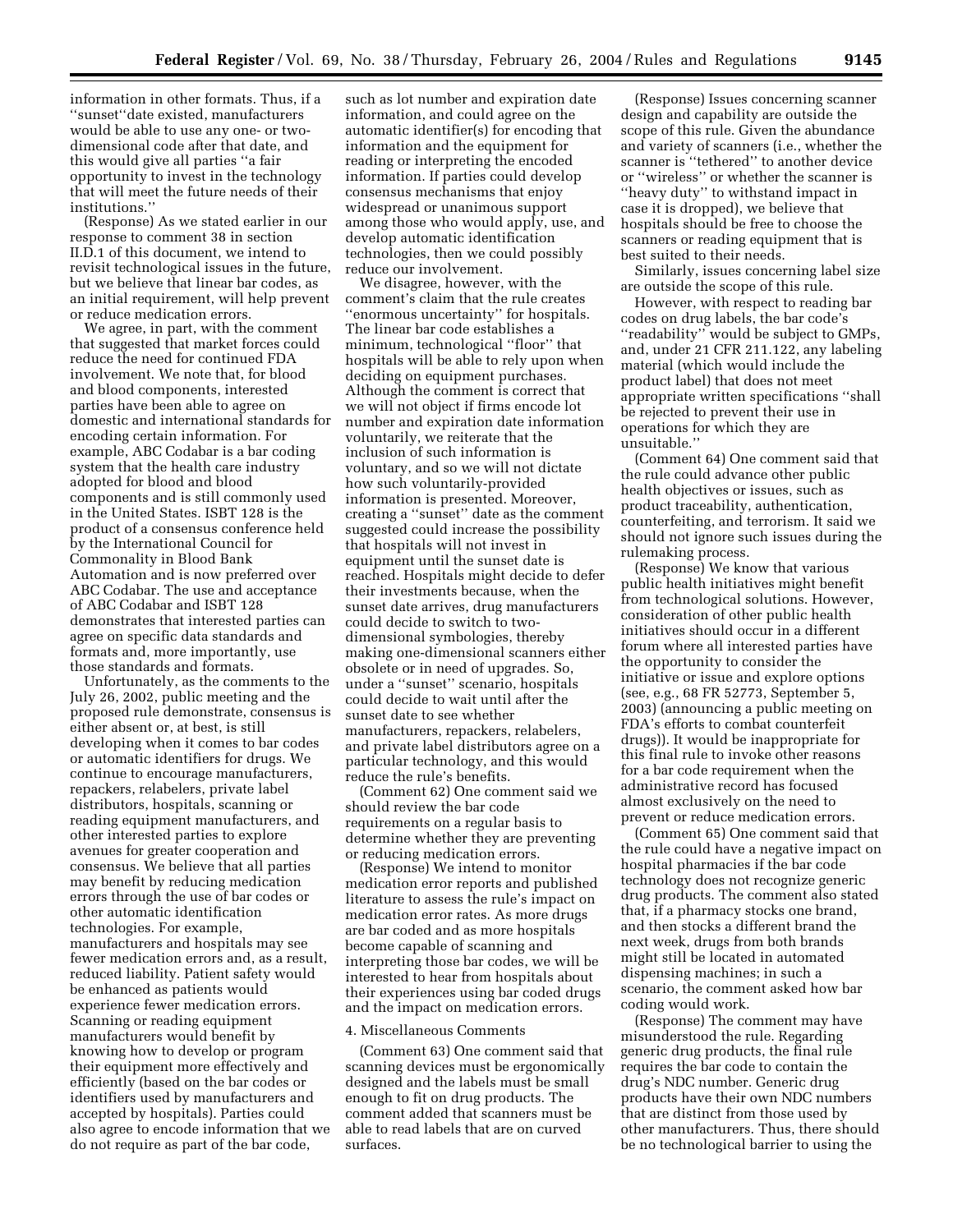information in other formats. Thus, if a ''sunset''date existed, manufacturers would be able to use any one- or two-dimensional code after that date, and this would give all parties ''a fair opportunity to invest in the technology that will meet the future needs of their institutions.''

(Response) As we stated earlier in our response to comment 38 in section II.D.1 of this document, we intend to revisit technological issues in the future, but we believe that linear bar codes, as an initial requirement, will help prevent or reduce medication errors.

We agree, in part, with the comment that suggested that market forces could reduce the need for continued FDA involvement. We note that, for blood and blood components, interested parties have been able to agree on domestic and international standards for encoding certain information. For example, ABC Codabar is a bar coding system that the health care industry adopted for blood and blood components and is still commonly used in the United States. ISBT 128 is the product of a consensus conference held by the International Council for Commonality in Blood Bank Automation and is now preferred over ABC Codabar. The use and acceptance of ABC Codabar and ISBT 128 demonstrates that interested parties can agree on specific data standards and formats and, more importantly, use those standards and formats.

Unfortunately, as the comments to the July 26, 2002, public meeting and the proposed rule demonstrate, consensus is either absent or, at best, is still developing when it comes to bar codes or automatic identifiers for drugs. We continue to encourage manufacturers, repackers, relabelers, private label distributors, hospitals, scanning or reading equipment manufacturers, and other interested parties to explore avenues for greater cooperation and consensus. We believe that all parties may benefit by reducing medication errors through the use of bar codes or other automatic identification technologies. For example, manufacturers and hospitals may see fewer medication errors and, as a result, reduced liability. Patient safety would be enhanced as patients would experience fewer medication errors. Scanning or reading equipment manufacturers would benefit by knowing how to develop or program their equipment more effectively and efficiently (based on the bar codes or identifiers used by manufacturers and accepted by hospitals). Parties could also agree to encode information that we do not require as part of the bar code, such as lot number and expiration date information, and could agree on the automatic identifier(s) for encoding that information and the equipment for reading or interpreting the encoded information. If parties could develop consensus mechanisms that enjoy widespread or unanimous support among those who would apply, use, and develop automatic identification technologies, then we could possibly reduce our involvement.

We disagree, however, with the comment's claim that the rule creates ''enormous uncertainty'' for hospitals. The linear bar code establishes a minimum, technological ''floor'' that hospitals will be able to rely upon when deciding on equipment purchases. Although the comment is correct that we will not object if firms encode lot number and expiration date information voluntarily, we reiterate that the inclusion of such information is voluntary, and so we will not dictate how such voluntarily-provided information is presented. Moreover, creating a ''sunset'' date as the comment suggested could increase the possibility that hospitals will not invest in equipment until the sunset date is reached. Hospitals might decide to defer their investments because, when the sunset date arrives, drug manufacturers could decide to switch to two-dimensional symbologies, thereby making one-dimensional scanners either obsolete or in need of upgrades. So, under a ''sunset'' scenario, hospitals could decide to wait until after the sunset date to see whether manufacturers, repackers, relabelers, and private label distributors agree on a particular technology, and this would reduce the rule's benefits.

(Comment 62) One comment said we should review the bar code requirements on a regular basis to determine whether they are preventing or reducing medication errors.

(Response) We intend to monitor medication error reports and published literature to assess the rule's impact on medication error rates. As more drugs are bar coded and as more hospitals become capable of scanning and interpreting those bar codes, we will be interested to hear from hospitals about their experiences using bar coded drugs and the impact on medication errors.

4. Miscellaneous Comments

(Comment 63) One comment said that scanning devices must be ergonomically designed and the labels must be small enough to fit on drug products. The comment added that scanners must be able to read labels that are on curved surfaces.

(Response) Issues concerning scanner design and capability are outside the scope of this rule. Given the abundance and variety of scanners (i.e., whether the scanner is ''tethered'' to another device or ''wireless'' or whether the scanner is ''heavy duty'' to withstand impact in case it is dropped), we believe that hospitals should be free to choose the scanners or reading equipment that is best suited to their needs.

Similarly, issues concerning label size are outside the scope of this rule.

However, with respect to reading bar codes on drug labels, the bar code's ''readability'' would be subject to GMPs, and, under 21 CFR 211.122, any labeling material (which would include the product label) that does not meet appropriate written specifications ''shall be rejected to prevent their use in operations for which they are unsuitable.''

(Comment 64) One comment said that the rule could advance other public health objectives or issues, such as product traceability, authentication, counterfeiting, and terrorism. It said we should not ignore such issues during the rulemaking process.

(Response) We know that various public health initiatives might benefit from technological solutions. However, consideration of other public health initiatives should occur in a different forum where all interested parties have the opportunity to consider the initiative or issue and explore options (see, e.g., 68 FR 52773, September 5, 2003) (announcing a public meeting on FDA's efforts to combat counterfeit drugs)). It would be inappropriate for this final rule to invoke other reasons for a bar code requirement when the administrative record has focused almost exclusively on the need to prevent or reduce medication errors.

(Comment 65) One comment said that the rule could have a negative impact on hospital pharmacies if the bar code technology does not recognize generic drug products. The comment also stated that, if a pharmacy stocks one brand, and then stocks a different brand the next week, drugs from both brands might still be located in automated dispensing machines; in such a scenario, the comment asked how bar coding would work.

(Response) The comment may have misunderstood the rule. Regarding generic drug products, the final rule requires the bar code to contain the drug's NDC number. Generic drug products have their own NDC numbers that are distinct from those used by other manufacturers. Thus, there should be no technological barrier to using the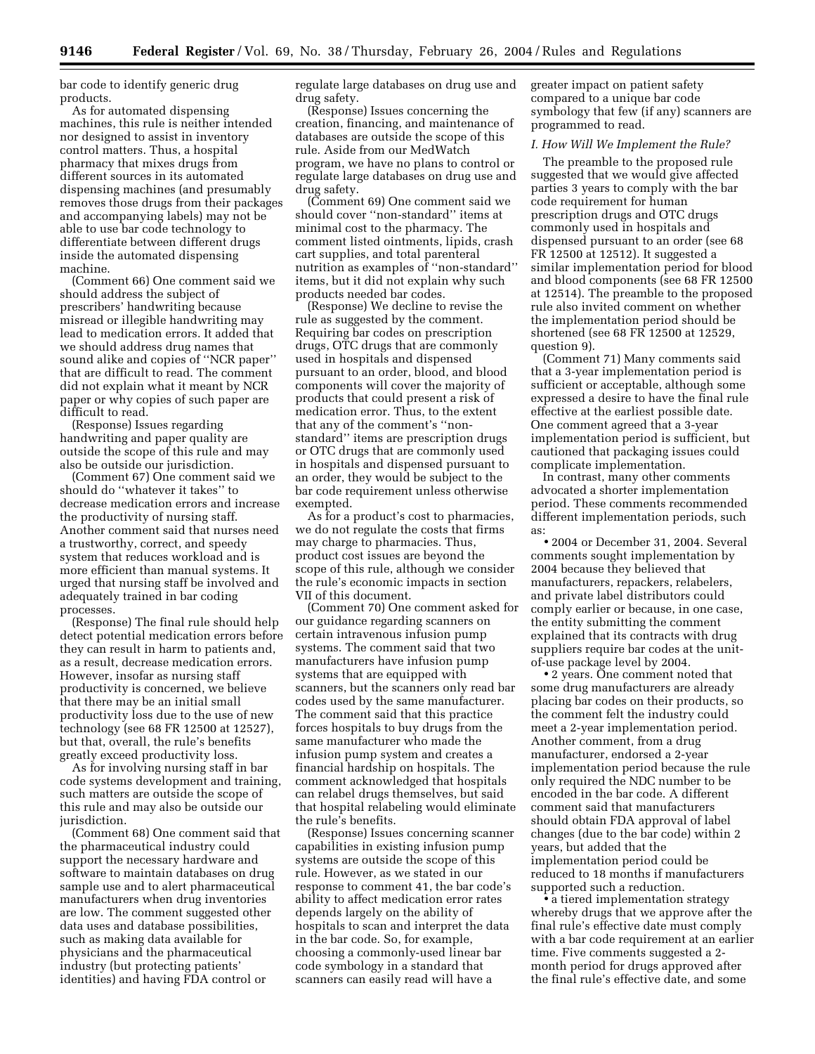bar code to identify generic drug products.

As for automated dispensing machines, this rule is neither intended nor designed to assist in inventory control matters. Thus, a hospital pharmacy that mixes drugs from different sources in its automated dispensing machines (and presumably removes those drugs from their packages and accompanying labels) may not be able to use bar code technology to differentiate between different drugs inside the automated dispensing machine.

(Comment 66) One comment said we should address the subject of prescribers' handwriting because misread or illegible handwriting may lead to medication errors. It added that we should address drug names that sound alike and copies of ''NCR paper'' that are difficult to read. The comment did not explain what it meant by NCR paper or why copies of such paper are difficult to read.

(Response) Issues regarding handwriting and paper quality are outside the scope of this rule and may also be outside our jurisdiction.

(Comment 67) One comment said we should do ''whatever it takes'' to decrease medication errors and increase the productivity of nursing staff. Another comment said that nurses need a trustworthy, correct, and speedy system that reduces workload and is more efficient than manual systems. It urged that nursing staff be involved and adequately trained in bar coding processes.

(Response) The final rule should help detect potential medication errors before they can result in harm to patients and, as a result, decrease medication errors. However, insofar as nursing staff productivity is concerned, we believe that there may be an initial small productivity loss due to the use of new technology (see 68 FR 12500 at 12527), but that, overall, the rule's benefits greatly exceed productivity loss.

As for involving nursing staff in bar code systems development and training, such matters are outside the scope of this rule and may also be outside our jurisdiction.

(Comment 68) One comment said that the pharmaceutical industry could support the necessary hardware and software to maintain databases on drug sample use and to alert pharmaceutical manufacturers when drug inventories are low. The comment suggested other data uses and database possibilities, such as making data available for physicians and the pharmaceutical industry (but protecting patients' identities) and having FDA control or regulate large databases on drug use and drug safety.

(Response) Issues concerning the creation, financing, and maintenance of databases are outside the scope of this rule. Aside from our MedWatch program, we have no plans to control or regulate large databases on drug use and drug safety.

(Comment 69) One comment said we should cover ''non-standard'' items at minimal cost to the pharmacy. The comment listed ointments, lipids, crash cart supplies, and total parenteral nutrition as examples of ''non-standard'' items, but it did not explain why such products needed bar codes.

(Response) We decline to revise the rule as suggested by the comment. Requiring bar codes on prescription drugs, OTC drugs that are commonly used in hospitals and dispensed pursuant to an order, blood, and blood components will cover the majority of products that could present a risk of medication error. Thus, to the extent that any of the comment's ''non-standard'' items are prescription drugs or OTC drugs that are commonly used in hospitals and dispensed pursuant to an order, they would be subject to the bar code requirement unless otherwise exempted.

As for a product's cost to pharmacies, we do not regulate the costs that firms may charge to pharmacies. Thus, product cost issues are beyond the scope of this rule, although we consider the rule's economic impacts in section VII of this document.

(Comment 70) One comment asked for our guidance regarding scanners on certain intravenous infusion pump systems. The comment said that two manufacturers have infusion pump systems that are equipped with scanners, but the scanners only read bar codes used by the same manufacturer. The comment said that this practice forces hospitals to buy drugs from the same manufacturer who made the infusion pump system and creates a financial hardship on hospitals. The comment acknowledged that hospitals can relabel drugs themselves, but said that hospital relabeling would eliminate the rule's benefits.

(Response) Issues concerning scanner capabilities in existing infusion pump systems are outside the scope of this rule. However, as we stated in our response to comment 41, the bar code's ability to affect medication error rates depends largely on the ability of hospitals to scan and interpret the data in the bar code. So, for example, choosing a commonly-used linear bar code symbology in a standard that scanners can easily read will have a greater impact on patient safety compared to a unique bar code symbology that few (if any) scanners are programmed to read.

### *I. How Will We Implement the Rule?*

The preamble to the proposed rule suggested that we would give affected parties 3 years to comply with the bar code requirement for human prescription drugs and OTC drugs commonly used in hospitals and dispensed pursuant to an order (see 68 FR 12500 at 12512). It suggested a similar implementation period for blood and blood components (see 68 FR 12500 at 12514). The preamble to the proposed rule also invited comment on whether the implementation period should be shortened (see 68 FR 12500 at 12529, question 9).

(Comment 71) Many comments said that a 3-year implementation period is sufficient or acceptable, although some expressed a desire to have the final rule effective at the earliest possible date. One comment agreed that a 3-year implementation period is sufficient, but cautioned that packaging issues could complicate implementation.

In contrast, many other comments advocated a shorter implementation period. These comments recommended different implementation periods, such as:

- 2004 or December 31, 2004. Several comments sought implementation by 2004 because they believed that manufacturers, repackers, relabelers, and private label distributors could comply earlier or because, in one case, the entity submitting the comment explained that its contracts with drug suppliers require bar codes at the unit-of-use package level by 2004.
- 2 years. One comment noted that some drug manufacturers are already placing bar codes on their products, so the comment felt the industry could meet a 2-year implementation period. Another comment, from a drug manufacturer, endorsed a 2-year implementation period because the rule only required the NDC number to be encoded in the bar code. A different comment said that manufacturers should obtain FDA approval of label changes (due to the bar code) within 2 years, but added that the implementation period could be reduced to 18 months if manufacturers supported such a reduction.
- a tiered implementation strategy whereby drugs that we approve after the final rule's effective date must comply with a bar code requirement at an earlier time. Five comments suggested a 2-month period for drugs approved after the final rule's effective date, and some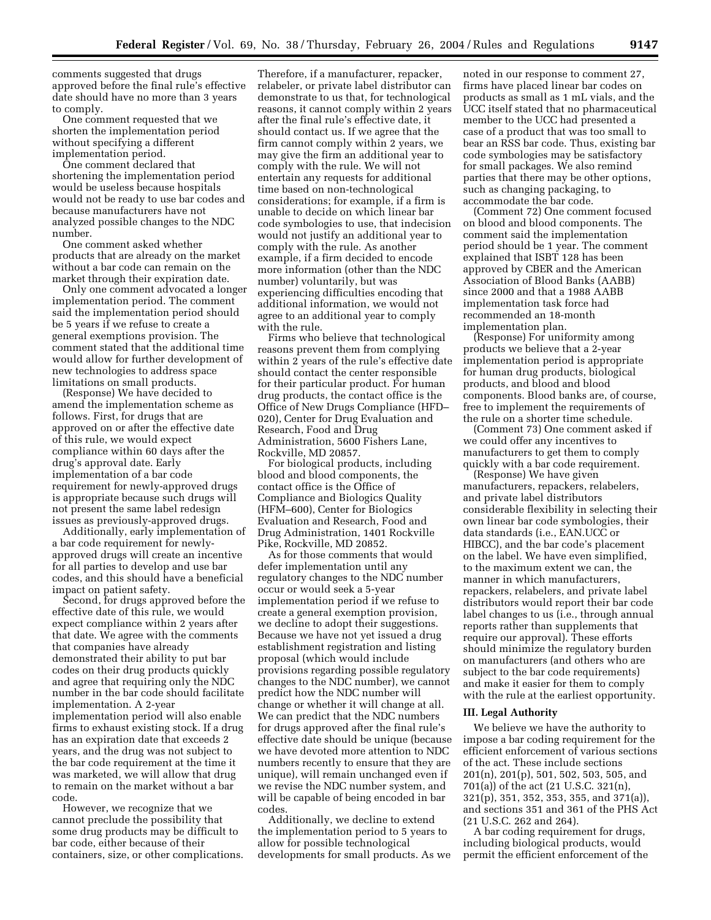comments suggested that drugs approved before the final rule's effective date should have no more than 3 years to comply.

One comment requested that we shorten the implementation period without specifying a different implementation period.

One comment declared that shortening the implementation period would be useless because hospitals would not be ready to use bar codes and because manufacturers have not analyzed possible changes to the NDC number.

One comment asked whether products that are already on the market without a bar code can remain on the market through their expiration date.

Only one comment advocated a longer implementation period. The comment said the implementation period should be 5 years if we refuse to create a general exemptions provision. The comment stated that the additional time would allow for further development of new technologies to address space limitations on small products.

(Response) We have decided to amend the implementation scheme as follows. First, for drugs that are approved on or after the effective date of this rule, we would expect compliance within 60 days after the drug's approval date. Early implementation of a bar code requirement for newly-approved drugs is appropriate because such drugs will not present the same label redesign issues as previously-approved drugs.

Additionally, early implementation of a bar code requirement for newly-approved drugs will create an incentive for all parties to develop and use bar codes, and this should have a beneficial impact on patient safety.

Second, for drugs approved before the effective date of this rule, we would expect compliance within 2 years after that date. We agree with the comments that companies have already demonstrated their ability to put bar codes on their drug products quickly and agree that requiring only the NDC number in the bar code should facilitate implementation. A 2-year implementation period will also enable firms to exhaust existing stock. If a drug has an expiration date that exceeds 2 years, and the drug was not subject to the bar code requirement at the time it was marketed, we will allow that drug to remain on the market without a bar code.

However, we recognize that we cannot preclude the possibility that some drug products may be difficult to bar code, either because of their containers, size, or other complications. Therefore, if a manufacturer, repacker, relabeler, or private label distributor can demonstrate to us that, for technological reasons, it cannot comply within 2 years after the final rule's effective date, it should contact us. If we agree that the firm cannot comply within 2 years, we may give the firm an additional year to comply with the rule. We will not entertain any requests for additional time based on non-technological considerations; for example, if a firm is unable to decide on which linear bar code symbologies to use, that indecision would not justify an additional year to comply with the rule. As another example, if a firm decided to encode more information (other than the NDC number) voluntarily, but was experiencing difficulties encoding that additional information, we would not agree to an additional year to comply with the rule.

Firms who believe that technological reasons prevent them from complying within 2 years of the rule's effective date should contact the center responsible for their particular product. For human drug products, the contact office is the Office of New Drugs Compliance (HFD–020), Center for Drug Evaluation and Research, Food and Drug Administration, 5600 Fishers Lane, Rockville, MD 20857.

For biological products, including blood and blood components, the contact office is the Office of Compliance and Biologics Quality (HFM–600), Center for Biologics Evaluation and Research, Food and Drug Administration, 1401 Rockville Pike, Rockville, MD 20852.

As for those comments that would defer implementation until any regulatory changes to the NDC number occur or would seek a 5-year implementation period if we refuse to create a general exemption provision, we decline to adopt their suggestions. Because we have not yet issued a drug establishment registration and listing proposal (which would include provisions regarding possible regulatory changes to the NDC number), we cannot predict how the NDC number will change or whether it will change at all. We can predict that the NDC numbers for drugs approved after the final rule's effective date should be unique (because we have devoted more attention to NDC numbers recently to ensure that they are unique), will remain unchanged even if we revise the NDC number system, and will be capable of being encoded in bar codes.

Additionally, we decline to extend the implementation period to 5 years to allow for possible technological developments for small products. As we noted in our response to comment 27, firms have placed linear bar codes on products as small as 1 mL vials, and the UCC itself stated that no pharmaceutical member to the UCC had presented a case of a product that was too small to bear an RSS bar code. Thus, existing bar code symbologies may be satisfactory for small packages. We also remind parties that there may be other options, such as changing packaging, to accommodate the bar code.

(Comment 72) One comment focused on blood and blood components. The comment said the implementation period should be 1 year. The comment explained that ISBT 128 has been approved by CBER and the American Association of Blood Banks (AABB) since 2000 and that a 1988 AABB implementation task force had recommended an 18-month implementation plan.

(Response) For uniformity among products we believe that a 2-year implementation period is appropriate for human drug products, biological products, and blood and blood components. Blood banks are, of course, free to implement the requirements of the rule on a shorter time schedule.

(Comment 73) One comment asked if we could offer any incentives to manufacturers to get them to comply quickly with a bar code requirement.

(Response) We have given manufacturers, repackers, relabelers, and private label distributors considerable flexibility in selecting their own linear bar code symbologies, their data standards (i.e., EAN.UCC or HIBCC), and the bar code's placement on the label. We have even simplified, to the maximum extent we can, the manner in which manufacturers, repackers, relabelers, and private label distributors would report their bar code label changes to us (i.e., through annual reports rather than supplements that require our approval). These efforts should minimize the regulatory burden on manufacturers (and others who are subject to the bar code requirements) and make it easier for them to comply with the rule at the earliest opportunity.

## III. Legal Authority

We believe we have the authority to impose a bar coding requirement for the efficient enforcement of various sections of the act. These include sections 201(n), 201(p), 501, 502, 503, 505, and 701(a)) of the act (21 U.S.C. 321(n), 321(p), 351, 352, 353, 355, and 371(a)), and sections 351 and 361 of the PHS Act (21 U.S.C. 262 and 264).

A bar coding requirement for drugs, including biological products, would permit the efficient enforcement of the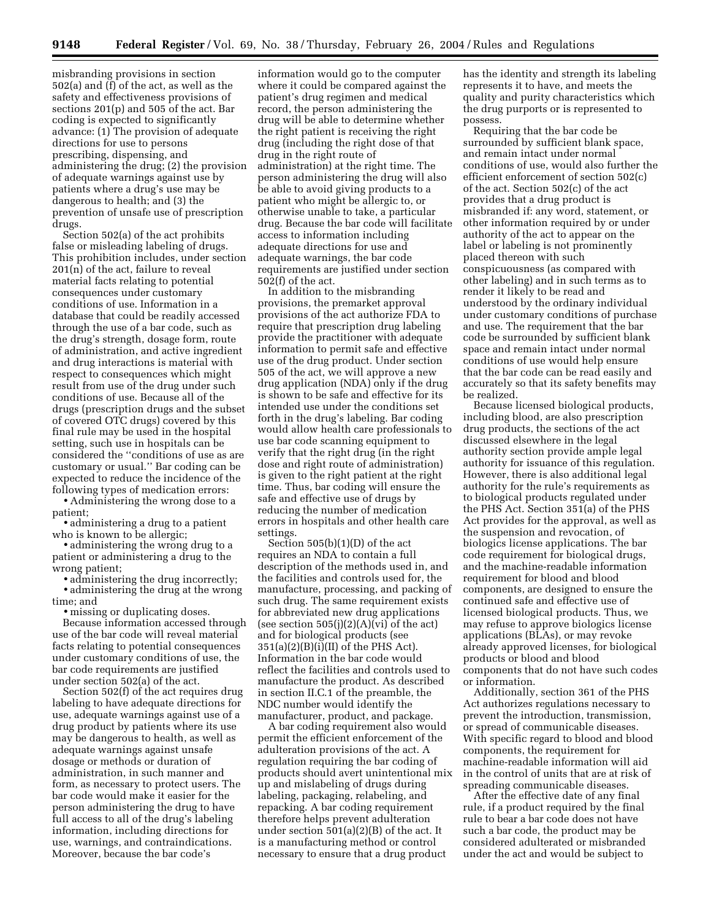misbranding provisions in section 502(a) and (f) of the act, as well as the safety and effectiveness provisions of sections 201(p) and 505 of the act. Bar coding is expected to significantly advance: (1) The provision of adequate directions for use to persons prescribing, dispensing, and administering the drug; (2) the provision of adequate warnings against use by patients where a drug's use may be dangerous to health; and (3) the prevention of unsafe use of prescription drugs.

Section 502(a) of the act prohibits false or misleading labeling of drugs. This prohibition includes, under section 201(n) of the act, failure to reveal material facts relating to potential consequences under customary conditions of use. Information in a database that could be readily accessed through the use of a bar code, such as the drug's strength, dosage form, route of administration, and active ingredient and drug interactions is material with respect to consequences which might result from use of the drug under such conditions of use. Because all of the drugs (prescription drugs and the subset of covered OTC drugs) covered by this final rule may be used in the hospital setting, such use in hospitals can be considered the ''conditions of use as are customary or usual.'' Bar coding can be expected to reduce the incidence of the following types of medication errors:

- Administering the wrong dose to a patient;
- administering a drug to a patient who is known to be allergic;
- administering the wrong drug to a patient or administering a drug to the wrong patient;
- administering the drug incorrectly;
- administering the drug at the wrong time; and
- missing or duplicating doses.

Because information accessed through use of the bar code will reveal material facts relating to potential consequences under customary conditions of use, the bar code requirements are justified under section 502(a) of the act.

Section 502(f) of the act requires drug labeling to have adequate directions for use, adequate warnings against use of a drug product by patients where its use may be dangerous to health, as well as adequate warnings against unsafe dosage or methods or duration of administration, in such manner and form, as necessary to protect users. The bar code would make it easier for the person administering the drug to have full access to all of the drug's labeling information, including directions for use, warnings, and contraindications. Moreover, because the bar code's information would go to the computer where it could be compared against the patient's drug regimen and medical record, the person administering the drug will be able to determine whether the right patient is receiving the right drug (including the right dose of that drug in the right route of administration) at the right time. The person administering the drug will also be able to avoid giving products to a patient who might be allergic to, or otherwise unable to take, a particular drug. Because the bar code will facilitate access to information including adequate directions for use and adequate warnings, the bar code requirements are justified under section 502(f) of the act.

In addition to the misbranding provisions, the premarket approval provisions of the act authorize FDA to require that prescription drug labeling provide the practitioner with adequate information to permit safe and effective use of the drug product. Under section 505 of the act, we will approve a new drug application (NDA) only if the drug is shown to be safe and effective for its intended use under the conditions set forth in the drug's labeling. Bar coding would allow health care professionals to use bar code scanning equipment to verify that the right drug (in the right dose and right route of administration) is given to the right patient at the right time. Thus, bar coding will ensure the safe and effective use of drugs by reducing the number of medication errors in hospitals and other health care settings.

Section 505(b)(1)(D) of the act requires an NDA to contain a full description of the methods used in, and the facilities and controls used for, the manufacture, processing, and packing of such drug. The same requirement exists for abbreviated new drug applications (see section 505(j)(2)(A)(vi) of the act) and for biological products (see 351(a)(2)(B)(i)(II) of the PHS Act). Information in the bar code would reflect the facilities and controls used to manufacture the product. As described in section II.C.1 of the preamble, the NDC number would identify the manufacturer, product, and package.

A bar coding requirement also would permit the efficient enforcement of the adulteration provisions of the act. A regulation requiring the bar coding of products should avert unintentional mix up and mislabeling of drugs during labeling, packaging, relabeling, and repacking. A bar coding requirement therefore helps prevent adulteration under section 501(a)(2)(B) of the act. It is a manufacturing method or control necessary to ensure that a drug product has the identity and strength its labeling represents it to have, and meets the quality and purity characteristics which the drug purports or is represented to possess.

Requiring that the bar code be surrounded by sufficient blank space, and remain intact under normal conditions of use, would also further the efficient enforcement of section 502(c) of the act. Section 502(c) of the act provides that a drug product is misbranded if: any word, statement, or other information required by or under authority of the act to appear on the label or labeling is not prominently placed thereon with such conspicuousness (as compared with other labeling) and in such terms as to render it likely to be read and understood by the ordinary individual under customary conditions of purchase and use. The requirement that the bar code be surrounded by sufficient blank space and remain intact under normal conditions of use would help ensure that the bar code can be read easily and accurately so that its safety benefits may be realized.

Because licensed biological products, including blood, are also prescription drug products, the sections of the act discussed elsewhere in the legal authority section provide ample legal authority for issuance of this regulation. However, there is also additional legal authority for the rule's requirements as to biological products regulated under the PHS Act. Section 351(a) of the PHS Act provides for the approval, as well as the suspension and revocation, of biologics license applications. The bar code requirement for biological drugs, and the machine-readable information requirement for blood and blood components, are designed to ensure the continued safe and effective use of licensed biological products. Thus, we may refuse to approve biologics license applications (BLAs), or may revoke already approved licenses, for biological products or blood and blood components that do not have such codes or information.

Additionally, section 361 of the PHS Act authorizes regulations necessary to prevent the introduction, transmission, or spread of communicable diseases. With specific regard to blood and blood components, the requirement for machine-readable information will aid in the control of units that are at risk of spreading communicable diseases.

After the effective date of any final rule, if a product required by the final rule to bear a bar code does not have such a bar code, the product may be considered adulterated or misbranded under the act and would be subject to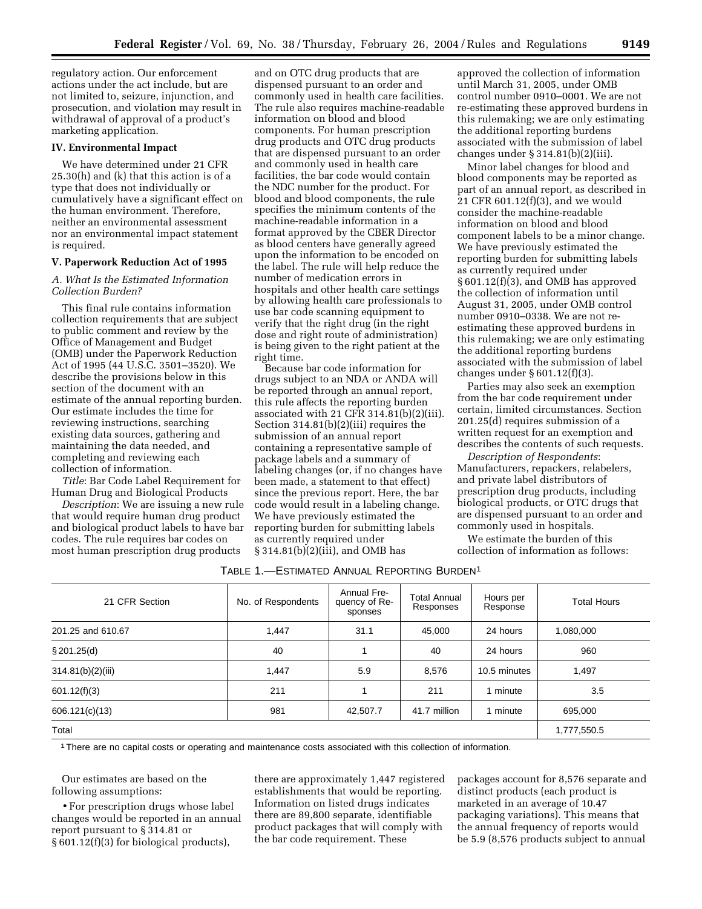regulatory action. Our enforcement actions under the act include, but are not limited to, seizure, injunction, and prosecution, and violation may result in withdrawal of approval of a product's marketing application.

### IV. Environmental Impact

We have determined under 21 CFR 25.30(h) and (k) that this action is of a type that does not individually or cumulatively have a significant effect on the human environment. Therefore, neither an environmental assessment nor an environmental impact statement is required.

### V. Paperwork Reduction Act of 1995

#### *A. What Is the Estimated Information Collection Burden?*

This final rule contains information collection requirements that are subject to public comment and review by the Office of Management and Budget (OMB) under the Paperwork Reduction Act of 1995 (44 U.S.C. 3501–3520). We describe the provisions below in this section of the document with an estimate of the annual reporting burden. Our estimate includes the time for reviewing instructions, searching existing data sources, gathering and maintaining the data needed, and completing and reviewing each collection of information.

*Title*: Bar Code Label Requirement for Human Drug and Biological Products

*Description*: We are issuing a new rule that would require human drug product and biological product labels to have bar codes. The rule requires bar codes on most human prescription drug products and on OTC drug products that are dispensed pursuant to an order and commonly used in health care facilities. The rule also requires machine-readable information on blood and blood components. For human prescription drug products and OTC drug products that are dispensed pursuant to an order and commonly used in health care facilities, the bar code would contain the NDC number for the product. For blood and blood components, the rule specifies the minimum contents of the machine-readable information in a format approved by the CBER Director as blood centers have generally agreed upon the information to be encoded on the label. The rule will help reduce the number of medication errors in hospitals and other health care settings by allowing health care professionals to use bar code scanning equipment to verify that the right drug (in the right dose and right route of administration) is being given to the right patient at the right time.

Because bar code information for drugs subject to an NDA or ANDA will be reported through an annual report, this rule affects the reporting burden associated with 21 CFR 314.81(b)(2)(iii). Section 314.81(b)(2)(iii) requires the submission of an annual report containing a representative sample of package labels and a summary of labeling changes (or, if no changes have been made, a statement to that effect) since the previous report. Here, the bar code would result in a labeling change. We have previously estimated the reporting burden for submitting labels as currently required under § 314.81(b)(2)(iii), and OMB has approved the collection of information until March 31, 2005, under OMB control number 0910–0001. We are not re-estimating these approved burdens in this rulemaking; we are only estimating the additional reporting burdens associated with the submission of label changes under § 314.81(b)(2)(iii).

Minor label changes for blood and blood components may be reported as part of an annual report, as described in 21 CFR 601.12(f)(3), and we would consider the machine-readable information on blood and blood component labels to be a minor change. We have previously estimated the reporting burden for submitting labels as currently required under § 601.12(f)(3), and OMB has approved the collection of information until August 31, 2005, under OMB control number 0910–0338. We are not re-estimating these approved burdens in this rulemaking; we are only estimating the additional reporting burdens associated with the submission of label changes under § 601.12(f)(3).

Parties may also seek an exemption from the bar code requirement under certain, limited circumstances. Section 201.25(d) requires submission of a written request for an exemption and describes the contents of such requests.

*Description of Respondents*: Manufacturers, repackers, relabelers, and private label distributors of prescription drug products, including biological products, or OTC drugs that are dispensed pursuant to an order and commonly used in hospitals.

We estimate the burden of this collection of information as follows:

TABLE 1.—ESTIMATED ANNUAL REPORTING BURDEN[1]

| 21 CFR Section | No. of Respondents | Annual Frequency of Responses | Total Annual Responses | Hours per Response | Total Hours |
|---|---|---|---|---|---|
| 201.25 and 610.67 | 1,447 | 31.1 | 45,000 | 24 hours | 1,080,000 |
| § 201.25(d) | 40 | 1 | 40 | 24 hours | 960 |
| 314.81(b)(2)(iii) | 1,447 | 5.9 | 8,576 | 10.5 minutes | 1,497 |
| 601.12(f)(3) | 211 | 1 | 211 | 1 minute | 3.5 |
| 606.121(c)(13) | 981 | 42,507.7 | 41.7 million | 1 minute | 695,000 |
| Total | | | | | 1,777,550.5 |

[1] There are no capital costs or operating and maintenance costs associated with this collection of information.

Our estimates are based on the following assumptions:

- For prescription drugs whose label changes would be reported in an annual report pursuant to § 314.81 or § 601.12(f)(3) for biological products), there are approximately 1,447 registered establishments that would be reporting. Information on listed drugs indicates there are 89,800 separate, identifiable product packages that will comply with the bar code requirement. These packages account for 8,576 separate and distinct products (each product is marketed in an average of 10.47 packaging variations). This means that the annual frequency of reports would be 5.9 (8,576 products subject to annual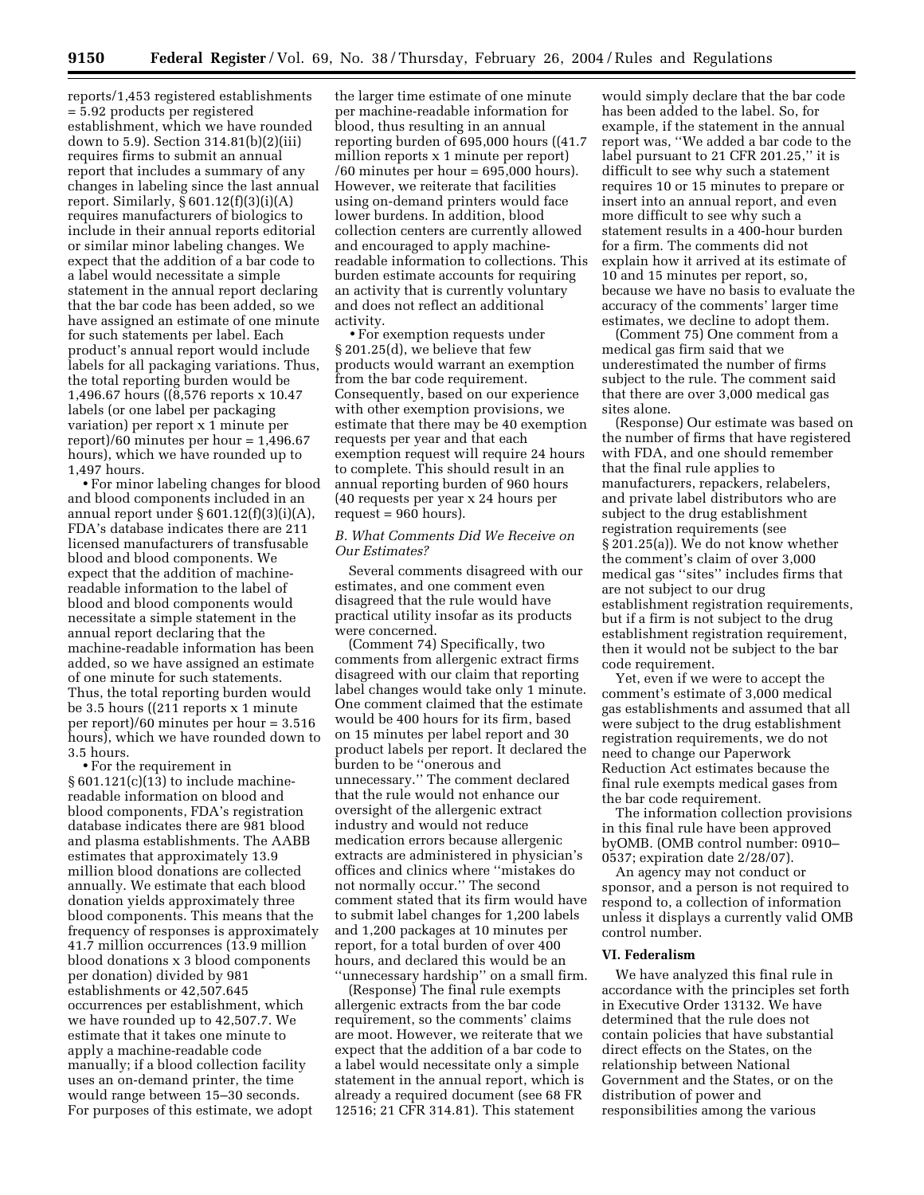reports/1,453 registered establishments = 5.92 products per registered establishment, which we have rounded down to 5.9). Section 314.81(b)(2)(iii) requires firms to submit an annual report that includes a summary of any changes in labeling since the last annual report. Similarly, § 601.12(f)(3)(i)(A) requires manufacturers of biologics to include in their annual reports editorial or similar minor labeling changes. We expect that the addition of a bar code to a label would necessitate a simple statement in the annual report declaring that the bar code has been added, so we have assigned an estimate of one minute for such statements per label. Each product's annual report would include labels for all packaging variations. Thus, the total reporting burden would be 1,496.67 hours ((8,576 reports x 10.47 labels (or one label per packaging variation) per report x 1 minute per report)/60 minutes per hour = 1,496.67 hours), which we have rounded up to 1,497 hours.

- For minor labeling changes for blood and blood components included in an annual report under § 601.12(f)(3)(i)(A), FDA's database indicates there are 211 licensed manufacturers of transfusable blood and blood components. We expect that the addition of machine-readable information to the label of blood and blood components would necessitate a simple statement in the annual report declaring that the machine-readable information has been added, so we have assigned an estimate of one minute for such statements. Thus, the total reporting burden would be 3.5 hours ((211 reports x 1 minute per report)/60 minutes per hour = 3.516 hours), which we have rounded down to 3.5 hours.

- For the requirement in § 601.121(c)(13) to include machine-readable information on blood and blood components, FDA's registration database indicates there are 981 blood and plasma establishments. The AABB estimates that approximately 13.9 million blood donations are collected annually. We estimate that each blood donation yields approximately three blood components. This means that the frequency of responses is approximately 41.7 million occurrences (13.9 million blood donations x 3 blood components per donation) divided by 981 establishments or 42,507.645 occurrences per establishment, which we have rounded up to 42,507.7. We estimate that it takes one minute to apply a machine-readable code manually; if a blood collection facility uses an on-demand printer, the time would range between 15–30 seconds. For purposes of this estimate, we adopt the larger time estimate of one minute per machine-readable information for blood, thus resulting in an annual reporting burden of 695,000 hours ((41.7 million reports x 1 minute per report) /60 minutes per hour = 695,000 hours). However, we reiterate that facilities using on-demand printers would face lower burdens. In addition, blood collection centers are currently allowed and encouraged to apply machine-readable information to collections. This burden estimate accounts for requiring an activity that is currently voluntary and does not reflect an additional activity.

- For exemption requests under § 201.25(d), we believe that few products would warrant an exemption from the bar code requirement. Consequently, based on our experience with other exemption provisions, we estimate that there may be 40 exemption requests per year and that each exemption request will require 24 hours to complete. This should result in an annual reporting burden of 960 hours (40 requests per year x 24 hours per request = 960 hours).

### *B. What Comments Did We Receive on Our Estimates?*

Several comments disagreed with our estimates, and one comment even disagreed that the rule would have practical utility insofar as its products were concerned.

(Comment 74) Specifically, two comments from allergenic extract firms disagreed with our claim that reporting label changes would take only 1 minute. One comment claimed that the estimate would be 400 hours for its firm, based on 15 minutes per label report and 30 product labels per report. It declared the burden to be ''onerous and unnecessary.'' The comment declared that the rule would not enhance our oversight of the allergenic extract industry and would not reduce medication errors because allergenic extracts are administered in physician's offices and clinics where ''mistakes do not normally occur.'' The second comment stated that its firm would have to submit label changes for 1,200 labels and 1,200 packages at 10 minutes per report, for a total burden of over 400 hours, and declared this would be an ''unnecessary hardship'' on a small firm.

(Response) The final rule exempts allergenic extracts from the bar code requirement, so the comments' claims are moot. However, we reiterate that we expect that the addition of a bar code to a label would necessitate only a simple statement in the annual report, which is already a required document (see 68 FR 12516; 21 CFR 314.81). This statement would simply declare that the bar code has been added to the label. So, for example, if the statement in the annual report was, ''We added a bar code to the label pursuant to 21 CFR 201.25,'' it is difficult to see why such a statement requires 10 or 15 minutes to prepare or insert into an annual report, and even more difficult to see why such a statement results in a 400-hour burden for a firm. The comments did not explain how it arrived at its estimate of 10 and 15 minutes per report, so, because we have no basis to evaluate the accuracy of the comments' larger time estimates, we decline to adopt them.

(Comment 75) One comment from a medical gas firm said that we underestimated the number of firms subject to the rule. The comment said that there are over 3,000 medical gas sites alone.

(Response) Our estimate was based on the number of firms that have registered with FDA, and one should remember that the final rule applies to manufacturers, repackers, relabelers, and private label distributors who are subject to the drug establishment registration requirements (see § 201.25(a)). We do not know whether the comment's claim of over 3,000 medical gas ''sites'' includes firms that are not subject to our drug establishment registration requirements, but if a firm is not subject to the drug establishment registration requirement, then it would not be subject to the bar code requirement.

Yet, even if we were to accept the comment's estimate of 3,000 medical gas establishments and assumed that all were subject to the drug establishment registration requirements, we do not need to change our Paperwork Reduction Act estimates because the final rule exempts medical gases from the bar code requirement.

The information collection provisions in this final rule have been approved byOMB. (OMB control number: 0910–0537; expiration date 2/28/07).

An agency may not conduct or sponsor, and a person is not required to respond to, a collection of information unless it displays a currently valid OMB control number.

## VI. Federalism

We have analyzed this final rule in accordance with the principles set forth in Executive Order 13132. We have determined that the rule does not contain policies that have substantial direct effects on the States, on the relationship between National Government and the States, or on the distribution of power and responsibilities among the various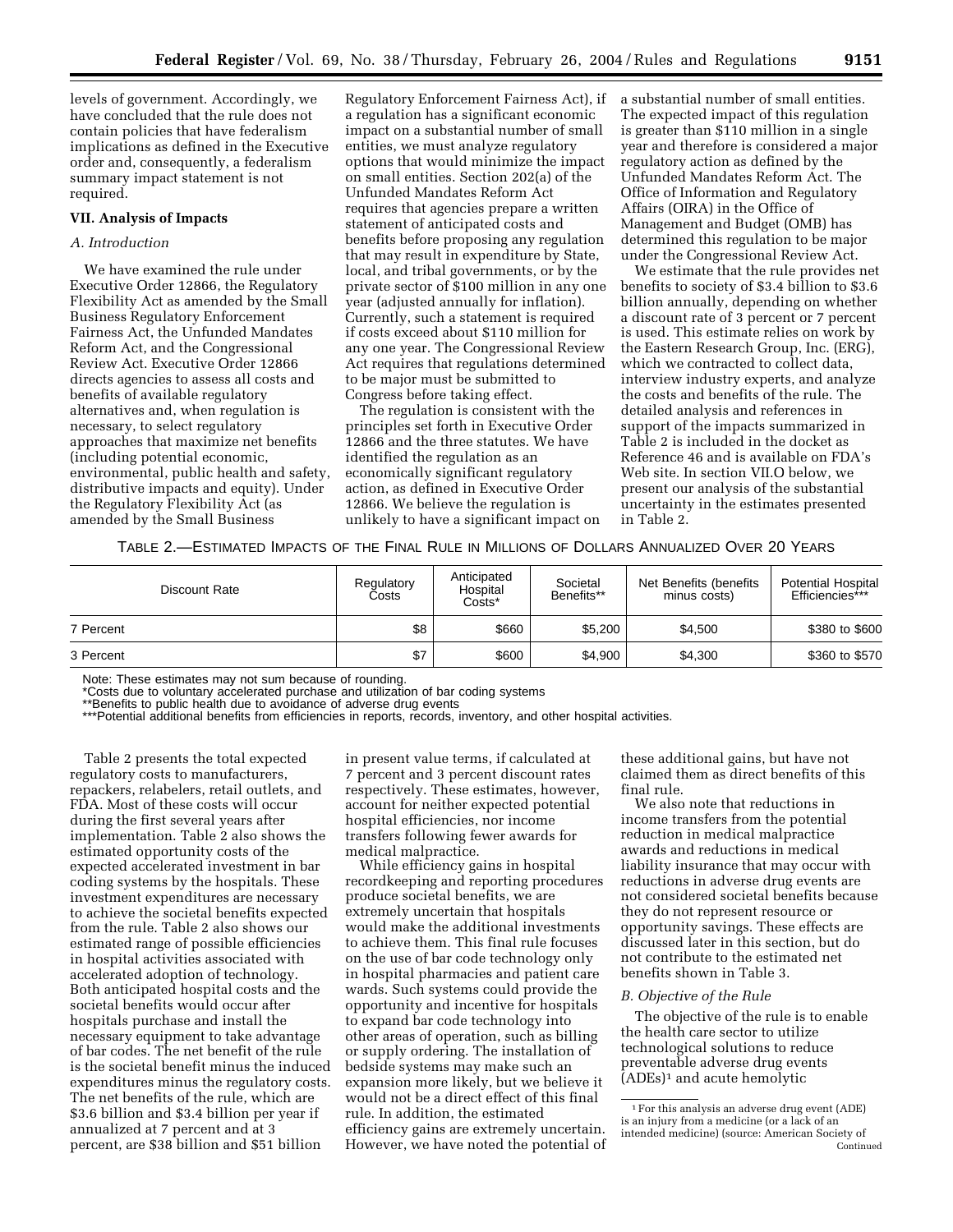levels of government. Accordingly, we have concluded that the rule does not contain policies that have federalism implications as defined in the Executive order and, consequently, a federalism summary impact statement is not required.

### VII. Analysis of Impacts

#### *A. Introduction*

We have examined the rule under Executive Order 12866, the Regulatory Flexibility Act as amended by the Small Business Regulatory Enforcement Fairness Act, the Unfunded Mandates Reform Act, and the Congressional Review Act. Executive Order 12866 directs agencies to assess all costs and benefits of available regulatory alternatives and, when regulation is necessary, to select regulatory approaches that maximize net benefits (including potential economic, environmental, public health and safety, distributive impacts and equity). Under the Regulatory Flexibility Act (as amended by the Small Business Regulatory Enforcement Fairness Act), if a regulation has a significant economic impact on a substantial number of small entities, we must analyze regulatory options that would minimize the impact on small entities. Section 202(a) of the Unfunded Mandates Reform Act requires that agencies prepare a written statement of anticipated costs and benefits before proposing any regulation that may result in expenditure by State, local, and tribal governments, or by the private sector of $100 million in any one year (adjusted annually for inflation). Currently, such a statement is required if costs exceed about $110 million for any one year. The Congressional Review Act requires that regulations determined to be major must be submitted to Congress before taking effect.

The regulation is consistent with the principles set forth in Executive Order 12866 and the three statutes. We have identified the regulation as an economically significant regulatory action, as defined in Executive Order 12866. We believe the regulation is unlikely to have a significant impact on a substantial number of small entities. The expected impact of this regulation is greater than $110 million in a single year and therefore is considered a major regulatory action as defined by the Unfunded Mandates Reform Act. The Office of Information and Regulatory Affairs (OIRA) in the Office of Management and Budget (OMB) has determined this regulation to be major under the Congressional Review Act.

We estimate that the rule provides net benefits to society of $3.4 billion to $3.6 billion annually, depending on whether a discount rate of 3 percent or 7 percent is used. This estimate relies on work by the Eastern Research Group, Inc. (ERG), which we contracted to collect data, interview industry experts, and analyze the costs and benefits of the rule. The detailed analysis and references in support of the impacts summarized in Table 2 is included in the docket as Reference 46 and is available on FDA's Web site. In section VII.O below, we present our analysis of the substantial uncertainty in the estimates presented in Table 2.

TABLE 2.—ESTIMATED IMPACTS OF THE FINAL RULE IN MILLIONS OF DOLLARS ANNUALIZED OVER 20 YEARS

| Discount Rate | Regulatory Costs | Anticipated Hospital Costs* | Societal Benefits** | Net Benefits (benefits minus costs) | Potential Hospital Efficiencies*** |
|---|---|---|---|---|---|
| 7 Percent | $8 | $660 | $5,200 | $4,500 | $380 to $600 |
| 3 Percent | $7 | $600 | $4,900 | $4,300 | $360 to $570 |

Note: These estimates may not sum because of rounding.
*Costs due to voluntary accelerated purchase and utilization of bar coding systems
**Benefits to public health due to avoidance of adverse drug events
***Potential additional benefits from efficiencies in reports, records, inventory, and other hospital activities.

Table 2 presents the total expected regulatory costs to manufacturers, repackers, relabelers, retail outlets, and FDA. Most of these costs will occur during the first several years after implementation. Table 2 also shows the estimated opportunity costs of the expected accelerated investment in bar coding systems by the hospitals. These investment expenditures are necessary to achieve the societal benefits expected from the rule. Table 2 also shows our estimated range of possible efficiencies in hospital activities associated with accelerated adoption of technology. Both anticipated hospital costs and the societal benefits would occur after hospitals purchase and install the necessary equipment to take advantage of bar codes. The net benefit of the rule is the societal benefit minus the induced expenditures minus the regulatory costs. The net benefits of the rule, which are $3.6 billion and $3.4 billion per year if annualized at 7 percent and at 3 percent, are $38 billion and $51 billion in present value terms, if calculated at 7 percent and 3 percent discount rates respectively. These estimates, however, account for neither expected potential hospital efficiencies, nor income transfers following fewer awards for medical malpractice.

While efficiency gains in hospital recordkeeping and reporting procedures produce societal benefits, we are extremely uncertain that hospitals would make the additional investments to achieve them. This final rule focuses on the use of bar code technology only in hospital pharmacies and patient care wards. Such systems could provide the opportunity and incentive for hospitals to expand bar code technology into other areas of operation, such as billing or supply ordering. The installation of bedside systems may make such an expansion more likely, but we believe it would not be a direct effect of this final rule. In addition, the estimated efficiency gains are extremely uncertain. However, we have noted the potential of these additional gains, but have not claimed them as direct benefits of this final rule.

We also note that reductions in income transfers from the potential reduction in medical malpractice awards and reductions in medical liability insurance that may occur with reductions in adverse drug events are not considered societal benefits because they do not represent resource or opportunity savings. These effects are discussed later in this section, but do not contribute to the estimated net benefits shown in Table 3.

#### *B. Objective of the Rule*

The objective of the rule is to enable the health care sector to utilize technological solutions to reduce preventable adverse drug events (ADEs)[1] and acute hemolytic

[1] For this analysis an adverse drug event (ADE) is an injury from a medicine (or a lack of an intended medicine) (source: American Society of Continued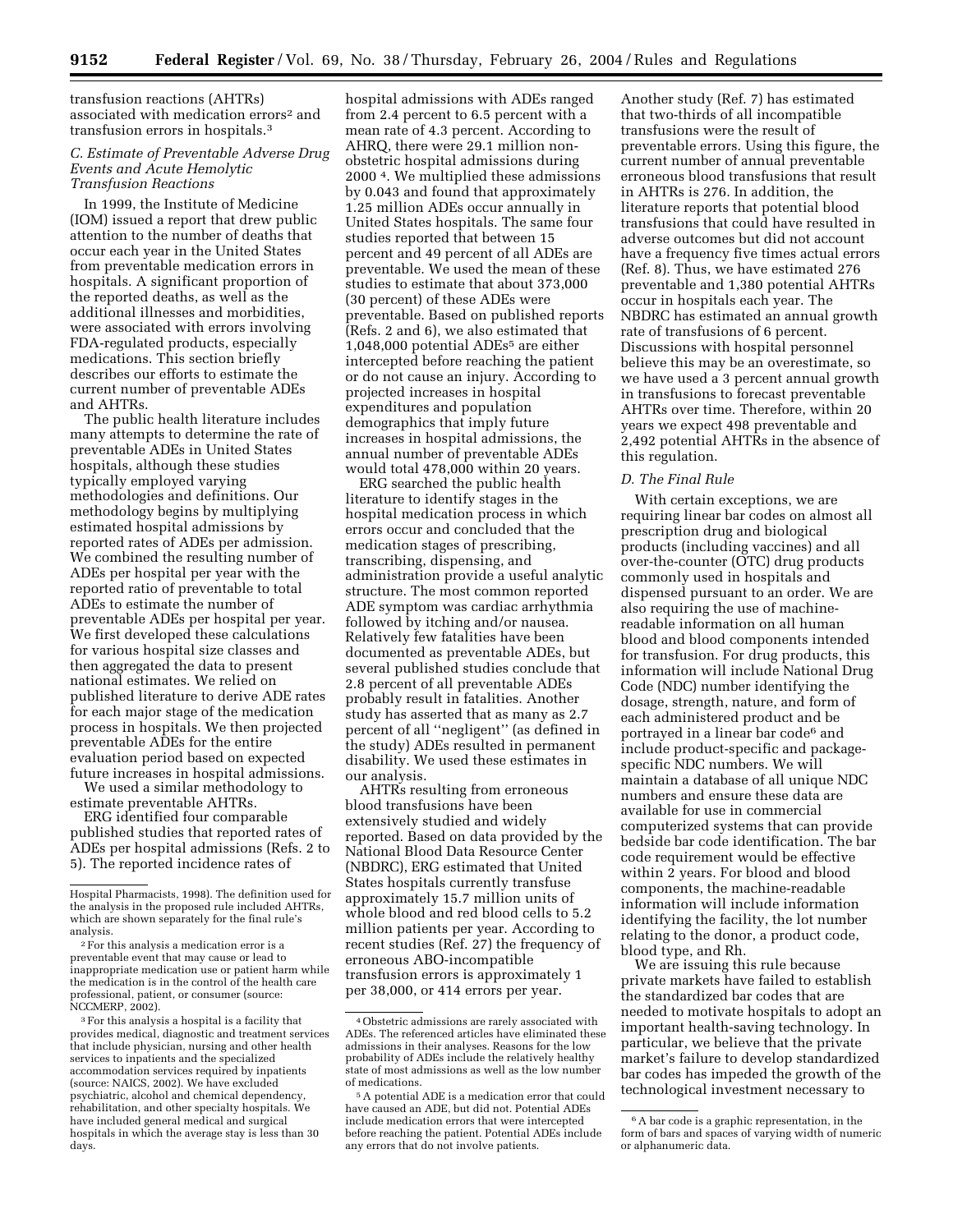transfusion reactions (AHTRs) associated with medication errors[2] and transfusion errors in hospitals.[3]

### C. Estimate of Preventable Adverse Drug Events and Acute Hemolytic Transfusion Reactions

In 1999, the Institute of Medicine (IOM) issued a report that drew public attention to the number of deaths that occur each year in the United States from preventable medication errors in hospitals. A significant proportion of the reported deaths, as well as the additional illnesses and morbidities, were associated with errors involving FDA-regulated products, especially medications. This section briefly describes our efforts to estimate the current number of preventable ADEs and AHTRs.

The public health literature includes many attempts to determine the rate of preventable ADEs in United States hospitals, although these studies typically employed varying methodologies and definitions. Our methodology begins by multiplying estimated hospital admissions by reported rates of ADEs per admission. We combined the resulting number of ADEs per hospital per year with the reported ratio of preventable to total ADEs to estimate the number of preventable ADEs per hospital per year. We first developed these calculations for various hospital size classes and then aggregated the data to present national estimates. We relied on published literature to derive ADE rates for each major stage of the medication process in hospitals. We then projected preventable ADEs for the entire evaluation period based on expected future increases in hospital admissions.

We used a similar methodology to estimate preventable AHTRs.

ERG identified four comparable published studies that reported rates of ADEs per hospital admissions (Refs. 2 to 5). The reported incidence rates of hospital admissions with ADEs ranged from 2.4 percent to 6.5 percent with a mean rate of 4.3 percent. According to AHRQ, there were 29.1 million non-obstetric hospital admissions during 2000[4]. We multiplied these admissions by 0.043 and found that approximately 1.25 million ADEs occur annually in United States hospitals. The same four studies reported that between 15 percent and 49 percent of all ADEs are preventable. We used the mean of these studies to estimate that about 373,000 (30 percent) of these ADEs were preventable. Based on published reports (Refs. 2 and 6), we also estimated that 1,048,000 potential ADEs[5] are either intercepted before reaching the patient or do not cause an injury. According to projected increases in hospital expenditures and population demographics that imply future increases in hospital admissions, the annual number of preventable ADEs would total 478,000 within 20 years.

ERG searched the public health literature to identify stages in the hospital medication process in which errors occur and concluded that the medication stages of prescribing, transcribing, dispensing, and administration provide a useful analytic structure. The most common reported ADE symptom was cardiac arrhythmia followed by itching and/or nausea. Relatively few fatalities have been documented as preventable ADEs, but several published studies conclude that 2.8 percent of all preventable ADEs probably result in fatalities. Another study has asserted that as many as 2.7 percent of all "negligent" (as defined in the study) ADEs resulted in permanent disability. We used these estimates in our analysis.

AHTRs resulting from erroneous blood transfusions have been extensively studied and widely reported. Based on data provided by the National Blood Data Resource Center (NBDRC), ERG estimated that United States hospitals currently transfuse approximately 15.7 million units of whole blood and red blood cells to 5.2 million patients per year. According to recent studies (Ref. 27) the frequency of erroneous ABO-incompatible transfusion errors is approximately 1 per 38,000, or 414 errors per year. Another study (Ref. 7) has estimated that two-thirds of all incompatible transfusions were the result of preventable errors. Using this figure, the current number of annual preventable erroneous blood transfusions that result in AHTRs is 276. In addition, the literature reports that potential blood transfusions that could have resulted in adverse outcomes but did not account have a frequency five times actual errors (Ref. 8). Thus, we have estimated 276 preventable and 1,380 potential AHTRs occur in hospitals each year. The NBDRC has estimated an annual growth rate of transfusions of 6 percent. Discussions with hospital personnel believe this may be an overestimate, so we have used a 3 percent annual growth in transfusions to forecast preventable AHTRs over time. Therefore, within 20 years we expect 498 preventable and 2,492 potential AHTRs in the absence of this regulation.

### D. The Final Rule

With certain exceptions, we are requiring linear bar codes on almost all prescription drug and biological products (including vaccines) and all over-the-counter (OTC) drug products commonly used in hospitals and dispensed pursuant to an order. We are also requiring the use of machine-readable information on all human blood and blood components intended for transfusion. For drug products, this information will include National Drug Code (NDC) number identifying the dosage, strength, nature, and form of each administered product and be portrayed in a linear bar code[6] and include product-specific and package-specific NDC numbers. We will maintain a database of all unique NDC numbers and ensure these data are available for use in commercial computerized systems that can provide bedside bar code identification. The bar code requirement would be effective within 2 years. For blood and blood components, the machine-readable information will include information identifying the facility, the lot number relating to the donor, a product code, blood type, and Rh.

We are issuing this rule because private markets have failed to establish the standardized bar codes that are needed to motivate hospitals to adopt an important health-saving technology. In particular, we believe that the private market's failure to develop standardized bar codes has impeded the growth of the technological investment necessary to

---

Hospital Pharmacists, 1998). The definition used for the analysis in the proposed rule included AHTRs, which are shown separately for the final rule's analysis.

[2] For this analysis a medication error is a preventable event that may cause or lead to inappropriate medication use or patient harm while the medication is in the control of the health care professional, patient, or consumer (source: NCCMERP, 2002).

[3] For this analysis a hospital is a facility that provides medical, diagnostic and treatment services that include physician, nursing and other health services to inpatients and the specialized accommodation services required by inpatients (source: NAICS, 2002). We have excluded psychiatric, alcohol and chemical dependency, rehabilitation, and other specialty hospitals. We have included general medical and surgical hospitals in which the average stay is less than 30 days.

[4] Obstetric admissions are rarely associated with ADEs. The referenced articles have eliminated these admissions in their analyses. Reasons for the low probability of ADEs include the relatively healthy state of most admissions as well as the low number of medications.

[5] A potential ADE is a medication error that could have caused an ADE, but did not. Potential ADEs include medication errors that were intercepted before reaching the patient. Potential ADEs include any errors that do not involve patients.

[6] A bar code is a graphic representation, in the form of bars and spaces of varying width of numeric or alphanumeric data.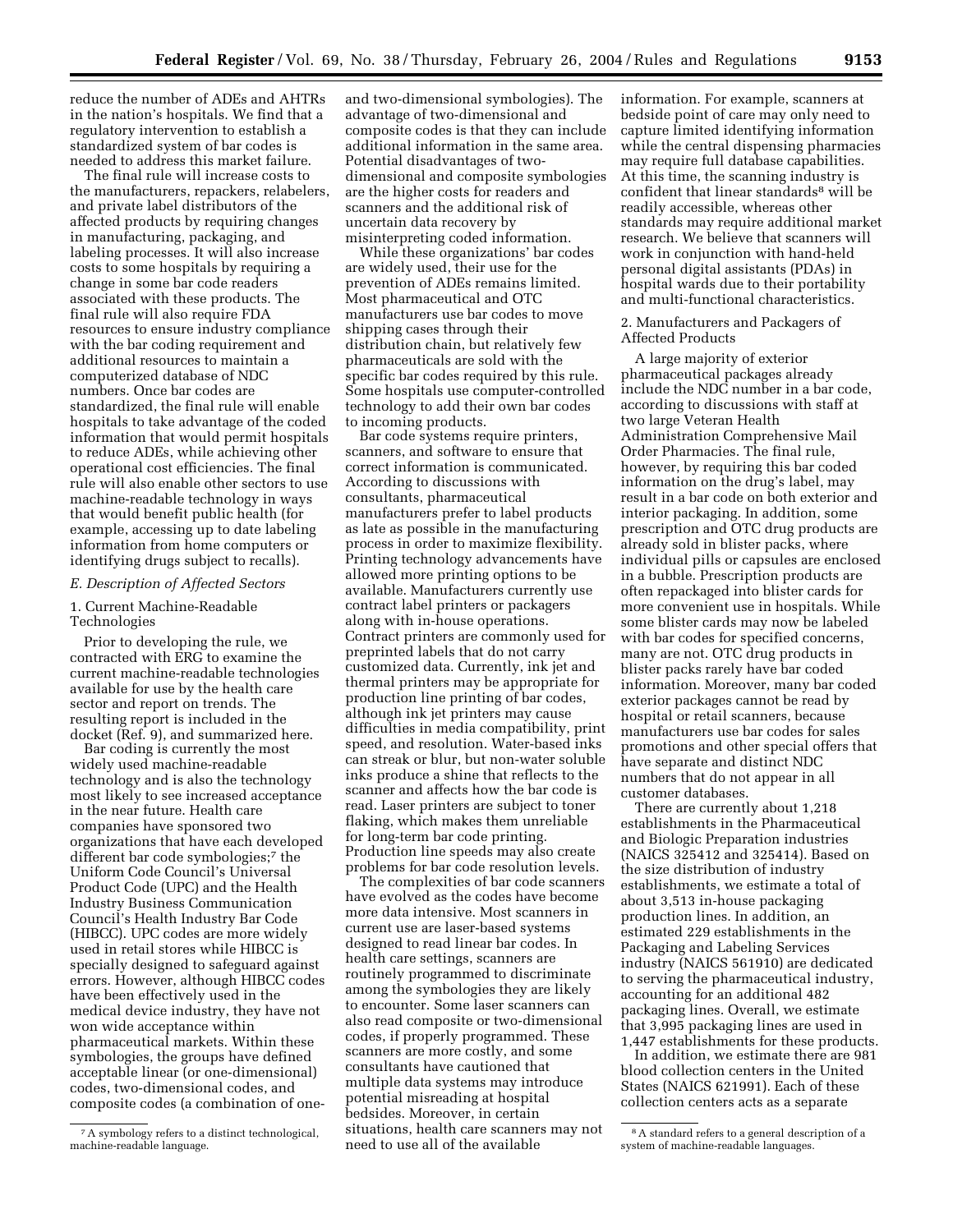reduce the number of ADEs and AHTRs in the nation's hospitals. We find that a regulatory intervention to establish a standardized system of bar codes is needed to address this market failure.

The final rule will increase costs to the manufacturers, repackers, relabelers, and private label distributors of the affected products by requiring changes in manufacturing, packaging, and labeling processes. It will also increase costs to some hospitals by requiring a change in some bar code readers associated with these products. The final rule will also require FDA resources to ensure industry compliance with the bar coding requirement and additional resources to maintain a computerized database of NDC numbers. Once bar codes are standardized, the final rule will enable hospitals to take advantage of the coded information that would permit hospitals to reduce ADEs, while achieving other operational cost efficiencies. The final rule will also enable other sectors to use machine-readable technology in ways that would benefit public health (for example, accessing up to date labeling information from home computers or identifying drugs subject to recalls).

*E. Description of Affected Sectors*

1. Current Machine-Readable Technologies

Prior to developing the rule, we contracted with ERG to examine the current machine-readable technologies available for use by the health care sector and report on trends. The resulting report is included in the docket (Ref. 9), and summarized here.

Bar coding is currently the most widely used machine-readable technology and is also the technology most likely to see increased acceptance in the near future. Health care companies have sponsored two organizations that have each developed different bar code symbologies;[7] the Uniform Code Council's Universal Product Code (UPC) and the Health Industry Business Communication Council's Health Industry Bar Code (HIBCC). UPC codes are more widely used in retail stores while HIBCC is specially designed to safeguard against errors. However, although HIBCC codes have been effectively used in the medical device industry, they have not won wide acceptance within pharmaceutical markets. Within these symbologies, the groups have defined acceptable linear (or one-dimensional) codes, two-dimensional codes, and composite codes (a combination of one- and two-dimensional symbologies). The advantage of two-dimensional and composite codes is that they can include additional information in the same area. Potential disadvantages of two-dimensional and composite symbologies are the higher costs for readers and scanners and the additional risk of uncertain data recovery by misinterpreting coded information.

While these organizations' bar codes are widely used, their use for the prevention of ADEs remains limited. Most pharmaceutical and OTC manufacturers use bar codes to move shipping cases through their distribution chain, but relatively few pharmaceuticals are sold with the specific bar codes required by this rule. Some hospitals use computer-controlled technology to add their own bar codes to incoming products.

Bar code systems require printers, scanners, and software to ensure that correct information is communicated. According to discussions with consultants, pharmaceutical manufacturers prefer to label products as late as possible in the manufacturing process in order to maximize flexibility. Printing technology advancements have allowed more printing options to be available. Manufacturers currently use contract label printers or packagers along with in-house operations. Contract printers are commonly used for preprinted labels that do not carry customized data. Currently, ink jet and thermal printers may be appropriate for production line printing of bar codes, although ink jet printers may cause difficulties in media compatibility, print speed, and resolution. Water-based inks can streak or blur, but non-water soluble inks produce a shine that reflects to the scanner and affects how the bar code is read. Laser printers are subject to toner flaking, which makes them unreliable for long-term bar code printing. Production line speeds may also create problems for bar code resolution levels.

The complexities of bar code scanners have evolved as the codes have become more data intensive. Most scanners in current use are laser-based systems designed to read linear bar codes. In health care settings, scanners are routinely programmed to discriminate among the symbologies they are likely to encounter. Some laser scanners can also read composite or two-dimensional codes, if properly programmed. These scanners are more costly, and some consultants have cautioned that multiple data systems may introduce potential misreading at hospital bedsides. Moreover, in certain situations, health care scanners may not need to use all of the available information. For example, scanners at bedside point of care may only need to capture limited identifying information while the central dispensing pharmacies may require full database capabilities. At this time, the scanning industry is confident that linear standards[8] will be readily accessible, whereas other standards may require additional market research. We believe that scanners will work in conjunction with hand-held personal digital assistants (PDAs) in hospital wards due to their portability and multi-functional characteristics.

2. Manufacturers and Packagers of Affected Products

A large majority of exterior pharmaceutical packages already include the NDC number in a bar code, according to discussions with staff at two large Veteran Health Administration Comprehensive Mail Order Pharmacies. The final rule, however, by requiring this bar coded information on the drug's label, may result in a bar code on both exterior and interior packaging. In addition, some prescription and OTC drug products are already sold in blister packs, where individual pills or capsules are enclosed in a bubble. Prescription products are often repackaged into blister cards for more convenient use in hospitals. While some blister cards may now be labeled with bar codes for specified concerns, many are not. OTC drug products in blister packs rarely have bar coded information. Moreover, many bar coded exterior packages cannot be read by hospital or retail scanners, because manufacturers use bar codes for sales promotions and other special offers that have separate and distinct NDC numbers that do not appear in all customer databases.

There are currently about 1,218 establishments in the Pharmaceutical and Biologic Preparation industries (NAICS 325412 and 325414). Based on the size distribution of industry establishments, we estimate a total of about 3,513 in-house packaging production lines. In addition, an estimated 229 establishments in the Packaging and Labeling Services industry (NAICS 561910) are dedicated to serving the pharmaceutical industry, accounting for an additional 482 packaging lines. Overall, we estimate that 3,995 packaging lines are used in 1,447 establishments for these products.

In addition, we estimate there are 981 blood collection centers in the United States (NAICS 621991). Each of these collection centers acts as a separate

[7] A symbology refers to a distinct technological, machine-readable language.

[8] A standard refers to a general description of a system of machine-readable languages.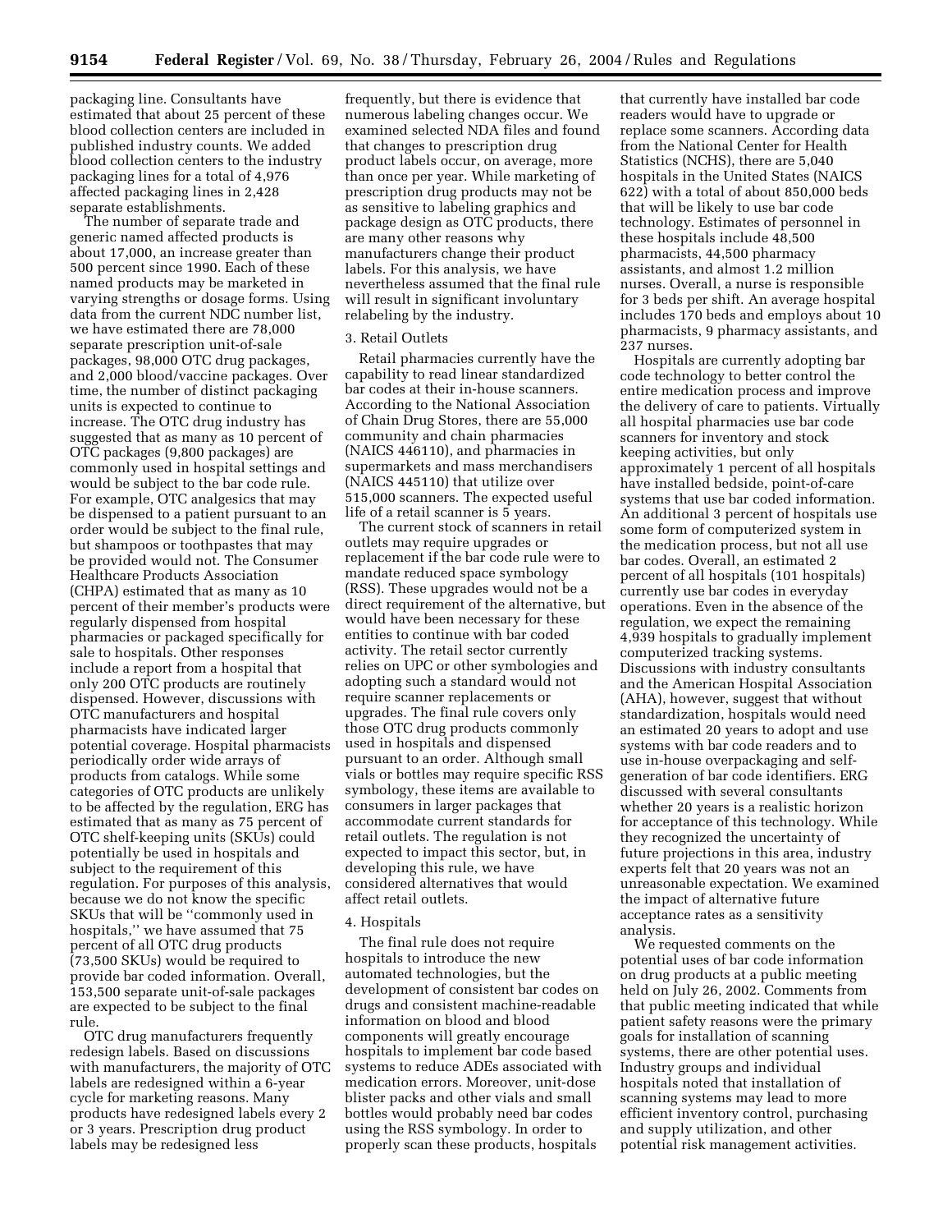packaging line. Consultants have estimated that about 25 percent of these blood collection centers are included in published industry counts. We added blood collection centers to the industry packaging lines for a total of 4,976 affected packaging lines in 2,428 separate establishments.

The number of separate trade and generic named affected products is about 17,000, an increase greater than 500 percent since 1990. Each of these named products may be marketed in varying strengths or dosage forms. Using data from the current NDC number list, we have estimated there are 78,000 separate prescription unit-of-sale packages, 98,000 OTC drug packages, and 2,000 blood/vaccine packages. Over time, the number of distinct packaging units is expected to continue to increase. The OTC drug industry has suggested that as many as 10 percent of OTC packages (9,800 packages) are commonly used in hospital settings and would be subject to the bar code rule. For example, OTC analgesics that may be dispensed to a patient pursuant to an order would be subject to the final rule, but shampoos or toothpastes that may be provided would not. The Consumer Healthcare Products Association (CHPA) estimated that as many as 10 percent of their member's products were regularly dispensed from hospital pharmacies or packaged specifically for sale to hospitals. Other responses include a report from a hospital that only 200 OTC products are routinely dispensed. However, discussions with OTC manufacturers and hospital pharmacists have indicated larger potential coverage. Hospital pharmacists periodically order wide arrays of products from catalogs. While some categories of OTC products are unlikely to be affected by the regulation, ERG has estimated that as many as 75 percent of OTC shelf-keeping units (SKUs) could potentially be used in hospitals and subject to the requirement of this regulation. For purposes of this analysis, because we do not know the specific SKUs that will be ''commonly used in hospitals,'' we have assumed that 75 percent of all OTC drug products (73,500 SKUs) would be required to provide bar coded information. Overall, 153,500 separate unit-of-sale packages are expected to be subject to the final rule.

OTC drug manufacturers frequently redesign labels. Based on discussions with manufacturers, the majority of OTC labels are redesigned within a 6-year cycle for marketing reasons. Many products have redesigned labels every 2 or 3 years. Prescription drug product labels may be redesigned less frequently, but there is evidence that numerous labeling changes occur. We examined selected NDA files and found that changes to prescription drug product labels occur, on average, more than once per year. While marketing of prescription drug products may not be as sensitive to labeling graphics and package design as OTC products, there are many other reasons why manufacturers change their product labels. For this analysis, we have nevertheless assumed that the final rule will result in significant involuntary relabeling by the industry.

3. Retail Outlets

Retail pharmacies currently have the capability to read linear standardized bar codes at their in-house scanners. According to the National Association of Chain Drug Stores, there are 55,000 community and chain pharmacies (NAICS 446110), and pharmacies in supermarkets and mass merchandisers (NAICS 445110) that utilize over 515,000 scanners. The expected useful life of a retail scanner is 5 years.

The current stock of scanners in retail outlets may require upgrades or replacement if the bar code rule were to mandate reduced space symbology (RSS). These upgrades would not be a direct requirement of the alternative, but would have been necessary for these entities to continue with bar coded activity. The retail sector currently relies on UPC or other symbologies and adopting such a standard would not require scanner replacements or upgrades. The final rule covers only those OTC drug products commonly used in hospitals and dispensed pursuant to an order. Although small vials or bottles may require specific RSS symbology, these items are available to consumers in larger packages that accommodate current standards for retail outlets. The regulation is not expected to impact this sector, but, in developing this rule, we have considered alternatives that would affect retail outlets.

4. Hospitals

The final rule does not require hospitals to introduce the new automated technologies, but the development of consistent bar codes on drugs and consistent machine-readable information on blood and blood components will greatly encourage hospitals to implement bar code based systems to reduce ADEs associated with medication errors. Moreover, unit-dose blister packs and other vials and small bottles would probably need bar codes using the RSS symbology. In order to properly scan these products, hospitals that currently have installed bar code readers would have to upgrade or replace some scanners. According data from the National Center for Health Statistics (NCHS), there are 5,040 hospitals in the United States (NAICS 622) with a total of about 850,000 beds that will be likely to use bar code technology. Estimates of personnel in these hospitals include 48,500 pharmacists, 44,500 pharmacy assistants, and almost 1.2 million nurses. Overall, a nurse is responsible for 3 beds per shift. An average hospital includes 170 beds and employs about 10 pharmacists, 9 pharmacy assistants, and 237 nurses.

Hospitals are currently adopting bar code technology to better control the entire medication process and improve the delivery of care to patients. Virtually all hospital pharmacies use bar code scanners for inventory and stock keeping activities, but only approximately 1 percent of all hospitals have installed bedside, point-of-care systems that use bar coded information. An additional 3 percent of hospitals use some form of computerized system in the medication process, but not all use bar codes. Overall, an estimated 2 percent of all hospitals (101 hospitals) currently use bar codes in everyday operations. Even in the absence of the regulation, we expect the remaining 4,939 hospitals to gradually implement computerized tracking systems. Discussions with industry consultants and the American Hospital Association (AHA), however, suggest that without standardization, hospitals would need an estimated 20 years to adopt and use systems with bar code readers and to use in-house overpackaging and self-generation of bar code identifiers. ERG discussed with several consultants whether 20 years is a realistic horizon for acceptance of this technology. While they recognized the uncertainty of future projections in this area, industry experts felt that 20 years was not an unreasonable expectation. We examined the impact of alternative future acceptance rates as a sensitivity analysis.

We requested comments on the potential uses of bar code information on drug products at a public meeting held on July 26, 2002. Comments from that public meeting indicated that while patient safety reasons were the primary goals for installation of scanning systems, there are other potential uses. Industry groups and individual hospitals noted that installation of scanning systems may lead to more efficient inventory control, purchasing and supply utilization, and other potential risk management activities.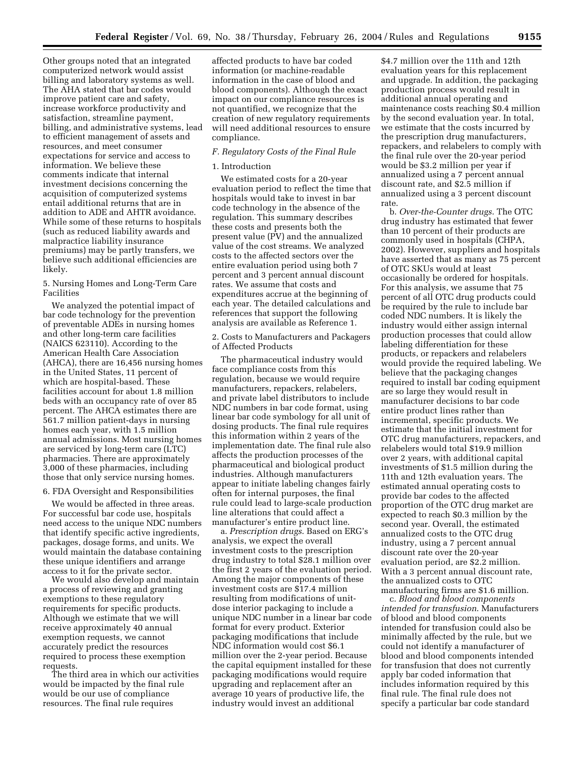Other groups noted that an integrated computerized network would assist billing and laboratory systems as well. The AHA stated that bar codes would improve patient care and safety, increase workforce productivity and satisfaction, streamline payment, billing, and administrative systems, lead to efficient management of assets and resources, and meet consumer expectations for service and access to information. We believe these comments indicate that internal investment decisions concerning the acquisition of computerized systems entail additional returns that are in addition to ADE and AHTR avoidance. While some of these returns to hospitals (such as reduced liability awards and malpractice liability insurance premiums) may be partly transfers, we believe such additional efficiencies are likely.

5. Nursing Homes and Long-Term Care Facilities

We analyzed the potential impact of bar code technology for the prevention of preventable ADEs in nursing homes and other long-term care facilities (NAICS 623110). According to the American Health Care Association (AHCA), there are 16,456 nursing homes in the United States, 11 percent of which are hospital-based. These facilities account for about 1.8 million beds with an occupancy rate of over 85 percent. The AHCA estimates there are 561.7 million patient-days in nursing homes each year, with 1.5 million annual admissions. Most nursing homes are serviced by long-term care (LTC) pharmacies. There are approximately 3,000 of these pharmacies, including those that only service nursing homes.

6. FDA Oversight and Responsibilities

We would be affected in three areas. For successful bar code use, hospitals need access to the unique NDC numbers that identify specific active ingredients, packages, dosage forms, and units. We would maintain the database containing these unique identifiers and arrange access to it for the private sector.

We would also develop and maintain a process of reviewing and granting exemptions to these regulatory requirements for specific products. Although we estimate that we will receive approximately 40 annual exemption requests, we cannot accurately predict the resources required to process these exemption requests.

The third area in which our activities would be impacted by the final rule would be our use of compliance resources. The final rule requires affected products to have bar coded information (or machine-readable information in the case of blood and blood components). Although the exact impact on our compliance resources is not quantified, we recognize that the creation of new regulatory requirements will need additional resources to ensure compliance.

### F. Regulatory Costs of the Final Rule

1. Introduction

We estimated costs for a 20-year evaluation period to reflect the time that hospitals would take to invest in bar code technology in the absence of the regulation. This summary describes these costs and presents both the present value (PV) and the annualized value of the cost streams. We analyzed costs to the affected sectors over the entire evaluation period using both 7 percent and 3 percent annual discount rates. We assume that costs and expenditures accrue at the beginning of each year. The detailed calculations and references that support the following analysis are available as Reference 1.

2. Costs to Manufacturers and Packagers of Affected Products

The pharmaceutical industry would face compliance costs from this regulation, because we would require manufacturers, repackers, relabelers, and private label distributors to include NDC numbers in bar code format, using linear bar code symbology for all unit of dosing products. The final rule requires this information within 2 years of the implementation date. The final rule also affects the production processes of the pharmaceutical and biological product industries. Although manufacturers appear to initiate labeling changes fairly often for internal purposes, the final rule could lead to large-scale production line alterations that could affect a manufacturer's entire product line.

a. *Prescription drugs*. Based on ERG's analysis, we expect the overall investment costs to the prescription drug industry to total $28.1 million over the first 2 years of the evaluation period. Among the major components of these investment costs are $17.4 million resulting from modifications of unit-dose interior packaging to include a unique NDC number in a linear bar code format for every product. Exterior packaging modifications that include NDC information would cost $6.1 million over the 2-year period. Because the capital equipment installed for these packaging modifications would require upgrading and replacement after an average 10 years of productive life, the industry would invest an additional $4.7 million over the 11th and 12th evaluation years for this replacement and upgrade. In addition, the packaging production process would result in additional annual operating and maintenance costs reaching $0.4 million by the second evaluation year. In total, we estimate that the costs incurred by the prescription drug manufacturers, repackers, and relabelers to comply with the final rule over the 20-year period would be $3.2 million per year if annualized using a 7 percent annual discount rate, and $2.5 million if annualized using a 3 percent discount rate.

b. *Over-the-Counter drugs*. The OTC drug industry has estimated that fewer than 10 percent of their products are commonly used in hospitals (CHPA, 2002). However, suppliers and hospitals have asserted that as many as 75 percent of OTC SKUs would at least occasionally be ordered for hospitals. For this analysis, we assume that 75 percent of all OTC drug products could be required by the rule to include bar coded NDC numbers. It is likely the industry would either assign internal production processes that could allow labeling differentiation for these products, or repackers and relabelers would provide the required labeling. We believe that the packaging changes required to install bar coding equipment are so large they would result in manufacturer decisions to bar code entire product lines rather than incremental, specific products. We estimate that the initial investment for OTC drug manufacturers, repackers, and relabelers would total $19.9 million over 2 years, with additional capital investments of $1.5 million during the 11th and 12th evaluation years. The estimated annual operating costs to provide bar codes to the affected proportion of the OTC drug market are expected to reach $0.3 million by the second year. Overall, the estimated annualized costs to the OTC drug industry, using a 7 percent annual discount rate over the 20-year evaluation period, are $2.2 million. With a 3 percent annual discount rate, the annualized costs to OTC manufacturing firms are $1.6 million.

c. *Blood and blood components intended for transfusion*. Manufacturers of blood and blood components intended for transfusion could also be minimally affected by the rule, but we could not identify a manufacturer of blood and blood components intended for transfusion that does not currently apply bar coded information that includes information required by this final rule. The final rule does not specify a particular bar code standard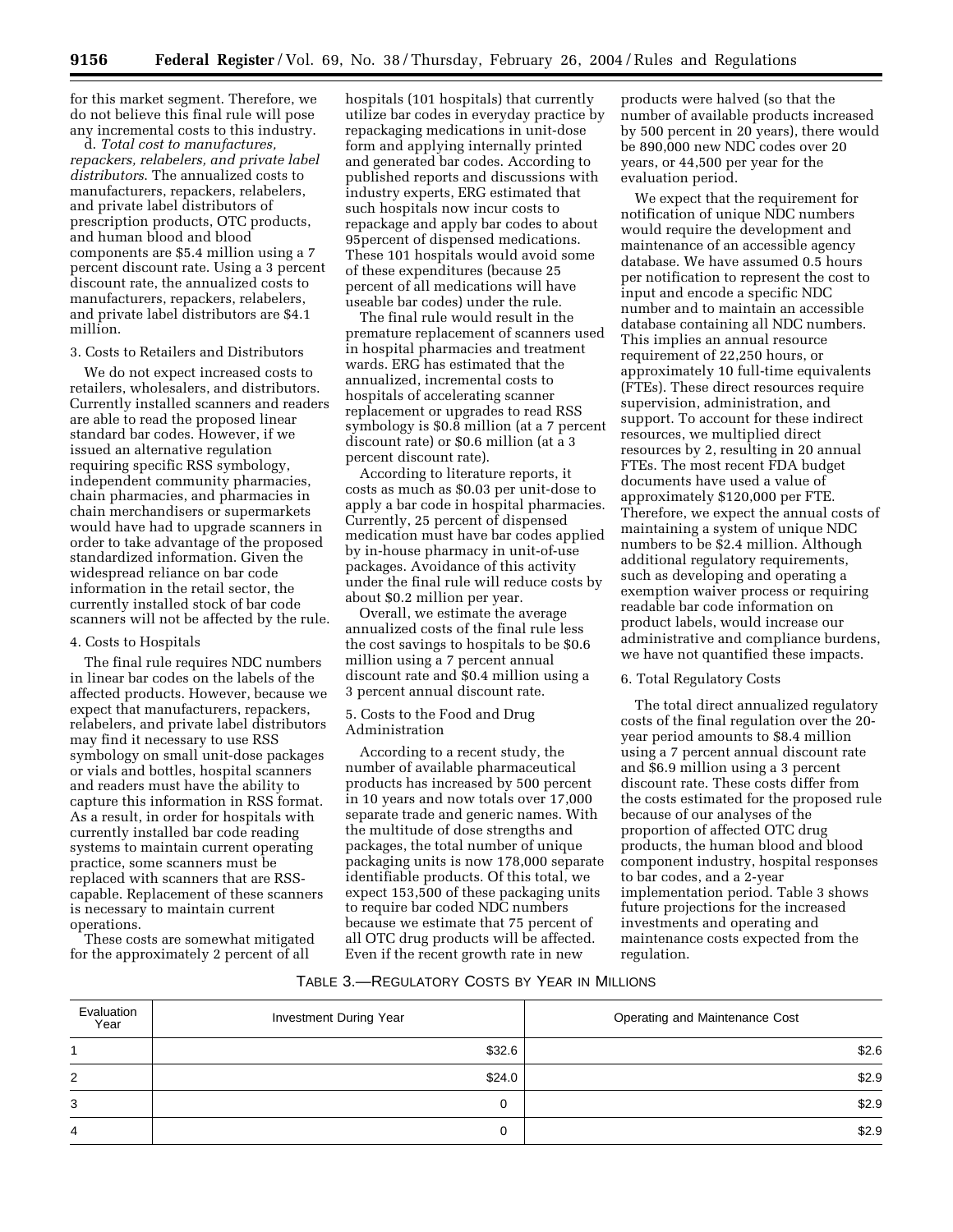for this market segment. Therefore, we do not believe this final rule will pose any incremental costs to this industry.

d. *Total cost to manufactures, repackers, relabelers, and private label distributors.* The annualized costs to manufacturers, repackers, relabelers, and private label distributors of prescription products, OTC products, and human blood and blood components are $5.4 million using a 7 percent discount rate. Using a 3 percent discount rate, the annualized costs to manufacturers, repackers, relabelers, and private label distributors are $4.1 million.

3. Costs to Retailers and Distributors

We do not expect increased costs to retailers, wholesalers, and distributors. Currently installed scanners and readers are able to read the proposed linear standard bar codes. However, if we issued an alternative regulation requiring specific RSS symbology, independent community pharmacies, chain pharmacies, and pharmacies in chain merchandisers or supermarkets would have had to upgrade scanners in order to take advantage of the proposed standardized information. Given the widespread reliance on bar code information in the retail sector, the currently installed stock of bar code scanners will not be affected by the rule.

4. Costs to Hospitals

The final rule requires NDC numbers in linear bar codes on the labels of the affected products. However, because we expect that manufacturers, repackers, relabelers, and private label distributors may find it necessary to use RSS symbology on small unit-dose packages or vials and bottles, hospital scanners and readers must have the ability to capture this information in RSS format. As a result, in order for hospitals with currently installed bar code reading systems to maintain current operating practice, some scanners must be replaced with scanners that are RSS-capable. Replacement of these scanners is necessary to maintain current operations.

These costs are somewhat mitigated for the approximately 2 percent of all hospitals (101 hospitals) that currently utilize bar codes in everyday practice by repackaging medications in unit-dose form and applying internally printed and generated bar codes. According to published reports and discussions with industry experts, ERG estimated that such hospitals now incur costs to repackage and apply bar codes to about 95percent of dispensed medications. These 101 hospitals would avoid some of these expenditures (because 25 percent of all medications will have useable bar codes) under the rule.

The final rule would result in the premature replacement of scanners used in hospital pharmacies and treatment wards. ERG has estimated that the annualized, incremental costs to hospitals of accelerating scanner replacement or upgrades to read RSS symbology is $0.8 million (at a 7 percent discount rate) or $0.6 million (at a 3 percent discount rate).

According to literature reports, it costs as much as $0.03 per unit-dose to apply a bar code in hospital pharmacies. Currently, 25 percent of dispensed medication must have bar codes applied by in-house pharmacy in unit-of-use packages. Avoidance of this activity under the final rule will reduce costs by about $0.2 million per year.

Overall, we estimate the average annualized costs of the final rule less the cost savings to hospitals to be $0.6 million using a 7 percent annual discount rate and $0.4 million using a 3 percent annual discount rate.

5. Costs to the Food and Drug Administration

According to a recent study, the number of available pharmaceutical products has increased by 500 percent in 10 years and now totals over 17,000 separate trade and generic names. With the multitude of dose strengths and packages, the total number of unique packaging units is now 178,000 separate identifiable products. Of this total, we expect 153,500 of these packaging units to require bar coded NDC numbers because we estimate that 75 percent of all OTC drug products will be affected. Even if the recent growth rate in new products were halved (so that the number of available products increased by 500 percent in 20 years), there would be 890,000 new NDC codes over 20 years, or 44,500 per year for the evaluation period.

We expect that the requirement for notification of unique NDC numbers would require the development and maintenance of an accessible agency database. We have assumed 0.5 hours per notification to represent the cost to input and encode a specific NDC number and to maintain an accessible database containing all NDC numbers. This implies an annual resource requirement of 22,250 hours, or approximately 10 full-time equivalents (FTEs). These direct resources require supervision, administration, and support. To account for these indirect resources, we multiplied direct resources by 2, resulting in 20 annual FTEs. The most recent FDA budget documents have used a value of approximately $120,000 per FTE. Therefore, we expect the annual costs of maintaining a system of unique NDC numbers to be $2.4 million. Although additional regulatory requirements, such as developing and operating a exemption waiver process or requiring readable bar code information on product labels, would increase our administrative and compliance burdens, we have not quantified these impacts.

6. Total Regulatory Costs

The total direct annualized regulatory costs of the final regulation over the 20-year period amounts to $8.4 million using a 7 percent annual discount rate and $6.9 million using a 3 percent discount rate. These costs differ from the costs estimated for the proposed rule because of our analyses of the proportion of affected OTC drug products, the human blood and blood component industry, hospital responses to bar codes, and a 2-year implementation period. Table 3 shows future projections for the increased investments and operating and maintenance costs expected from the regulation.

TABLE 3.—REGULATORY COSTS BY YEAR IN MILLIONS

| Evaluation Year | Investment During Year | Operating and Maintenance Cost |
|---|---|---|
| 1 | $32.6 | $2.6 |
| 2 | $24.0 | $2.9 |
| 3 | 0 | $2.9 |
| 4 | 0 | $2.9 |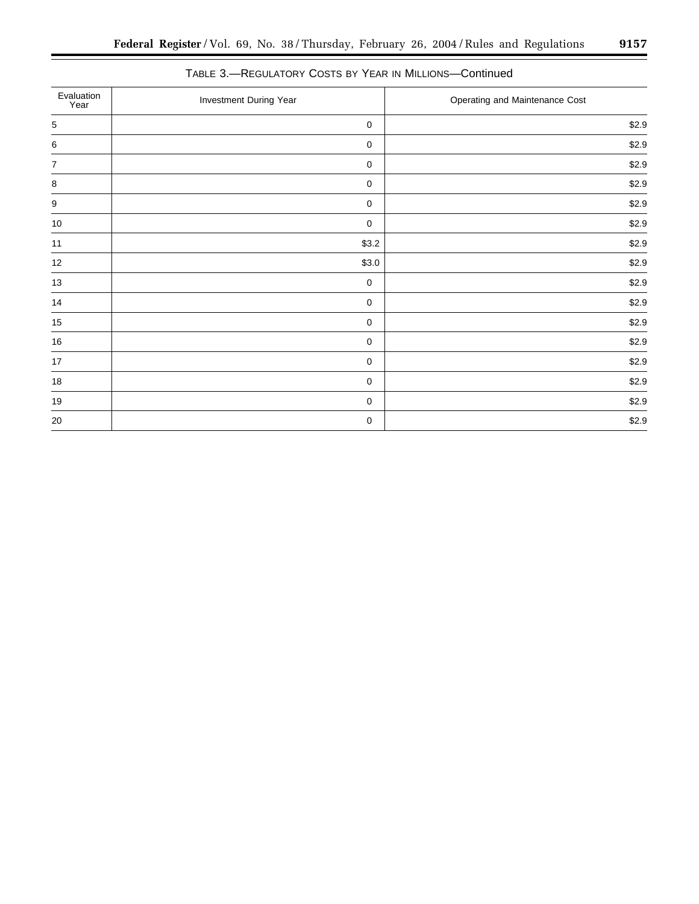TABLE 3.—REGULATORY COSTS BY YEAR IN MILLIONS—Continued

| Evaluation Year | Investment During Year | Operating and Maintenance Cost |
|---|---|---|
| 5 | 0 | $2.9 |
| 6 | 0 | $2.9 |
| 7 | 0 | $2.9 |
| 8 | 0 | $2.9 |
| 9 | 0 | $2.9 |
| 10 | 0 | $2.9 |
| 11 | $3.2 | $2.9 |
| 12 | $3.0 | $2.9 |
| 13 | 0 | $2.9 |
| 14 | 0 | $2.9 |
| 15 | 0 | $2.9 |
| 16 | 0 | $2.9 |
| 17 | 0 | $2.9 |
| 18 | 0 | $2.9 |
| 19 | 0 | $2.9 |
| 20 | 0 | $2.9 |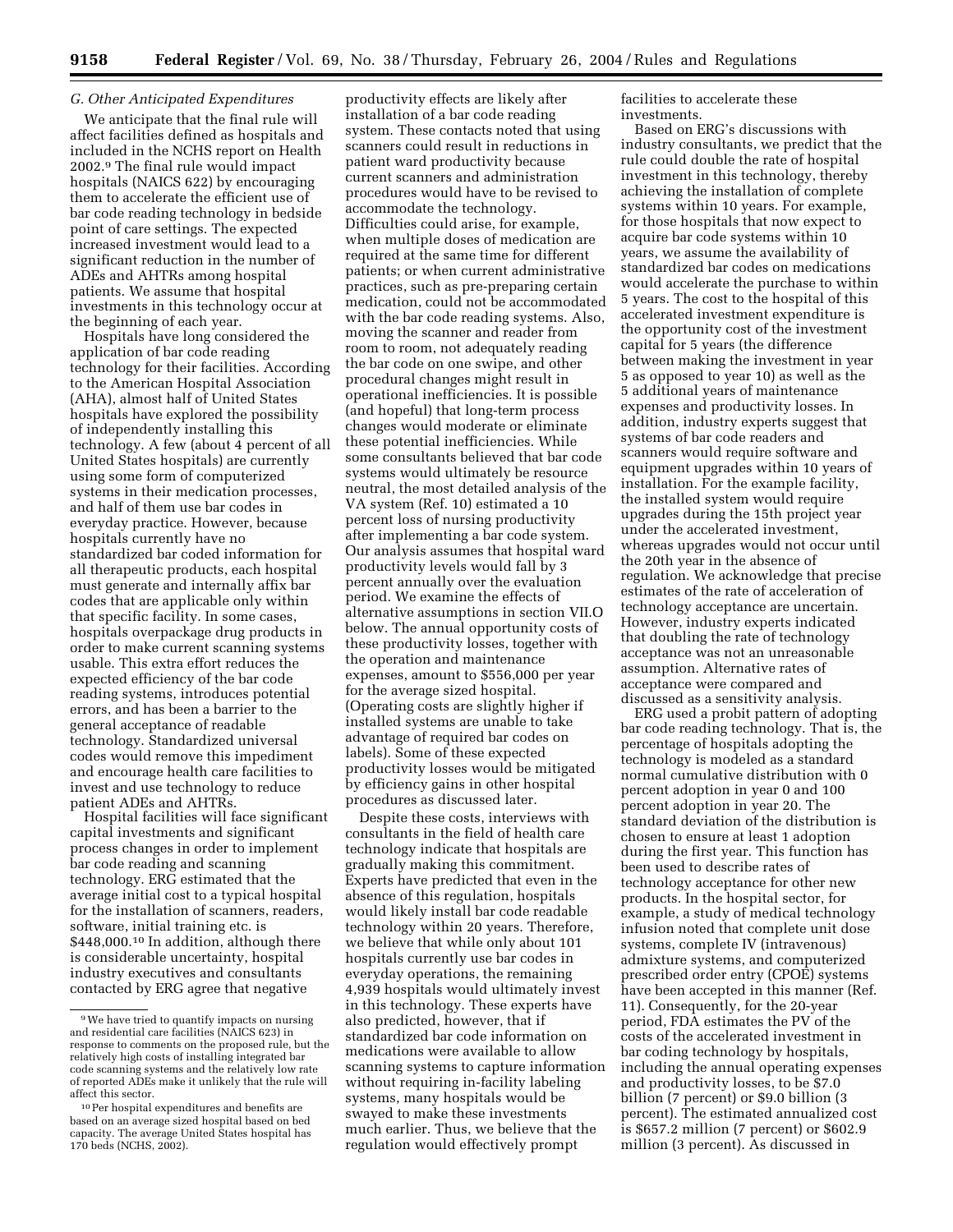*G. Other Anticipated Expenditures*

We anticipate that the final rule will affect facilities defined as hospitals and included in the NCHS report on Health 2002.[9] The final rule would impact hospitals (NAICS 622) by encouraging them to accelerate the efficient use of bar code reading technology in bedside point of care settings. The expected increased investment would lead to a significant reduction in the number of ADEs and AHTRs among hospital patients. We assume that hospital investments in this technology occur at the beginning of each year.

Hospitals have long considered the application of bar code reading technology for their facilities. According to the American Hospital Association (AHA), almost half of United States hospitals have explored the possibility of independently installing this technology. A few (about 4 percent of all United States hospitals) are currently using some form of computerized systems in their medication processes, and half of them use bar codes in everyday practice. However, because hospitals currently have no standardized bar coded information for all therapeutic products, each hospital must generate and internally affix bar codes that are applicable only within that specific facility. In some cases, hospitals overpackage drug products in order to make current scanning systems usable. This extra effort reduces the expected efficiency of the bar code reading systems, introduces potential errors, and has been a barrier to the general acceptance of readable technology. Standardized universal codes would remove this impediment and encourage health care facilities to invest and use technology to reduce patient ADEs and AHTRs.

Hospital facilities will face significant capital investments and significant process changes in order to implement bar code reading and scanning technology. ERG estimated that the average initial cost to a typical hospital for the installation of scanners, readers, software, initial training etc. is \$448,000.[10] In addition, although there is considerable uncertainty, hospital industry executives and consultants contacted by ERG agree that negative productivity effects are likely after installation of a bar code reading system. These contacts noted that using scanners could result in reductions in patient ward productivity because current scanners and administration procedures would have to be revised to accommodate the technology. Difficulties could arise, for example, when multiple doses of medication are required at the same time for different patients; or when current administrative practices, such as pre-preparing certain medication, could not be accommodated with the bar code reading systems. Also, moving the scanner and reader from room to room, not adequately reading the bar code on one swipe, and other procedural changes might result in operational inefficiencies. It is possible (and hopeful) that long-term process changes would moderate or eliminate these potential inefficiencies. While some consultants believed that bar code systems would ultimately be resource neutral, the most detailed analysis of the VA system (Ref. 10) estimated a 10 percent loss of nursing productivity after implementing a bar code system. Our analysis assumes that hospital ward productivity levels would fall by 3 percent annually over the evaluation period. We examine the effects of alternative assumptions in section VII.O below. The annual opportunity costs of these productivity losses, together with the operation and maintenance expenses, amount to \$556,000 per year for the average sized hospital. (Operating costs are slightly higher if installed systems are unable to take advantage of required bar codes on labels). Some of these expected productivity losses would be mitigated by efficiency gains in other hospital procedures as discussed later.

Despite these costs, interviews with consultants in the field of health care technology indicate that hospitals are gradually making this commitment. Experts have predicted that even in the absence of this regulation, hospitals would likely install bar code readable technology within 20 years. Therefore, we believe that while only about 101 hospitals currently use bar codes in everyday operations, the remaining 4,939 hospitals would ultimately invest in this technology. These experts have also predicted, however, that if standardized bar code information on medications were available to allow scanning systems to capture information without requiring in-facility labeling systems, many hospitals would be swayed to make these investments much earlier. Thus, we believe that the regulation would effectively prompt facilities to accelerate these investments.

Based on ERG's discussions with industry consultants, we predict that the rule could double the rate of hospital investment in this technology, thereby achieving the installation of complete systems within 10 years. For example, for those hospitals that now expect to acquire bar code systems within 10 years, we assume the availability of standardized bar codes on medications would accelerate the purchase to within 5 years. The cost to the hospital of this accelerated investment expenditure is the opportunity cost of the investment capital for 5 years (the difference between making the investment in year 5 as opposed to year 10) as well as the 5 additional years of maintenance expenses and productivity losses. In addition, industry experts suggest that systems of bar code readers and scanners would require software and equipment upgrades within 10 years of installation. For the example facility, the installed system would require upgrades during the 15th project year under the accelerated investment, whereas upgrades would not occur until the 20th year in the absence of regulation. We acknowledge that precise estimates of the rate of acceleration of technology acceptance are uncertain. However, industry experts indicated that doubling the rate of technology acceptance was not an unreasonable assumption. Alternative rates of acceptance were compared and discussed as a sensitivity analysis.

ERG used a probit pattern of adopting bar code reading technology. That is, the percentage of hospitals adopting the technology is modeled as a standard normal cumulative distribution with 0 percent adoption in year 0 and 100 percent adoption in year 20. The standard deviation of the distribution is chosen to ensure at least 1 adoption during the first year. This function has been used to describe rates of technology acceptance for other new products. In the hospital sector, for example, a study of medical technology infusion noted that complete unit dose systems, complete IV (intravenous) admixture systems, and computerized prescribed order entry (CPOE) systems have been accepted in this manner (Ref. 11). Consequently, for the 20-year period, FDA estimates the PV of the costs of the accelerated investment in bar coding technology by hospitals, including the annual operating expenses and productivity losses, to be \$7.0 billion (7 percent) or \$9.0 billion (3 percent). The estimated annualized cost is \$657.2 million (7 percent) or \$602.9 million (3 percent). As discussed in

[9] We have tried to quantify impacts on nursing and residential care facilities (NAICS 623) in response to comments on the proposed rule, but the relatively high costs of installing integrated bar code scanning systems and the relatively low rate of reported ADEs make it unlikely that the rule will affect this sector.

[10] Per hospital expenditures and benefits are based on an average sized hospital based on bed capacity. The average United States hospital has 170 beds (NCHS, 2002).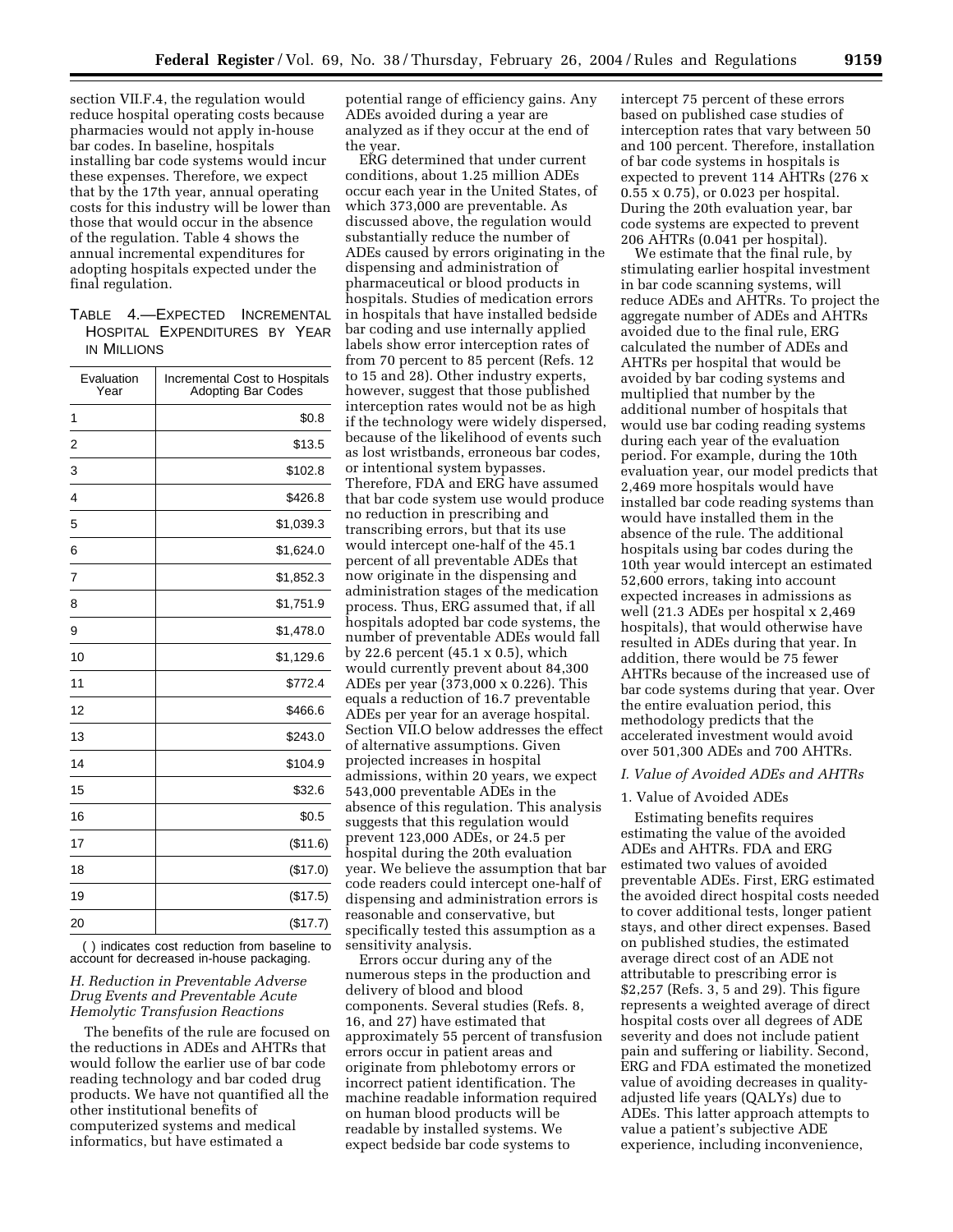section VII.F.4, the regulation would reduce hospital operating costs because pharmacies would not apply in-house bar codes. In baseline, hospitals installing bar code systems would incur these expenses. Therefore, we expect that by the 17th year, annual operating costs for this industry will be lower than those that would occur in the absence of the regulation. Table 4 shows the annual incremental expenditures for adopting hospitals expected under the final regulation.

TABLE 4.—EXPECTED INCREMENTAL HOSPITAL EXPENDITURES BY YEAR IN MILLIONS

| Evaluation Year | Incremental Cost to Hospitals Adopting Bar Codes |
|---|---|
| 1 | $0.8 |
| 2 | $13.5 |
| 3 | $102.8 |
| 4 | $426.8 |
| 5 | $1,039.3 |
| 6 | $1,624.0 |
| 7 | $1,852.3 |
| 8 | $1,751.9 |
| 9 | $1,478.0 |
| 10 | $1,129.6 |
| 11 | $772.4 |
| 12 | $466.6 |
| 13 | $243.0 |
| 14 | $104.9 |
| 15 | $32.6 |
| 16 | $0.5 |
| 17 | ($11.6) |
| 18 | ($17.0) |
| 19 | ($17.5) |
| 20 | ($17.7) |

( ) indicates cost reduction from baseline to account for decreased in-house packaging.

### *H. Reduction in Preventable Adverse Drug Events and Preventable Acute Hemolytic Transfusion Reactions*

The benefits of the rule are focused on the reductions in ADEs and AHTRs that would follow the earlier use of bar code reading technology and bar coded drug products. We have not quantified all the other institutional benefits of computerized systems and medical informatics, but have estimated a potential range of efficiency gains. Any ADEs avoided during a year are analyzed as if they occur at the end of the year.

ERG determined that under current conditions, about 1.25 million ADEs occur each year in the United States, of which 373,000 are preventable. As discussed above, the regulation would substantially reduce the number of ADEs caused by errors originating in the dispensing and administration of pharmaceutical or blood products in hospitals. Studies of medication errors in hospitals that have installed bedside bar coding and use internally applied labels show error interception rates of from 70 percent to 85 percent (Refs. 12 to 15 and 28). Other industry experts, however, suggest that those published interception rates would not be as high if the technology were widely dispersed, because of the likelihood of events such as lost wristbands, erroneous bar codes, or intentional system bypasses. Therefore, FDA and ERG have assumed that bar code system use would produce no reduction in prescribing and transcribing errors, but that its use would intercept one-half of the 45.1 percent of all preventable ADEs that now originate in the dispensing and administration stages of the medication process. Thus, ERG assumed that, if all hospitals adopted bar code systems, the number of preventable ADEs would fall by 22.6 percent (45.1 x 0.5), which would currently prevent about 84,300 ADEs per year (373,000 x 0.226). This equals a reduction of 16.7 preventable ADEs per year for an average hospital. Section VII.O below addresses the effect of alternative assumptions. Given projected increases in hospital admissions, within 20 years, we expect 543,000 preventable ADEs in the absence of this regulation. This analysis suggests that this regulation would prevent 123,000 ADEs, or 24.5 per hospital during the 20th evaluation year. We believe the assumption that bar code readers could intercept one-half of dispensing and administration errors is reasonable and conservative, but specifically tested this assumption as a sensitivity analysis.

Errors occur during any of the numerous steps in the production and delivery of blood and blood components. Several studies (Refs. 8, 16, and 27) have estimated that approximately 55 percent of transfusion errors occur in patient areas and originate from phlebotomy errors or incorrect patient identification. The machine readable information required on human blood products will be readable by installed systems. We expect bedside bar code systems to intercept 75 percent of these errors based on published case studies of interception rates that vary between 50 and 100 percent. Therefore, installation of bar code systems in hospitals is expected to prevent 114 AHTRs (276 x 0.55 x 0.75), or 0.023 per hospital. During the 20th evaluation year, bar code systems are expected to prevent 206 AHTRs (0.041 per hospital).

We estimate that the final rule, by stimulating earlier hospital investment in bar code scanning systems, will reduce ADEs and AHTRs. To project the aggregate number of ADEs and AHTRs avoided due to the final rule, ERG calculated the number of ADEs and AHTRs per hospital that would be avoided by bar coding systems and multiplied that number by the additional number of hospitals that would use bar coding reading systems during each year of the evaluation period. For example, during the 10th evaluation year, our model predicts that 2,469 more hospitals would have installed bar code reading systems than would have installed them in the absence of the rule. The additional hospitals using bar codes during the 10th year would intercept an estimated 52,600 errors, taking into account expected increases in admissions as well (21.3 ADEs per hospital x 2,469 hospitals), that would otherwise have resulted in ADEs during that year. In addition, there would be 75 fewer AHTRs because of the increased use of bar code systems during that year. Over the entire evaluation period, this methodology predicts that the accelerated investment would avoid over 501,300 ADEs and 700 AHTRs.

### *I. Value of Avoided ADEs and AHTRs*

#### 1. Value of Avoided ADEs

Estimating benefits requires estimating the value of the avoided ADEs and AHTRs. FDA and ERG estimated two values of avoided preventable ADEs. First, ERG estimated the avoided direct hospital costs needed to cover additional tests, longer patient stays, and other direct expenses. Based on published studies, the estimated average direct cost of an ADE not attributable to prescribing error is $2,257 (Refs. 3, 5 and 29). This figure represents a weighted average of direct hospital costs over all degrees of ADE severity and does not include patient pain and suffering or liability. Second, ERG and FDA estimated the monetized value of avoiding decreases in quality-adjusted life years (QALYs) due to ADEs. This latter approach attempts to value a patient's subjective ADE experience, including inconvenience,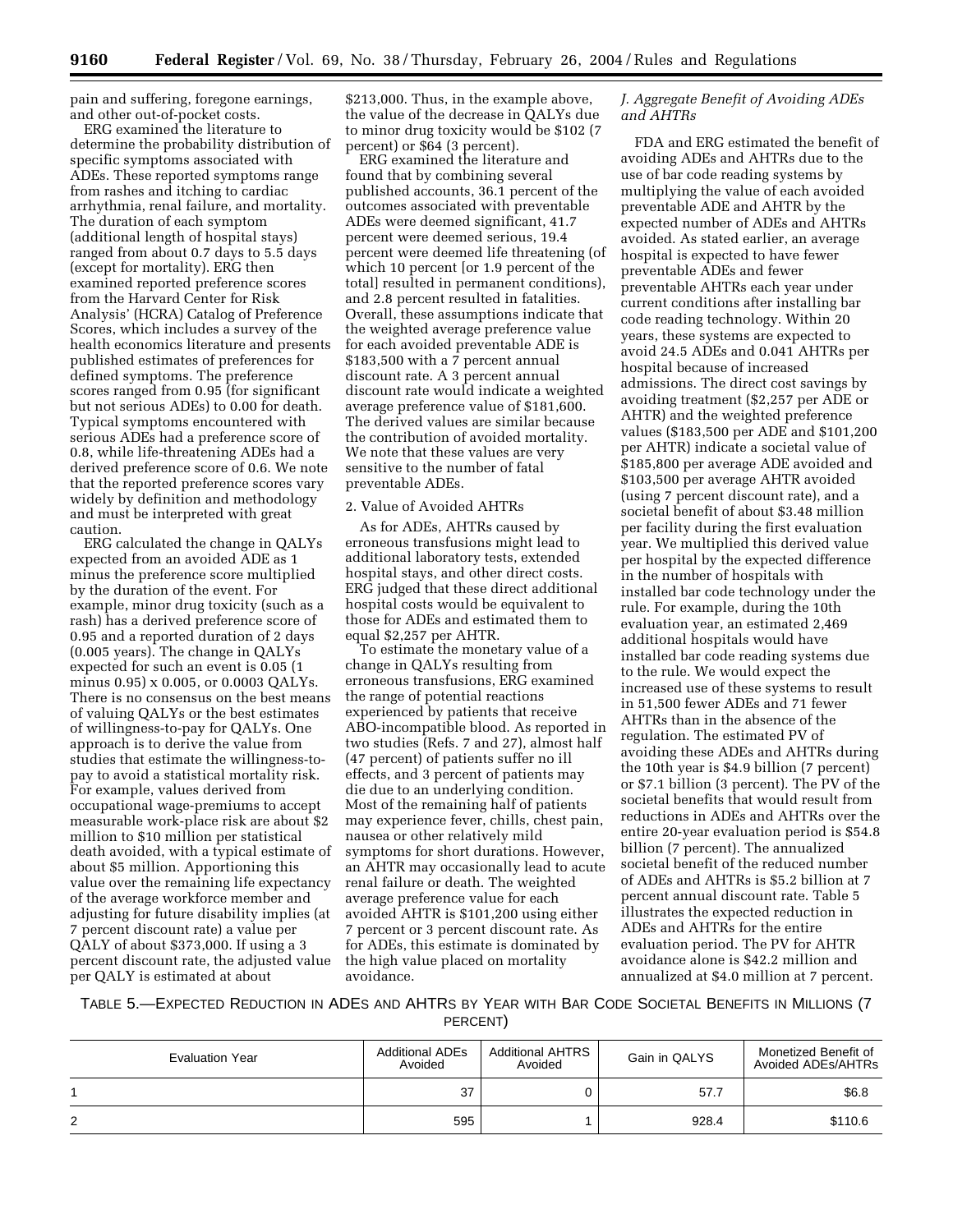pain and suffering, foregone earnings, and other out-of-pocket costs.

ERG examined the literature to determine the probability distribution of specific symptoms associated with ADEs. These reported symptoms range from rashes and itching to cardiac arrhythmia, renal failure, and mortality. The duration of each symptom (additional length of hospital stays) ranged from about 0.7 days to 5.5 days (except for mortality). ERG then examined reported preference scores from the Harvard Center for Risk Analysis' (HCRA) Catalog of Preference Scores, which includes a survey of the health economics literature and presents published estimates of preferences for defined symptoms. The preference scores ranged from 0.95 (for significant but not serious ADEs) to 0.00 for death. Typical symptoms encountered with serious ADEs had a preference score of 0.8, while life-threatening ADEs had a derived preference score of 0.6. We note that the reported preference scores vary widely by definition and methodology and must be interpreted with great caution.

ERG calculated the change in QALYs expected from an avoided ADE as 1 minus the preference score multiplied by the duration of the event. For example, minor drug toxicity (such as a rash) has a derived preference score of 0.95 and a reported duration of 2 days (0.005 years). The change in QALYs expected for such an event is 0.05 (1 minus 0.95) x 0.005, or 0.0003 QALYs. There is no consensus on the best means of valuing QALYs or the best estimates of willingness-to-pay for QALYs. One approach is to derive the value from studies that estimate the willingness-to-pay to avoid a statistical mortality risk. For example, values derived from occupational wage-premiums to accept measurable work-place risk are about $2 million to $10 million per statistical death avoided, with a typical estimate of about $5 million. Apportioning this value over the remaining life expectancy of the average workforce member and adjusting for future disability implies (at 7 percent discount rate) a value per QALY of about $373,000. If using a 3 percent discount rate, the adjusted value per QALY is estimated at about $213,000. Thus, in the example above, the value of the decrease in QALYs due to minor drug toxicity would be $102 (7 percent) or $64 (3 percent).

ERG examined the literature and found that by combining several published accounts, 36.1 percent of the outcomes associated with preventable ADEs were deemed significant, 41.7 percent were deemed serious, 19.4 percent were deemed life threatening (of which 10 percent [or 1.9 percent of the total] resulted in permanent conditions), and 2.8 percent resulted in fatalities. Overall, these assumptions indicate that the weighted average preference value for each avoided preventable ADE is $183,500 with a 7 percent annual discount rate. A 3 percent annual discount rate would indicate a weighted average preference value of $181,600. The derived values are similar because the contribution of avoided mortality. We note that these values are very sensitive to the number of fatal preventable ADEs.

2. Value of Avoided AHTRs

As for ADEs, AHTRs caused by erroneous transfusions might lead to additional laboratory tests, extended hospital stays, and other direct costs. ERG judged that these direct additional hospital costs would be equivalent to those for ADEs and estimated them to equal $2,257 per AHTR.

To estimate the monetary value of a change in QALYs resulting from erroneous transfusions, ERG examined the range of potential reactions experienced by patients that receive ABO-incompatible blood. As reported in two studies (Refs. 7 and 27), almost half (47 percent) of patients suffer no ill effects, and 3 percent of patients may die due to an underlying condition. Most of the remaining half of patients may experience fever, chills, chest pain, nausea or other relatively mild symptoms for short durations. However, an AHTR may occasionally lead to acute renal failure or death. The weighted average preference value for each avoided AHTR is $101,200 using either 7 percent or 3 percent discount rate. As for ADEs, this estimate is dominated by the high value placed on mortality avoidance.

*J. Aggregate Benefit of Avoiding ADEs and AHTRs*

FDA and ERG estimated the benefit of avoiding ADEs and AHTRs due to the use of bar code reading systems by multiplying the value of each avoided preventable ADE and AHTR by the expected number of ADEs and AHTRs avoided. As stated earlier, an average hospital is expected to have fewer preventable ADEs and fewer preventable AHTRs each year under current conditions after installing bar code reading technology. Within 20 years, these systems are expected to avoid 24.5 ADEs and 0.041 AHTRs per hospital because of increased admissions. The direct cost savings by avoiding treatment ($2,257 per ADE or AHTR) and the weighted preference values ($183,500 per ADE and $101,200 per AHTR) indicate a societal value of $185,800 per average ADE avoided and $103,500 per average AHTR avoided (using 7 percent discount rate), and a societal benefit of about $3.48 million per facility during the first evaluation year. We multiplied this derived value per hospital by the expected difference in the number of hospitals with installed bar code technology under the rule. For example, during the 10th evaluation year, an estimated 2,469 additional hospitals would have installed bar code reading systems due to the rule. We would expect the increased use of these systems to result in 51,500 fewer ADEs and 71 fewer AHTRs than in the absence of the regulation. The estimated PV of avoiding these ADEs and AHTRs during the 10th year is $4.9 billion (7 percent) or $7.1 billion (3 percent). The PV of the societal benefits that would result from reductions in ADEs and AHTRs over the entire 20-year evaluation period is $54.8 billion (7 percent). The annualized societal benefit of the reduced number of ADEs and AHTRs is $5.2 billion at 7 percent annual discount rate. Table 5 illustrates the expected reduction in ADEs and AHTRs for the entire evaluation period. The PV for AHTR avoidance alone is $42.2 million and annualized at $4.0 million at 7 percent.

TABLE 5.—EXPECTED REDUCTION IN ADEs AND AHTRs BY YEAR WITH BAR CODE SOCIETAL BENEFITS IN MILLIONS (7 PERCENT)

| Evaluation Year | Additional ADEs Avoided | Additional AHTRS Avoided | Gain in QALYS | Monetized Benefit of Avoided ADEs/AHTRs |
|---|---|---|---|---|
| 1 | 37 | 0 | 57.7 | $6.8 |
| 2 | 595 | 1 | 928.4 | $110.6 |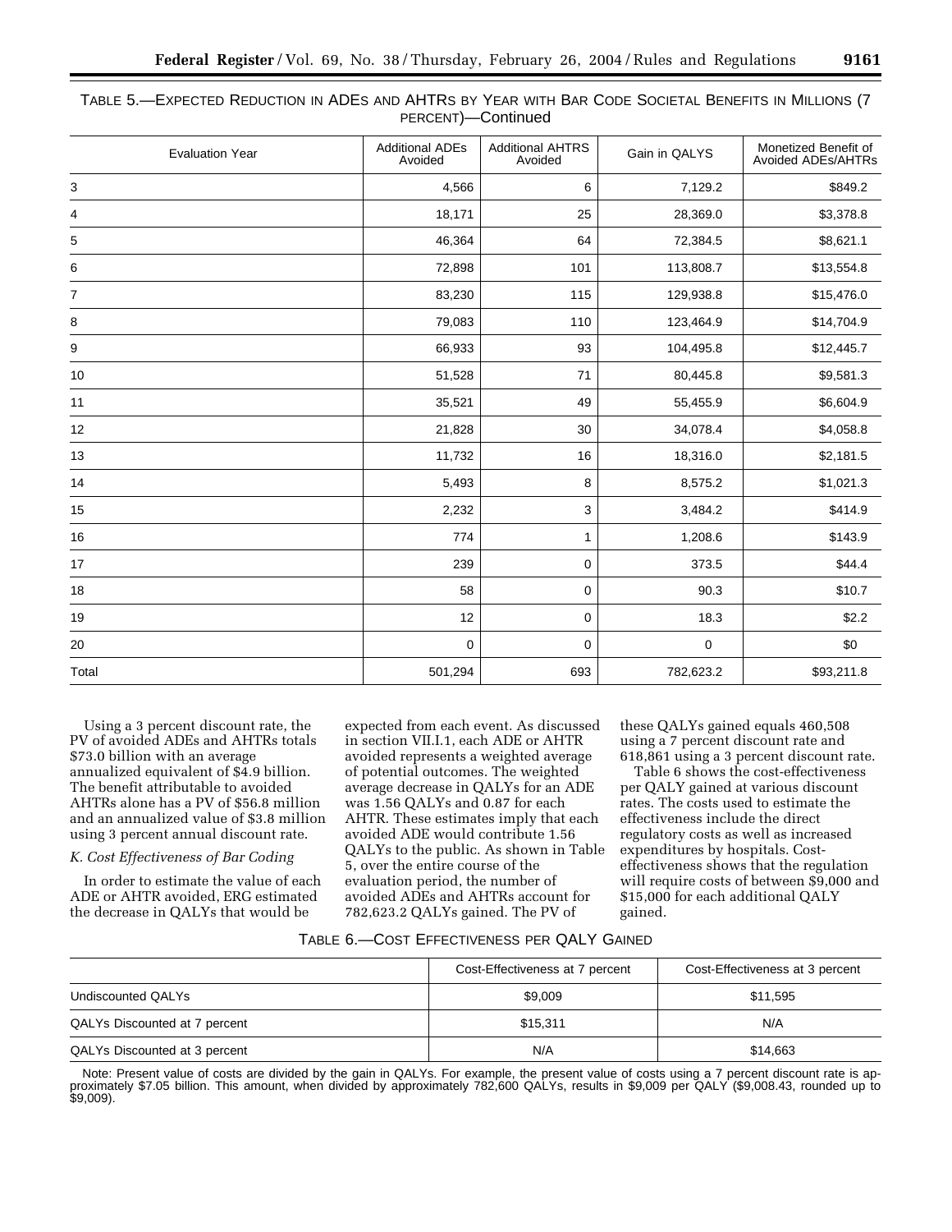TABLE 5.—EXPECTED REDUCTION IN ADES AND AHTRS BY YEAR WITH BAR CODE SOCIETAL BENEFITS IN MILLIONS (7 PERCENT)—Continued

| Evaluation Year | Additional ADEs Avoided | Additional AHTRS Avoided | Gain in QALYS | Monetized Benefit of Avoided ADEs/AHTRs |
|---|---|---|---|---|
| 3 | 4,566 | 6 | 7,129.2 | $849.2 |
| 4 | 18,171 | 25 | 28,369.0 | $3,378.8 |
| 5 | 46,364 | 64 | 72,384.5 | $8,621.1 |
| 6 | 72,898 | 101 | 113,808.7 | $13,554.8 |
| 7 | 83,230 | 115 | 129,938.8 | $15,476.0 |
| 8 | 79,083 | 110 | 123,464.9 | $14,704.9 |
| 9 | 66,933 | 93 | 104,495.8 | $12,445.7 |
| 10 | 51,528 | 71 | 80,445.8 | $9,581.3 |
| 11 | 35,521 | 49 | 55,455.9 | $6,604.9 |
| 12 | 21,828 | 30 | 34,078.4 | $4,058.8 |
| 13 | 11,732 | 16 | 18,316.0 | $2,181.5 |
| 14 | 5,493 | 8 | 8,575.2 | $1,021.3 |
| 15 | 2,232 | 3 | 3,484.2 | $414.9 |
| 16 | 774 | 1 | 1,208.6 | $143.9 |
| 17 | 239 | 0 | 373.5 | $44.4 |
| 18 | 58 | 0 | 90.3 | $10.7 |
| 19 | 12 | 0 | 18.3 | $2.2 |
| 20 | 0 | 0 | 0 | $0 |
| Total | 501,294 | 693 | 782,623.2 | $93,211.8 |

Using a 3 percent discount rate, the PV of avoided ADEs and AHTRs totals $73.0 billion with an average annualized equivalent of $4.9 billion. The benefit attributable to avoided AHTRs alone has a PV of $56.8 million and an annualized value of $3.8 million using 3 percent annual discount rate.

*K. Cost Effectiveness of Bar Coding*

In order to estimate the value of each ADE or AHTR avoided, ERG estimated the decrease in QALYs that would be expected from each event. As discussed in section VII.I.1, each ADE or AHTR avoided represents a weighted average of potential outcomes. The weighted average decrease in QALYs for an ADE was 1.56 QALYs and 0.87 for each AHTR. These estimates imply that each avoided ADE would contribute 1.56 QALYs to the public. As shown in Table 5, over the entire course of the evaluation period, the number of avoided ADEs and AHTRs account for 782,623.2 QALYs gained. The PV of these QALYs gained equals 460,508 using a 7 percent discount rate and 618,861 using a 3 percent discount rate.

Table 6 shows the cost-effectiveness per QALY gained at various discount rates. The costs used to estimate the effectiveness include the direct regulatory costs as well as increased expenditures by hospitals. Cost-effectiveness shows that the regulation will require costs of between $9,000 and $15,000 for each additional QALY gained.

TABLE 6.—COST EFFECTIVENESS PER QALY GAINED

| | Cost-Effectiveness at 7 percent | Cost-Effectiveness at 3 percent |
|---|---|---|
| Undiscounted QALYs | $9,009 | $11,595 |
| QALYs Discounted at 7 percent | $15,311 | N/A |
| QALYs Discounted at 3 percent | N/A | $14,663 |

Note: Present value of costs are divided by the gain in QALYs. For example, the present value of costs using a 7 percent discount rate is approximately $7.05 billion. This amount, when divided by approximately 782,600 QALYs, results in $9,009 per QALY ($9,008.43, rounded up to $9,009).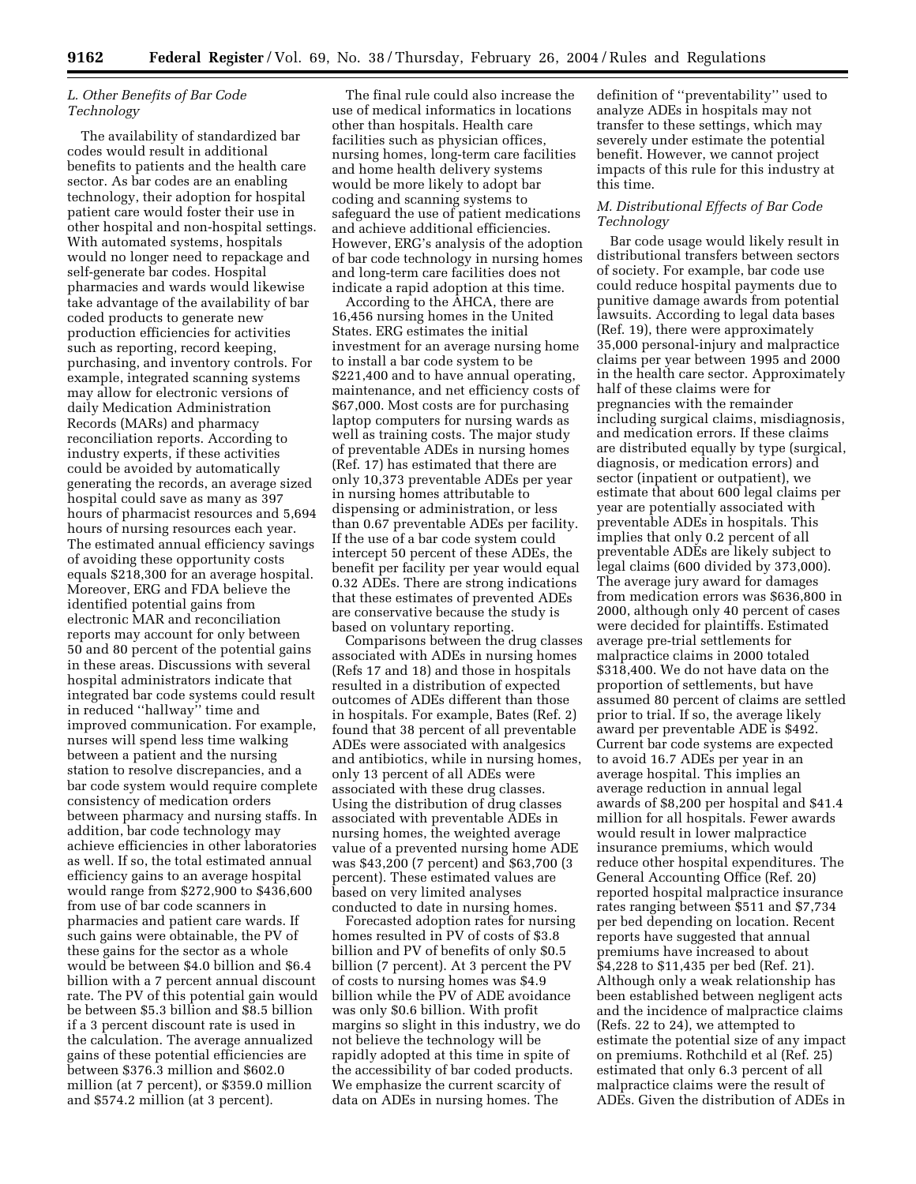### L. Other Benefits of Bar Code Technology

The availability of standardized bar codes would result in additional benefits to patients and the health care sector. As bar codes are an enabling technology, their adoption for hospital patient care would foster their use in other hospital and non-hospital settings. With automated systems, hospitals would no longer need to repackage and self-generate bar codes. Hospital pharmacies and wards would likewise take advantage of the availability of bar coded products to generate new production efficiencies for activities such as reporting, record keeping, purchasing, and inventory controls. For example, integrated scanning systems may allow for electronic versions of daily Medication Administration Records (MARs) and pharmacy reconciliation reports. According to industry experts, if these activities could be avoided by automatically generating the records, an average sized hospital could save as many as 397 hours of pharmacist resources and 5,694 hours of nursing resources each year. The estimated annual efficiency savings of avoiding these opportunity costs equals $218,300 for an average hospital. Moreover, ERG and FDA believe the identified potential gains from electronic MAR and reconciliation reports may account for only between 50 and 80 percent of the potential gains in these areas. Discussions with several hospital administrators indicate that integrated bar code systems could result in reduced ''hallway'' time and improved communication. For example, nurses will spend less time walking between a patient and the nursing station to resolve discrepancies, and a bar code system would require complete consistency of medication orders between pharmacy and nursing staffs. In addition, bar code technology may achieve efficiencies in other laboratories as well. If so, the total estimated annual efficiency gains to an average hospital would range from $272,900 to $436,600 from use of bar code scanners in pharmacies and patient care wards. If such gains were obtainable, the PV of these gains for the sector as a whole would be between $4.0 billion and $6.4 billion with a 7 percent annual discount rate. The PV of this potential gain would be between $5.3 billion and $8.5 billion if a 3 percent discount rate is used in the calculation. The average annualized gains of these potential efficiencies are between $376.3 million and $602.0 million (at 7 percent), or $359.0 million and $574.2 million (at 3 percent).

The final rule could also increase the use of medical informatics in locations other than hospitals. Health care facilities such as physician offices, nursing homes, long-term care facilities and home health delivery systems would be more likely to adopt bar coding and scanning systems to safeguard the use of patient medications and achieve additional efficiencies. However, ERG's analysis of the adoption of bar code technology in nursing homes and long-term care facilities does not indicate a rapid adoption at this time.

According to the AHCA, there are 16,456 nursing homes in the United States. ERG estimates the initial investment for an average nursing home to install a bar code system to be $221,400 and to have annual operating, maintenance, and net efficiency costs of $67,000. Most costs are for purchasing laptop computers for nursing wards as well as training costs. The major study of preventable ADEs in nursing homes (Ref. 17) has estimated that there are only 10,373 preventable ADEs per year in nursing homes attributable to dispensing or administration, or less than 0.67 preventable ADEs per facility. If the use of a bar code system could intercept 50 percent of these ADEs, the benefit per facility per year would equal 0.32 ADEs. There are strong indications that these estimates of prevented ADEs are conservative because the study is based on voluntary reporting.

Comparisons between the drug classes associated with ADEs in nursing homes (Refs 17 and 18) and those in hospitals resulted in a distribution of expected outcomes of ADEs different than those in hospitals. For example, Bates (Ref. 2) found that 38 percent of all preventable ADEs were associated with analgesics and antibiotics, while in nursing homes, only 13 percent of all ADEs were associated with these drug classes. Using the distribution of drug classes associated with preventable ADEs in nursing homes, the weighted average value of a prevented nursing home ADE was $43,200 (7 percent) and $63,700 (3 percent). These estimated values are based on very limited analyses conducted to date in nursing homes.

Forecasted adoption rates for nursing homes resulted in PV of costs of $3.8 billion and PV of benefits of only $0.5 billion (7 percent). At 3 percent the PV of costs to nursing homes was $4.9 billion while the PV of ADE avoidance was only $0.6 billion. With profit margins so slight in this industry, we do not believe the technology will be rapidly adopted at this time in spite of the accessibility of bar coded products. We emphasize the current scarcity of data on ADEs in nursing homes. The definition of ''preventability'' used to analyze ADEs in hospitals may not transfer to these settings, which may severely under estimate the potential benefit. However, we cannot project impacts of this rule for this industry at this time.

### M. Distributional Effects of Bar Code Technology

Bar code usage would likely result in distributional transfers between sectors of society. For example, bar code use could reduce hospital payments due to punitive damage awards from potential lawsuits. According to legal data bases (Ref. 19), there were approximately 35,000 personal-injury and malpractice claims per year between 1995 and 2000 in the health care sector. Approximately half of these claims were for pregnancies with the remainder including surgical claims, misdiagnosis, and medication errors. If these claims are distributed equally by type (surgical, diagnosis, or medication errors) and sector (inpatient or outpatient), we estimate that about 600 legal claims per year are potentially associated with preventable ADEs in hospitals. This implies that only 0.2 percent of all preventable ADEs are likely subject to legal claims (600 divided by 373,000). The average jury award for damages from medication errors was $636,800 in 2000, although only 40 percent of cases were decided for plaintiffs. Estimated average pre-trial settlements for malpractice claims in 2000 totaled $318,400. We do not have data on the proportion of settlements, but have assumed 80 percent of claims are settled prior to trial. If so, the average likely award per preventable ADE is $492. Current bar code systems are expected to avoid 16.7 ADEs per year in an average hospital. This implies an average reduction in annual legal awards of $8,200 per hospital and $41.4 million for all hospitals. Fewer awards would result in lower malpractice insurance premiums, which would reduce other hospital expenditures. The General Accounting Office (Ref. 20) reported hospital malpractice insurance rates ranging between $511 and $7,734 per bed depending on location. Recent reports have suggested that annual premiums have increased to about $4,228 to $11,435 per bed (Ref. 21). Although only a weak relationship has been established between negligent acts and the incidence of malpractice claims (Refs. 22 to 24), we attempted to estimate the potential size of any impact on premiums. Rothchild et al (Ref. 25) estimated that only 6.3 percent of all malpractice claims were the result of ADEs. Given the distribution of ADEs in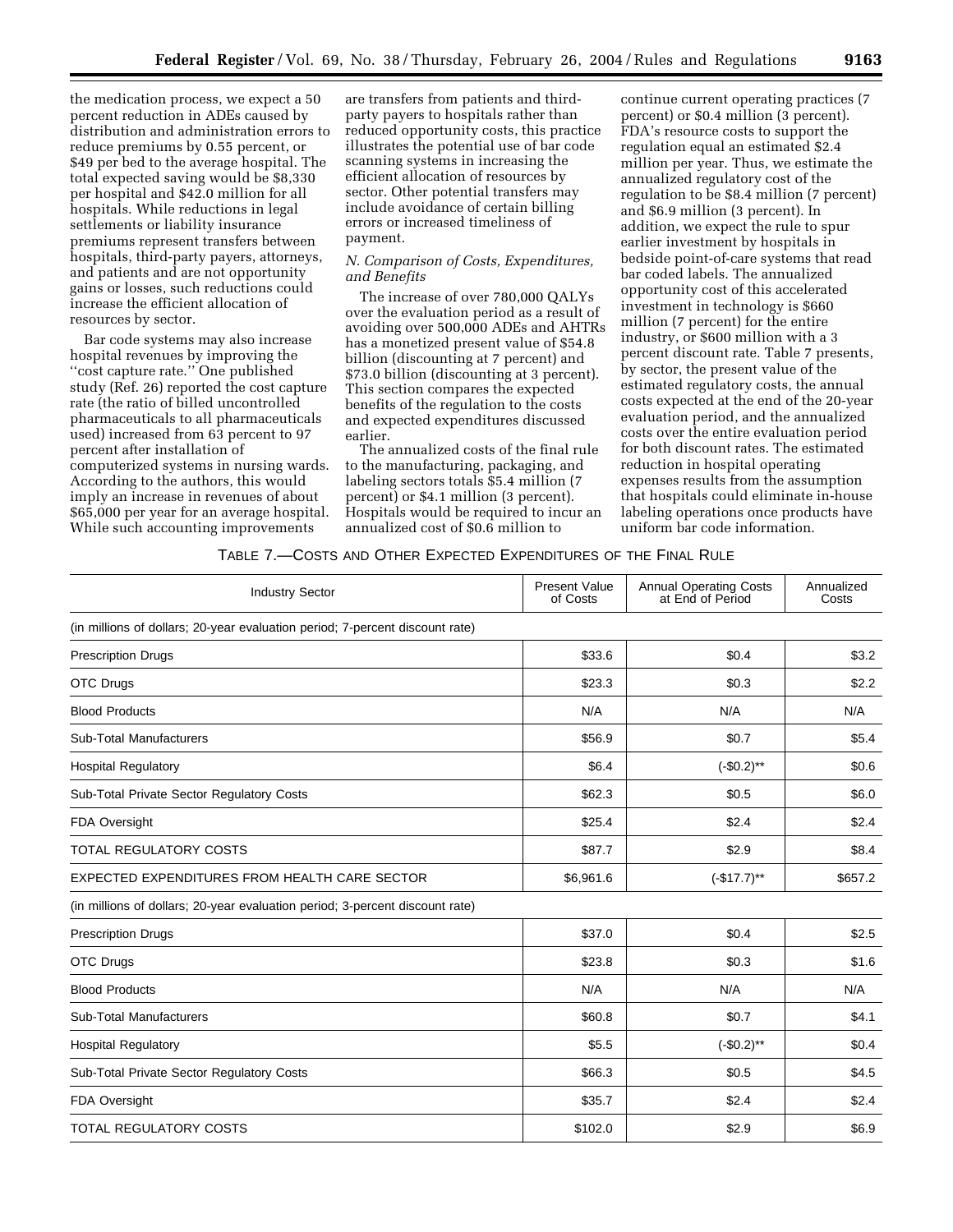the medication process, we expect a 50 percent reduction in ADEs caused by distribution and administration errors to reduce premiums by 0.55 percent, or $49 per bed to the average hospital. The total expected saving would be $8,330 per hospital and $42.0 million for all hospitals. While reductions in legal settlements or liability insurance premiums represent transfers between hospitals, third-party payers, attorneys, and patients and are not opportunity gains or losses, such reductions could increase the efficient allocation of resources by sector.

Bar code systems may also increase hospital revenues by improving the ''cost capture rate.'' One published study (Ref. 26) reported the cost capture rate (the ratio of billed uncontrolled pharmaceuticals to all pharmaceuticals used) increased from 63 percent to 97 percent after installation of computerized systems in nursing wards. According to the authors, this would imply an increase in revenues of about $65,000 per year for an average hospital. While such accounting improvements are transfers from patients and third-party payers to hospitals rather than reduced opportunity costs, this practice illustrates the potential use of bar code scanning systems in increasing the efficient allocation of resources by sector. Other potential transfers may include avoidance of certain billing errors or increased timeliness of payment.

*N. Comparison of Costs, Expenditures, and Benefits*

The increase of over 780,000 QALYs over the evaluation period as a result of avoiding over 500,000 ADEs and AHTRs has a monetized present value of $54.8 billion (discounting at 7 percent) and $73.0 billion (discounting at 3 percent). This section compares the expected benefits of the regulation to the costs and expected expenditures discussed earlier.

The annualized costs of the final rule to the manufacturing, packaging, and labeling sectors totals $5.4 million (7 percent) or $4.1 million (3 percent). Hospitals would be required to incur an annualized cost of $0.6 million to continue current operating practices (7 percent) or $0.4 million (3 percent). FDA's resource costs to support the regulation equal an estimated $2.4 million per year. Thus, we estimate the annualized regulatory cost of the regulation to be $8.4 million (7 percent) and $6.9 million (3 percent). In addition, we expect the rule to spur earlier investment by hospitals in bedside point-of-care systems that read bar coded labels. The annualized opportunity cost of this accelerated investment in technology is $660 million (7 percent) for the entire industry, or $600 million with a 3 percent discount rate. Table 7 presents, by sector, the present value of the estimated regulatory costs, the annual costs expected at the end of the 20-year evaluation period, and the annualized costs over the entire evaluation period for both discount rates. The estimated reduction in hospital operating expenses results from the assumption that hospitals could eliminate in-house labeling operations once products have uniform bar code information.

TABLE 7.—COSTS AND OTHER EXPECTED EXPENDITURES OF THE FINAL RULE

| Industry Sector | Present Value of Costs | Annual Operating Costs at End of Period | Annualized Costs |
|---|---|---|---|
| (in millions of dollars; 20-year evaluation period; 7-percent discount rate) | | | |
| Prescription Drugs | $33.6 | $0.4 | $3.2 |
| OTC Drugs | $23.3 | $0.3 | $2.2 |
| Blood Products | N/A | N/A | N/A |
| Sub-Total Manufacturers | $56.9 | $0.7 | $5.4 |
| Hospital Regulatory | $6.4 | (-$0.2)** | $0.6 |
| Sub-Total Private Sector Regulatory Costs | $62.3 | $0.5 | $6.0 |
| FDA Oversight | $25.4 | $2.4 | $2.4 |
| TOTAL REGULATORY COSTS | $87.7 | $2.9 | $8.4 |
| EXPECTED EXPENDITURES FROM HEALTH CARE SECTOR | $6,961.6 | (-$17.7)** | $657.2 |
| (in millions of dollars; 20-year evaluation period; 3-percent discount rate) | | | |
| Prescription Drugs | $37.0 | $0.4 | $2.5 |
| OTC Drugs | $23.8 | $0.3 | $1.6 |
| Blood Products | N/A | N/A | N/A |
| Sub-Total Manufacturers | $60.8 | $0.7 | $4.1 |
| Hospital Regulatory | $5.5 | (-$0.2)** | $0.4 |
| Sub-Total Private Sector Regulatory Costs | $66.3 | $0.5 | $4.5 |
| FDA Oversight | $35.7 | $2.4 | $2.4 |
| TOTAL REGULATORY COSTS | $102.0 | $2.9 | $6.9 |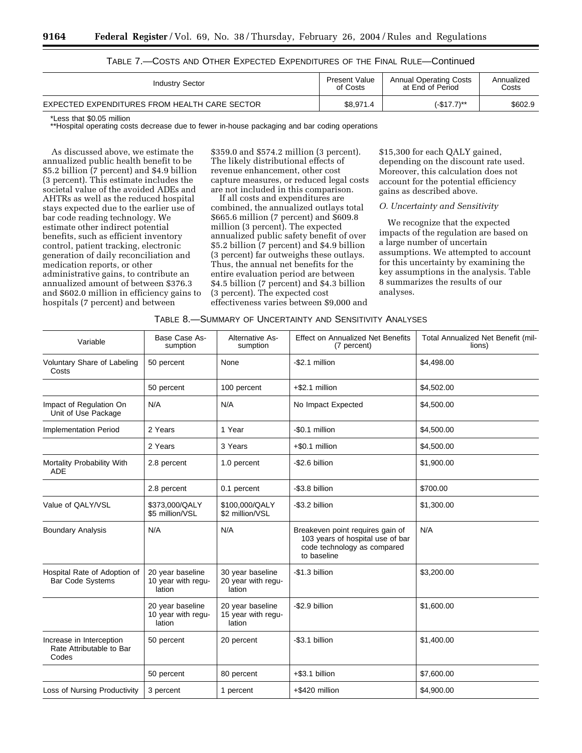TABLE 7.—COSTS AND OTHER EXPECTED EXPENDITURES OF THE FINAL RULE—Continued

| Industry Sector | Present Value of Costs | Annual Operating Costs at End of Period | Annualized Costs |
|---|---|---|---|
| EXPECTED EXPENDITURES FROM HEALTH CARE SECTOR | $8,971.4 | (-$17.7)** | $602.9 |

*Less that $0.05 million

**Hospital operating costs decrease due to fewer in-house packaging and bar coding operations

As discussed above, we estimate the annualized public health benefit to be $5.2 billion (7 percent) and $4.9 billion (3 percent). This estimate includes the societal value of the avoided ADEs and AHTRs as well as the reduced hospital stays expected due to the earlier use of bar code reading technology. We estimate other indirect potential benefits, such as efficient inventory control, patient tracking, electronic generation of daily reconciliation and medication reports, or other administrative gains, to contribute an annualized amount of between $376.3 and $602.0 million in efficiency gains to hospitals (7 percent) and between $359.0 and $574.2 million (3 percent). The likely distributional effects of revenue enhancement, other cost capture measures, or reduced legal costs are not included in this comparison.

If all costs and expenditures are combined, the annualized outlays total $665.6 million (7 percent) and $609.8 million (3 percent). The expected annualized public safety benefit of over $5.2 billion (7 percent) and $4.9 billion (3 percent) far outweighs these outlays. Thus, the annual net benefits for the entire evaluation period are between $4.5 billion (7 percent) and $4.3 billion (3 percent). The expected cost effectiveness varies between $9,000 and $15,300 for each QALY gained, depending on the discount rate used. Moreover, this calculation does not account for the potential efficiency gains as described above.

*O. Uncertainty and Sensitivity*

We recognize that the expected impacts of the regulation are based on a large number of uncertain assumptions. We attempted to account for this uncertainty by examining the key assumptions in the analysis. Table 8 summarizes the results of our analyses.

TABLE 8.—SUMMARY OF UNCERTAINTY AND SENSITIVITY ANALYSES

| Variable | Base Case Assumption | Alternative Assumption | Effect on Annualized Net Benefits (7 percent) | Total Annualized Net Benefit (millions) |
|---|---|---|---|---|
| Voluntary Share of Labeling Costs | 50 percent | None | -$2.1 million | $4,498.00 |
| | 50 percent | 100 percent | +$2.1 million | $4,502.00 |
| Impact of Regulation On Unit of Use Package | N/A | N/A | No Impact Expected | $4,500.00 |
| Implementation Period | 2 Years | 1 Year | -$0.1 million | $4,500.00 |
| | 2 Years | 3 Years | +$0.1 million | $4,500.00 |
| Mortality Probability With ADE | 2.8 percent | 1.0 percent | -$2.6 billion | $1,900.00 |
| | 2.8 percent | 0.1 percent | -$3.8 billion | $700.00 |
| Value of QALY/VSL | $373,000/QALY $5 million/VSL | $100,000/QALY $2 million/VSL | -$3.2 billion | $1,300.00 |
| Boundary Analysis | N/A | N/A | Breakeven point requires gain of 103 years of hospital use of bar code technology as compared to baseline | N/A |
| Hospital Rate of Adoption of Bar Code Systems | 20 year baseline 10 year with regulation | 30 year baseline 20 year with regulation | -$1.3 billion | $3,200.00 |
| | 20 year baseline 10 year with regulation | 20 year baseline 15 year with regulation | -$2.9 billion | $1,600.00 |
| Increase in Interception Rate Attributable to Bar Codes | 50 percent | 20 percent | -$3.1 billion | $1,400.00 |
| | 50 percent | 80 percent | +$3.1 billion | $7,600.00 |
| Loss of Nursing Productivity | 3 percent | 1 percent | +$420 million | $4,900.00 |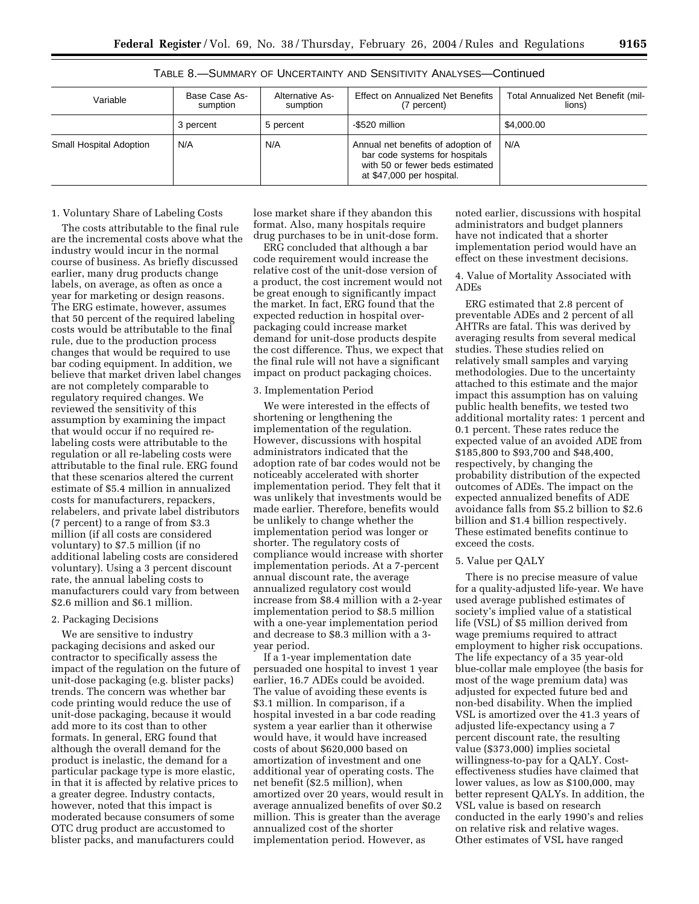TABLE 8.—SUMMARY OF UNCERTAINTY AND SENSITIVITY ANALYSES—Continued

| Variable | Base Case Assumption | Alternative Assumption | Effect on Annualized Net Benefits (7 percent) | Total Annualized Net Benefit (millions) |
|---|---|---|---|---|
| | 3 percent | 5 percent | -$520 million | $4,000.00 |
| Small Hospital Adoption | N/A | N/A | Annual net benefits of adoption of bar code systems for hospitals with 50 or fewer beds estimated at $47,000 per hospital. | N/A |

1. Voluntary Share of Labeling Costs

The costs attributable to the final rule are the incremental costs above what the industry would incur in the normal course of business. As briefly discussed earlier, many drug products change labels, on average, as often as once a year for marketing or design reasons. The ERG estimate, however, assumes that 50 percent of the required labeling costs would be attributable to the final rule, due to the production process changes that would be required to use bar coding equipment. In addition, we believe that market driven label changes are not completely comparable to regulatory required changes. We reviewed the sensitivity of this assumption by examining the impact that would occur if no required re-labeling costs were attributable to the regulation or all re-labeling costs were attributable to the final rule. ERG found that these scenarios altered the current estimate of $5.4 million in annualized costs for manufacturers, repackers, relabelers, and private label distributors (7 percent) to a range of from $3.3 million (if all costs are considered voluntary) to $7.5 million (if no additional labeling costs are considered voluntary). Using a 3 percent discount rate, the annual labeling costs to manufacturers could vary from between $2.6 million and $6.1 million.

2. Packaging Decisions

We are sensitive to industry packaging decisions and asked our contractor to specifically assess the impact of the regulation on the future of unit-dose packaging (e.g. blister packs) trends. The concern was whether bar code printing would reduce the use of unit-dose packaging, because it would add more to its cost than to other formats. In general, ERG found that although the overall demand for the product is inelastic, the demand for a particular package type is more elastic, in that it is affected by relative prices to a greater degree. Industry contacts, however, noted that this impact is moderated because consumers of some OTC drug product are accustomed to blister packs, and manufacturers could lose market share if they abandon this format. Also, many hospitals require drug purchases to be in unit-dose form.

ERG concluded that although a bar code requirement would increase the relative cost of the unit-dose version of a product, the cost increment would not be great enough to significantly impact the market. In fact, ERG found that the expected reduction in hospital over-packaging could increase market demand for unit-dose products despite the cost difference. Thus, we expect that the final rule will not have a significant impact on product packaging choices.

3. Implementation Period

We were interested in the effects of shortening or lengthening the implementation of the regulation. However, discussions with hospital administrators indicated that the adoption rate of bar codes would not be noticeably accelerated with shorter implementation period. They felt that it was unlikely that investments would be made earlier. Therefore, benefits would be unlikely to change whether the implementation period was longer or shorter. The regulatory costs of compliance would increase with shorter implementation periods. At a 7-percent annual discount rate, the average annualized regulatory cost would increase from $8.4 million with a 2-year implementation period to $8.5 million with a one-year implementation period and decrease to $8.3 million with a 3-year period.

If a 1-year implementation date persuaded one hospital to invest 1 year earlier, 16.7 ADEs could be avoided. The value of avoiding these events is $3.1 million. In comparison, if a hospital invested in a bar code reading system a year earlier than it otherwise would have, it would have increased costs of about $620,000 based on amortization of investment and one additional year of operating costs. The net benefit ($2.5 million), when amortized over 20 years, would result in average annualized benefits of over $0.2 million. This is greater than the average annualized cost of the shorter implementation period. However, as noted earlier, discussions with hospital administrators and budget planners have not indicated that a shorter implementation period would have an effect on these investment decisions.

4. Value of Mortality Associated with ADEs

ERG estimated that 2.8 percent of preventable ADEs and 2 percent of all AHTRs are fatal. This was derived by averaging results from several medical studies. These studies relied on relatively small samples and varying methodologies. Due to the uncertainty attached to this estimate and the major impact this assumption has on valuing public health benefits, we tested two additional mortality rates: 1 percent and 0.1 percent. These rates reduce the expected value of an avoided ADE from $185,800 to $93,700 and $48,400, respectively, by changing the probability distribution of the expected outcomes of ADEs. The impact on the expected annualized benefits of ADE avoidance falls from $5.2 billion to $2.6 billion and $1.4 billion respectively. These estimated benefits continue to exceed the costs.

5. Value per QALY

There is no precise measure of value for a quality-adjusted life-year. We have used average published estimates of society's implied value of a statistical life (VSL) of $5 million derived from wage premiums required to attract employment to higher risk occupations. The life expectancy of a 35 year-old blue-collar male employee (the basis for most of the wage premium data) was adjusted for expected future bed and non-bed disability. When the implied VSL is amortized over the 41.3 years of adjusted life-expectancy using a 7 percent discount rate, the resulting value ($373,000) implies societal willingness-to-pay for a QALY. Cost-effectiveness studies have claimed that lower values, as low as $100,000, may better represent QALYs. In addition, the VSL value is based on research conducted in the early 1990's and relies on relative risk and relative wages. Other estimates of VSL have ranged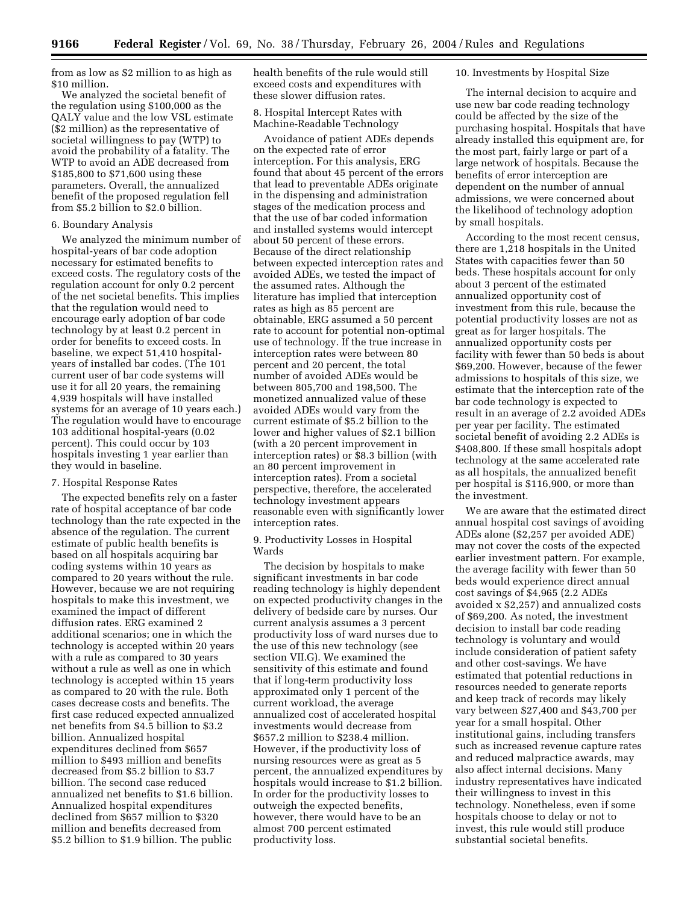from as low as $2 million to as high as $10 million.

We analyzed the societal benefit of the regulation using $100,000 as the QALY value and the low VSL estimate ($2 million) as the representative of societal willingness to pay (WTP) to avoid the probability of a fatality. The WTP to avoid an ADE decreased from $185,800 to $71,600 using these parameters. Overall, the annualized benefit of the proposed regulation fell from $5.2 billion to $2.0 billion.

6. Boundary Analysis

We analyzed the minimum number of hospital-years of bar code adoption necessary for estimated benefits to exceed costs. The regulatory costs of the regulation account for only 0.2 percent of the net societal benefits. This implies that the regulation would need to encourage early adoption of bar code technology by at least 0.2 percent in order for benefits to exceed costs. In baseline, we expect 51,410 hospital-years of installed bar codes. (The 101 current user of bar code systems will use it for all 20 years, the remaining 4,939 hospitals will have installed systems for an average of 10 years each.) The regulation would have to encourage 103 additional hospital-years (0.02 percent). This could occur by 103 hospitals investing 1 year earlier than they would in baseline.

7. Hospital Response Rates

The expected benefits rely on a faster rate of hospital acceptance of bar code technology than the rate expected in the absence of the regulation. The current estimate of public health benefits is based on all hospitals acquiring bar coding systems within 10 years as compared to 20 years without the rule. However, because we are not requiring hospitals to make this investment, we examined the impact of different diffusion rates. ERG examined 2 additional scenarios; one in which the technology is accepted within 20 years with a rule as compared to 30 years without a rule as well as one in which technology is accepted within 15 years as compared to 20 with the rule. Both cases decrease costs and benefits. The first case reduced expected annualized net benefits from $4.5 billion to $3.2 billion. Annualized hospital expenditures declined from $657 million to $493 million and benefits decreased from $5.2 billion to $3.7 billion. The second case reduced annualized net benefits to $1.6 billion. Annualized hospital expenditures declined from $657 million to $320 million and benefits decreased from $5.2 billion to $1.9 billion. The public health benefits of the rule would still exceed costs and expenditures with these slower diffusion rates.

8. Hospital Intercept Rates with Machine-Readable Technology

Avoidance of patient ADEs depends on the expected rate of error interception. For this analysis, ERG found that about 45 percent of the errors that lead to preventable ADEs originate in the dispensing and administration stages of the medication process and that the use of bar coded information and installed systems would intercept about 50 percent of these errors. Because of the direct relationship between expected interception rates and avoided ADEs, we tested the impact of the assumed rates. Although the literature has implied that interception rates as high as 85 percent are obtainable, ERG assumed a 50 percent rate to account for potential non-optimal use of technology. If the true increase in interception rates were between 80 percent and 20 percent, the total number of avoided ADEs would be between 805,700 and 198,500. The monetized annualized value of these avoided ADEs would vary from the current estimate of $5.2 billion to the lower and higher values of $2.1 billion (with a 20 percent improvement in interception rates) or $8.3 billion (with an 80 percent improvement in interception rates). From a societal perspective, therefore, the accelerated technology investment appears reasonable even with significantly lower interception rates.

9. Productivity Losses in Hospital Wards

The decision by hospitals to make significant investments in bar code reading technology is highly dependent on expected productivity changes in the delivery of bedside care by nurses. Our current analysis assumes a 3 percent productivity loss of ward nurses due to the use of this new technology (see section VII.G). We examined the sensitivity of this estimate and found that if long-term productivity loss approximated only 1 percent of the current workload, the average annualized cost of accelerated hospital investments would decrease from $657.2 million to $238.4 million. However, if the productivity loss of nursing resources were as great as 5 percent, the annualized expenditures by hospitals would increase to $1.2 billion. In order for the productivity losses to outweigh the expected benefits, however, there would have to be an almost 700 percent estimated productivity loss.

10. Investments by Hospital Size

The internal decision to acquire and use new bar code reading technology could be affected by the size of the purchasing hospital. Hospitals that have already installed this equipment are, for the most part, fairly large or part of a large network of hospitals. Because the benefits of error interception are dependent on the number of annual admissions, we were concerned about the likelihood of technology adoption by small hospitals.

According to the most recent census, there are 1,218 hospitals in the United States with capacities fewer than 50 beds. These hospitals account for only about 3 percent of the estimated annualized opportunity cost of investment from this rule, because the potential productivity losses are not as great as for larger hospitals. The annualized opportunity costs per facility with fewer than 50 beds is about $69,200. However, because of the fewer admissions to hospitals of this size, we estimate that the interception rate of the bar code technology is expected to result in an average of 2.2 avoided ADEs per year per facility. The estimated societal benefit of avoiding 2.2 ADEs is $408,800. If these small hospitals adopt technology at the same accelerated rate as all hospitals, the annualized benefit per hospital is $116,900, or more than the investment.

We are aware that the estimated direct annual hospital cost savings of avoiding ADEs alone ($2,257 per avoided ADE) may not cover the costs of the expected earlier investment pattern. For example, the average facility with fewer than 50 beds would experience direct annual cost savings of $4,965 (2.2 ADEs avoided x $2,257) and annualized costs of $69,200. As noted, the investment decision to install bar code reading technology is voluntary and would include consideration of patient safety and other cost-savings. We have estimated that potential reductions in resources needed to generate reports and keep track of records may likely vary between $27,400 and $43,700 per year for a small hospital. Other institutional gains, including transfers such as increased revenue capture rates and reduced malpractice awards, may also affect internal decisions. Many industry representatives have indicated their willingness to invest in this technology. Nonetheless, even if some hospitals choose to delay or not to invest, this rule would still produce substantial societal benefits.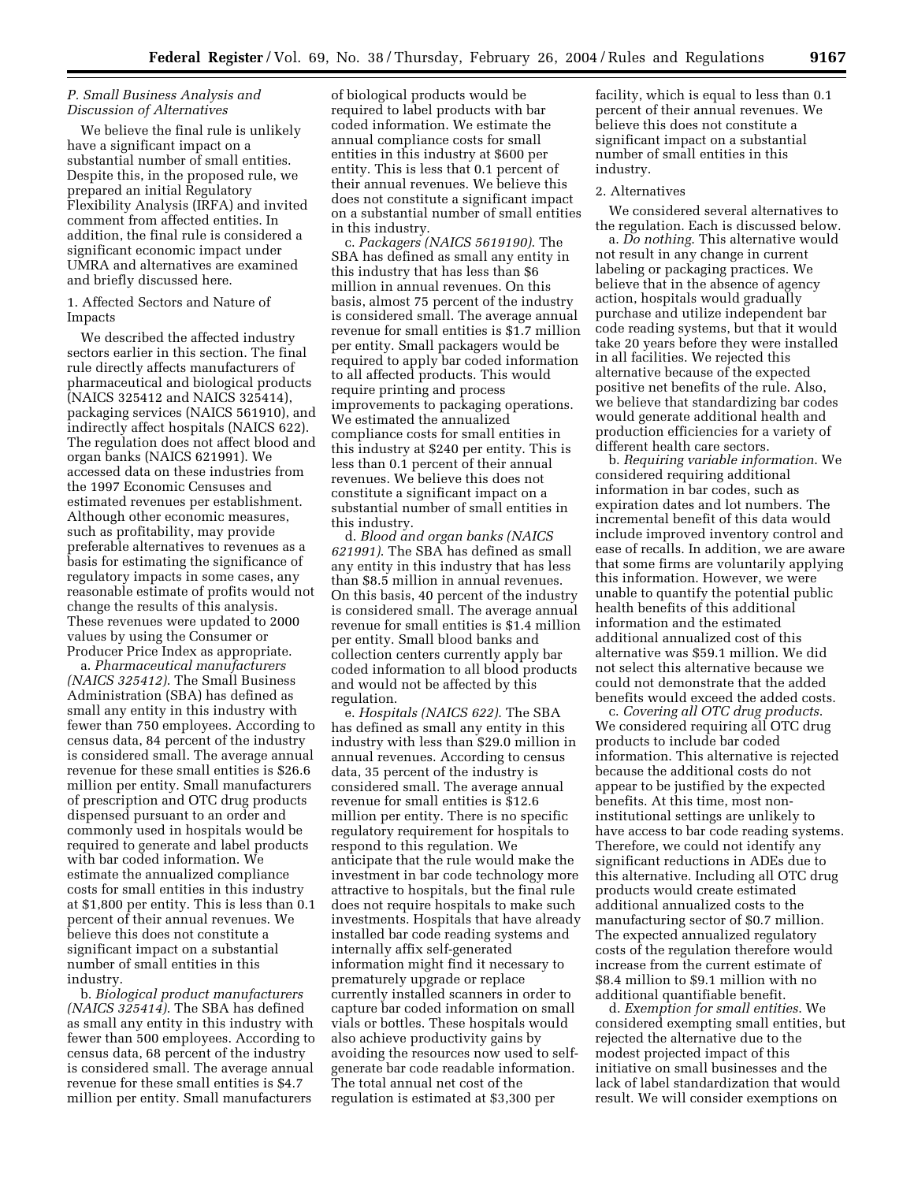### P. Small Business Analysis and Discussion of Alternatives

We believe the final rule is unlikely have a significant impact on a substantial number of small entities. Despite this, in the proposed rule, we prepared an initial Regulatory Flexibility Analysis (IRFA) and invited comment from affected entities. In addition, the final rule is considered a significant economic impact under UMRA and alternatives are examined and briefly discussed here.

1. Affected Sectors and Nature of Impacts

We described the affected industry sectors earlier in this section. The final rule directly affects manufacturers of pharmaceutical and biological products (NAICS 325412 and NAICS 325414), packaging services (NAICS 561910), and indirectly affect hospitals (NAICS 622). The regulation does not affect blood and organ banks (NAICS 621991). We accessed data on these industries from the 1997 Economic Censuses and estimated revenues per establishment. Although other economic measures, such as profitability, may provide preferable alternatives to revenues as a basis for estimating the significance of regulatory impacts in some cases, any reasonable estimate of profits would not change the results of this analysis. These revenues were updated to 2000 values by using the Consumer or Producer Price Index as appropriate.

a. *Pharmaceutical manufacturers (NAICS 325412)*. The Small Business Administration (SBA) has defined as small any entity in this industry with fewer than 750 employees. According to census data, 84 percent of the industry is considered small. The average annual revenue for these small entities is $26.6 million per entity. Small manufacturers of prescription and OTC drug products dispensed pursuant to an order and commonly used in hospitals would be required to generate and label products with bar coded information. We estimate the annualized compliance costs for small entities in this industry at $1,800 per entity. This is less than 0.1 percent of their annual revenues. We believe this does not constitute a significant impact on a substantial number of small entities in this industry.

b. *Biological product manufacturers (NAICS 325414)*. The SBA has defined as small any entity in this industry with fewer than 500 employees. According to census data, 68 percent of the industry is considered small. The average annual revenue for these small entities is $4.7 million per entity. Small manufacturers of biological products would be required to label products with bar coded information. We estimate the annual compliance costs for small entities in this industry at $600 per entity. This is less that 0.1 percent of their annual revenues. We believe this does not constitute a significant impact on a substantial number of small entities in this industry.

c. *Packagers (NAICS 5619190)*. The SBA has defined as small any entity in this industry that has less than $6 million in annual revenues. On this basis, almost 75 percent of the industry is considered small. The average annual revenue for small entities is $1.7 million per entity. Small packagers would be required to apply bar coded information to all affected products. This would require printing and process improvements to packaging operations. We estimated the annualized compliance costs for small entities in this industry at $240 per entity. This is less than 0.1 percent of their annual revenues. We believe this does not constitute a significant impact on a substantial number of small entities in this industry.

d. *Blood and organ banks (NAICS 621991)*. The SBA has defined as small any entity in this industry that has less than $8.5 million in annual revenues. On this basis, 40 percent of the industry is considered small. The average annual revenue for small entities is $1.4 million per entity. Small blood banks and collection centers currently apply bar coded information to all blood products and would not be affected by this regulation.

e. *Hospitals (NAICS 622)*. The SBA has defined as small any entity in this industry with less than $29.0 million in annual revenues. According to census data, 35 percent of the industry is considered small. The average annual revenue for small entities is $12.6 million per entity. There is no specific regulatory requirement for hospitals to respond to this regulation. We anticipate that the rule would make the investment in bar code technology more attractive to hospitals, but the final rule does not require hospitals to make such investments. Hospitals that have already installed bar code reading systems and internally affix self-generated information might find it necessary to prematurely upgrade or replace currently installed scanners in order to capture bar coded information on small vials or bottles. These hospitals would also achieve productivity gains by avoiding the resources now used to self-generate bar code readable information. The total annual net cost of the regulation is estimated at $3,300 per facility, which is equal to less than 0.1 percent of their annual revenues. We believe this does not constitute a significant impact on a substantial number of small entities in this industry.

2. Alternatives

We considered several alternatives to the regulation. Each is discussed below.

a. *Do nothing*. This alternative would not result in any change in current labeling or packaging practices. We believe that in the absence of agency action, hospitals would gradually purchase and utilize independent bar code reading systems, but that it would take 20 years before they were installed in all facilities. We rejected this alternative because of the expected positive net benefits of the rule. Also, we believe that standardizing bar codes would generate additional health and production efficiencies for a variety of different health care sectors.

b. *Requiring variable information*. We considered requiring additional information in bar codes, such as expiration dates and lot numbers. The incremental benefit of this data would include improved inventory control and ease of recalls. In addition, we are aware that some firms are voluntarily applying this information. However, we were unable to quantify the potential public health benefits of this additional information and the estimated additional annualized cost of this alternative was $59.1 million. We did not select this alternative because we could not demonstrate that the added benefits would exceed the added costs.

c. *Covering all OTC drug products*. We considered requiring all OTC drug products to include bar coded information. This alternative is rejected because the additional costs do not appear to be justified by the expected benefits. At this time, most non-institutional settings are unlikely to have access to bar code reading systems. Therefore, we could not identify any significant reductions in ADEs due to this alternative. Including all OTC drug products would create estimated additional annualized costs to the manufacturing sector of $0.7 million. The expected annualized regulatory costs of the regulation therefore would increase from the current estimate of $8.4 million to $9.1 million with no additional quantifiable benefit.

d. *Exemption for small entities*. We considered exempting small entities, but rejected the alternative due to the modest projected impact of this initiative on small businesses and the lack of label standardization that would result. We will consider exemptions on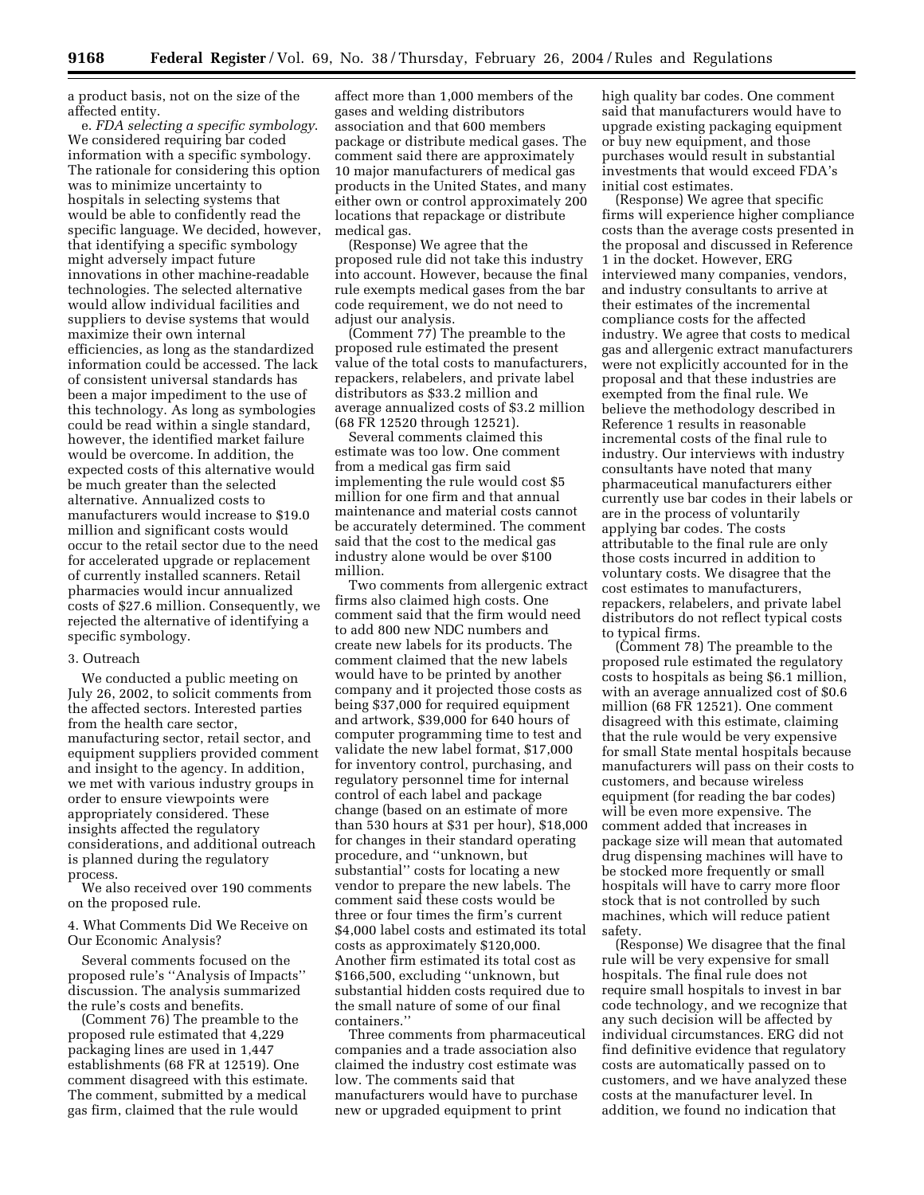a product basis, not on the size of the affected entity.

e. *FDA selecting a specific symbology*. We considered requiring bar coded information with a specific symbology. The rationale for considering this option was to minimize uncertainty to hospitals in selecting systems that would be able to confidently read the specific language. We decided, however, that identifying a specific symbology might adversely impact future innovations in other machine-readable technologies. The selected alternative would allow individual facilities and suppliers to devise systems that would maximize their own internal efficiencies, as long as the standardized information could be accessed. The lack of consistent universal standards has been a major impediment to the use of this technology. As long as symbologies could be read within a single standard, however, the identified market failure would be overcome. In addition, the expected costs of this alternative would be much greater than the selected alternative. Annualized costs to manufacturers would increase to $19.0 million and significant costs would occur to the retail sector due to the need for accelerated upgrade or replacement of currently installed scanners. Retail pharmacies would incur annualized costs of $27.6 million. Consequently, we rejected the alternative of identifying a specific symbology.

3. Outreach

We conducted a public meeting on July 26, 2002, to solicit comments from the affected sectors. Interested parties from the health care sector, manufacturing sector, retail sector, and equipment suppliers provided comment and insight to the agency. In addition, we met with various industry groups in order to ensure viewpoints were appropriately considered. These insights affected the regulatory considerations, and additional outreach is planned during the regulatory process.

We also received over 190 comments on the proposed rule.

4. What Comments Did We Receive on Our Economic Analysis?

Several comments focused on the proposed rule's "Analysis of Impacts" discussion. The analysis summarized the rule's costs and benefits.

(Comment 76) The preamble to the proposed rule estimated that 4,229 packaging lines are used in 1,447 establishments (68 FR at 12519). One comment disagreed with this estimate. The comment, submitted by a medical gas firm, claimed that the rule would affect more than 1,000 members of the gases and welding distributors association and that 600 members package or distribute medical gases. The comment said there are approximately 10 major manufacturers of medical gas products in the United States, and many either own or control approximately 200 locations that repackage or distribute medical gas.

(Response) We agree that the proposed rule did not take this industry into account. However, because the final rule exempts medical gases from the bar code requirement, we do not need to adjust our analysis.

(Comment 77) The preamble to the proposed rule estimated the present value of the total costs to manufacturers, repackers, relabelers, and private label distributors as $33.2 million and average annualized costs of $3.2 million (68 FR 12520 through 12521).

Several comments claimed this estimate was too low. One comment from a medical gas firm said implementing the rule would cost $5 million for one firm and that annual maintenance and material costs cannot be accurately determined. The comment said that the cost to the medical gas industry alone would be over $100 million.

Two comments from allergenic extract firms also claimed high costs. One comment said that the firm would need to add 800 new NDC numbers and create new labels for its products. The comment claimed that the new labels would have to be printed by another company and it projected those costs as being $37,000 for required equipment and artwork, $39,000 for 640 hours of computer programming time to test and validate the new label format, $17,000 for inventory control, purchasing, and regulatory personnel time for internal control of each label and package change (based on an estimate of more than 530 hours at $31 per hour), $18,000 for changes in their standard operating procedure, and "unknown, but substantial" costs for locating a new vendor to prepare the new labels. The comment said these costs would be three or four times the firm's current $4,000 label costs and estimated its total costs as approximately $120,000. Another firm estimated its total cost as $166,500, excluding "unknown, but substantial hidden costs required due to the small nature of some of our final containers."

Three comments from pharmaceutical companies and a trade association also claimed the industry cost estimate was low. The comments said that manufacturers would have to purchase new or upgraded equipment to print high quality bar codes. One comment said that manufacturers would have to upgrade existing packaging equipment or buy new equipment, and those purchases would result in substantial investments that would exceed FDA's initial cost estimates.

(Response) We agree that specific firms will experience higher compliance costs than the average costs presented in the proposal and discussed in Reference 1 in the docket. However, ERG interviewed many companies, vendors, and industry consultants to arrive at their estimates of the incremental compliance costs for the affected industry. We agree that costs to medical gas and allergenic extract manufacturers were not explicitly accounted for in the proposal and that these industries are exempted from the final rule. We believe the methodology described in Reference 1 results in reasonable incremental costs of the final rule to industry. Our interviews with industry consultants have noted that many pharmaceutical manufacturers either currently use bar codes in their labels or are in the process of voluntarily applying bar codes. The costs attributable to the final rule are only those costs incurred in addition to voluntary costs. We disagree that the cost estimates to manufacturers, repackers, relabelers, and private label distributors do not reflect typical costs to typical firms.

(Comment 78) The preamble to the proposed rule estimated the regulatory costs to hospitals as being $6.1 million, with an average annualized cost of $0.6 million (68 FR 12521). One comment disagreed with this estimate, claiming that the rule would be very expensive for small State mental hospitals because manufacturers will pass on their costs to customers, and because wireless equipment (for reading the bar codes) will be even more expensive. The comment added that increases in package size will mean that automated drug dispensing machines will have to be stocked more frequently or small hospitals will have to carry more floor stock that is not controlled by such machines, which will reduce patient safety.

(Response) We disagree that the final rule will be very expensive for small hospitals. The final rule does not require small hospitals to invest in bar code technology, and we recognize that any such decision will be affected by individual circumstances. ERG did not find definitive evidence that regulatory costs are automatically passed on to customers, and we have analyzed these costs at the manufacturer level. In addition, we found no indication that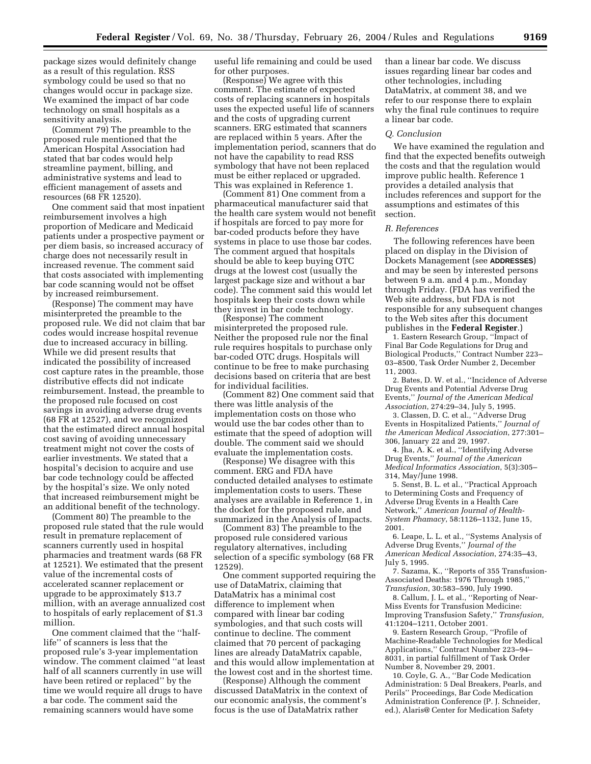package sizes would definitely change as a result of this regulation. RSS symbology could be used so that no changes would occur in package size. We examined the impact of bar code technology on small hospitals as a sensitivity analysis.

(Comment 79) The preamble to the proposed rule mentioned that the American Hospital Association had stated that bar codes would help streamline payment, billing, and administrative systems and lead to efficient management of assets and resources (68 FR 12520).

One comment said that most inpatient reimbursement involves a high proportion of Medicare and Medicaid patients under a prospective payment or per diem basis, so increased accuracy of charge does not necessarily result in increased revenue. The comment said that costs associated with implementing bar code scanning would not be offset by increased reimbursement.

(Response) The comment may have misinterpreted the preamble to the proposed rule. We did not claim that bar codes would increase hospital revenue due to increased accuracy in billing. While we did present results that indicated the possibility of increased cost capture rates in the preamble, those distributive effects did not indicate reimbursement. Instead, the preamble to the proposed rule focused on cost savings in avoiding adverse drug events (68 FR at 12527), and we recognized that the estimated direct annual hospital cost saving of avoiding unnecessary treatment might not cover the costs of earlier investments. We stated that a hospital's decision to acquire and use bar code technology could be affected by the hospital's size. We only noted that increased reimbursement might be an additional benefit of the technology.

(Comment 80) The preamble to the proposed rule stated that the rule would result in premature replacement of scanners currently used in hospital pharmacies and treatment wards (68 FR at 12521). We estimated that the present value of the incremental costs of accelerated scanner replacement or upgrade to be approximately $13.7 million, with an average annualized cost to hospitals of early replacement of $1.3 million.

One comment claimed that the ''half-life'' of scanners is less that the proposed rule's 3-year implementation window. The comment claimed ''at least half of all scanners currently in use will have been retired or replaced'' by the time we would require all drugs to have a bar code. The comment said the remaining scanners would have some useful life remaining and could be used for other purposes.

(Response) We agree with this comment. The estimate of expected costs of replacing scanners in hospitals uses the expected useful life of scanners and the costs of upgrading current scanners. ERG estimated that scanners are replaced within 5 years. After the implementation period, scanners that do not have the capability to read RSS symbology that have not been replaced must be either replaced or upgraded. This was explained in Reference 1.

(Comment 81) One comment from a pharmaceutical manufacturer said that the health care system would not benefit if hospitals are forced to pay more for bar-coded products before they have systems in place to use those bar codes. The comment argued that hospitals should be able to keep buying OTC drugs at the lowest cost (usually the largest package size and without a bar code). The comment said this would let hospitals keep their costs down while they invest in bar code technology.

(Response) The comment misinterpreted the proposed rule. Neither the proposed rule nor the final rule requires hospitals to purchase only bar-coded OTC drugs. Hospitals will continue to be free to make purchasing decisions based on criteria that are best for individual facilities.

(Comment 82) One comment said that there was little analysis of the implementation costs on those who would use the bar codes other than to estimate that the speed of adoption will double. The comment said we should evaluate the implementation costs.

(Response) We disagree with this comment. ERG and FDA have conducted detailed analyses to estimate implementation costs to users. These analyses are available in Reference 1, in the docket for the proposed rule, and summarized in the Analysis of Impacts.

(Comment 83) The preamble to the proposed rule considered various regulatory alternatives, including selection of a specific symbology (68 FR 12529).

One comment supported requiring the use of DataMatrix, claiming that DataMatrix has a minimal cost difference to implement when compared with linear bar coding symbologies, and that such costs will continue to decline. The comment claimed that 70 percent of packaging lines are already DataMatrix capable, and this would allow implementation at the lowest cost and in the shortest time.

(Response) Although the comment discussed DataMatrix in the context of our economic analysis, the comment's focus is the use of DataMatrix rather than a linear bar code. We discuss issues regarding linear bar codes and other technologies, including DataMatrix, at comment 38, and we refer to our response there to explain why the final rule continues to require a linear bar code.

### *Q. Conclusion*

We have examined the regulation and find that the expected benefits outweigh the costs and that the regulation would improve public health. Reference 1 provides a detailed analysis that includes references and support for the assumptions and estimates of this section.

### *R. References*

The following references have been placed on display in the Division of Dockets Management (see **ADDRESSES**) and may be seen by interested persons between 9 a.m. and 4 p.m., Monday through Friday. (FDA has verified the Web site address, but FDA is not responsible for any subsequent changes to the Web sites after this document publishes in the **Federal Register**.)

1. Eastern Research Group, ''Impact of Final Bar Code Regulations for Drug and Biological Products,'' Contract Number 223–03–8500, Task Order Number 2, December 11, 2003.

2. Bates, D. W. et al., ''Incidence of Adverse Drug Events and Potential Adverse Drug Events,'' *Journal of the American Medical Association*, 274:29–34, July 5, 1995.

3. Classen, D. C. et al., ''Adverse Drug Events in Hospitalized Patients,'' *Journal of the American Medical Association*, 277:301–306, January 22 and 29, 1997.

4. Jha, A. K. et al., ''Identifying Adverse Drug Events,'' *Journal of the American Medical Informatics Association*, 5(3):305–314, May/June 1998.

5. Senst, B. L. et al., ''Practical Approach to Determining Costs and Frequency of Adverse Drug Events in a Health Care Network,'' *American Journal of Health-System Phamacy*, 58:1126–1132, June 15, 2001.

6. Leape, L. L. et al., ''Systems Analysis of Adverse Drug Events,'' *Journal of the American Medical Association*, 274:35–43, July 5, 1995.

7. Sazama, K., ''Reports of 355 Transfusion-Associated Deaths: 1976 Through 1985,'' *Transfusion*, 30:583–590, July 1990.

8. Callum, J. L. et al., ''Reporting of Near-Miss Events for Transfusion Medicine: Improving Transfusion Safety,'' *Transfusion,* 41:1204–1211, October 2001.

9. Eastern Research Group, ''Profile of Machine-Readable Technologies for Medical Applications,'' Contract Number 223–94–8031, in partial fulfillment of Task Order Number 8, November 29, 2001.

10. Coyle, G. A., ''Bar Code Medication Administration: 5 Deal Breakers, Pearls, and Perils'' Proceedings, Bar Code Medication Administration Conference (P. J. Schneider, ed.), Alaris@ Center for Medication Safety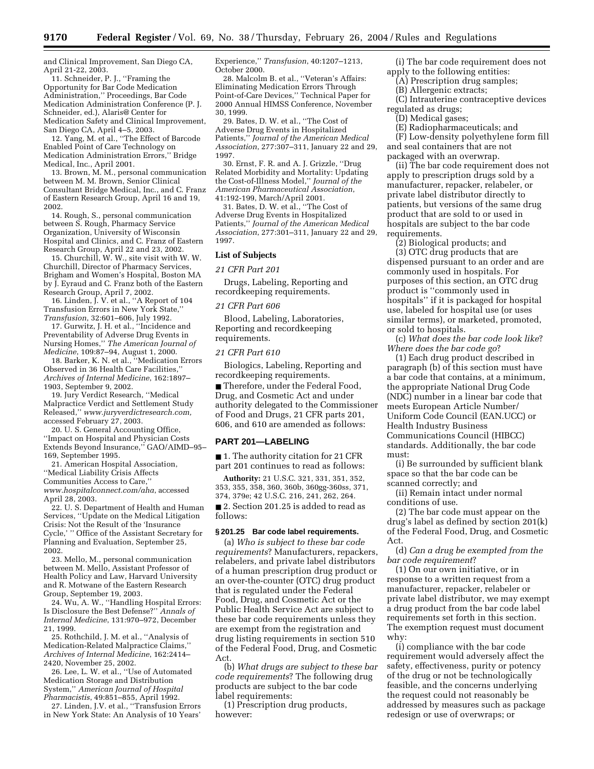and Clinical Improvement, San Diego CA, April 21-22, 2003.

11. Schneider, P. J., ''Framing the Opportunity for Bar Code Medication Administration,'' Proceedings, Bar Code Medication Administration Conference (P. J. Schneider, ed.), Alaris@ Center for Medication Safety and Clinical Improvement, San Diego CA, April 4–5, 2003.

12. Yang, M. et al., ''The Effect of Barcode Enabled Point of Care Technology on Medication Administration Errors,'' Bridge Medical, Inc., April 2001.

13. Brown, M. M., personal communication between M. M. Brown, Senior Clinical Consultant Bridge Medical, Inc., and C. Franz of Eastern Research Group, April 16 and 19, 2002.

14. Rough, S., personal communication between S. Rough, Pharmacy Service Organization, University of Wisconsin Hospital and Clinics, and C. Franz of Eastern Research Group, April 22 and 23, 2002.

15. Churchill, W. W., site visit with W. W. Churchill, Director of Pharmacy Services, Brigham and Women's Hospital, Boston MA by J. Eyraud and C. Franz both of the Eastern Research Group, April 7, 2002.

16. Linden, J. V. et al., ''A Report of 104 Transfusion Errors in New York State,'' *Transfusion*, 32:601–606, July 1992.

17. Gurwitz, J. H. et al., ''Incidence and Preventability of Adverse Drug Events in Nursing Homes,'' *The American Journal of Medicine*, 109:87–94, August 1, 2000.

18. Barker, K. N. et al., ''Medication Errors Observed in 36 Health Care Facilities,'' *Archives of Internal Medicine*, 162:1897–1903, September 9, 2002.

19. Jury Verdict Research, ''Medical Malpractice Verdict and Settlement Study Released,'' *www.juryverdictresearch.com*, accessed February 27, 2003.

20. U. S. General Accounting Office, ''Impact on Hospital and Physician Costs Extends Beyond Insurance,'' GAO/AIMD–95–169, September 1995.

21. American Hospital Association, ''Medical Liability Crisis Affects Communities Access to Care,'' *www.hospitalconnect.com/aha*, accessed April 28, 2003.

22. U. S. Department of Health and Human Services, ''Update on the Medical Litigation Crisis: Not the Result of the 'Insurance Cycle,' '' Office of the Assistant Secretary for Planning and Evaluation, September 25, 2002.

23. Mello, M., personal communication between M. Mello, Assistant Professor of Health Policy and Law, Harvard University and R. Motwane of the Eastern Research Group, September 19, 2003.

24. Wu, A. W., ''Handling Hospital Errors: Is Disclosure the Best Defense?'' *Annals of Internal Medicine*, 131:970–972, December 21, 1999.

25. Rothchild, J. M. et al., ''Analysis of Medication-Related Malpractice Claims,'' *Archives of Internal Medicine*, 162:2414–2420, November 25, 2002.

26. Lee, L. W. et al., ''Use of Automated Medication Storage and Distribution System,'' *American Journal of Hospital Pharmacistis*, 49:851–855, April 1992.

27. Linden, J.V. et al., ''Transfusion Errors in New York State: An Analysis of 10 Years' Experience,'' *Transfusion*, 40:1207–1213, October 2000.

28. Malcolm B. et al., ''Veteran's Affairs: Eliminating Medication Errors Through Point-of-Care Devices,'' Technical Paper for 2000 Annual HIMSS Conference, November 30, 1999.

29. Bates, D. W. et al., ''The Cost of Adverse Drug Events in Hospitalized Patients,'' *Journal of the American Medical Association*, 277:307–311, January 22 and 29, 1997.

30. Ernst, F. R. and A. J. Grizzle, ''Drug Related Morbidity and Mortality: Updating the Cost-of-Illness Model,'' *Journal of the American Pharmaceutical Association*, 41:192-199, March/April 2001.

31. Bates, D. W. et al., ''The Cost of Adverse Drug Events in Hospitalized Patients,'' *Journal of the American Medical Association*, 277:301–311, January 22 and 29, 1997.

**List of Subjects**

*21 CFR Part 201*

Drugs, Labeling, Reporting and recordkeeping requirements.

*21 CFR Part 606*

Blood, Labeling, Laboratories, Reporting and recordkeeping requirements.

*21 CFR Part 610*

Biologics, Labeling, Reporting and recordkeeping requirements.

■ Therefore, under the Federal Food, Drug, and Cosmetic Act and under authority delegated to the Commissioner of Food and Drugs, 21 CFR parts 201, 606, and 610 are amended as follows:

## PART 201—LABELING

■ 1. The authority citation for 21 CFR part 201 continues to read as follows:

**Authority:** 21 U.S.C. 321, 331, 351, 352, 353, 355, 358, 360, 360b, 360gg-360ss, 371, 374, 379e; 42 U.S.C. 216, 241, 262, 264.

■ 2. Section 201.25 is added to read as follows:

### § 201.25 Bar code label requirements.

(a) *Who is subject to these bar code requirements*? Manufacturers, repackers, relabelers, and private label distributors of a human prescription drug product or an over-the-counter (OTC) drug product that is regulated under the Federal Food, Drug, and Cosmetic Act or the Public Health Service Act are subject to these bar code requirements unless they are exempt from the registration and drug listing requirements in section 510 of the Federal Food, Drug, and Cosmetic Act.

(b) *What drugs are subject to these bar code requirements*? The following drug products are subject to the bar code label requirements:

(1) Prescription drug products, however:

(i) The bar code requirement does not apply to the following entities:

(A) Prescription drug samples;

(B) Allergenic extracts;

(C) Intrauterine contraceptive devices regulated as drugs;

(D) Medical gases;

(E) Radiopharmaceuticals; and

(F) Low-density polyethylene form fill and seal containers that are not packaged with an overwrap.

(ii) The bar code requirement does not apply to prescription drugs sold by a manufacturer, repacker, relabeler, or private label distributor directly to patients, but versions of the same drug product that are sold to or used in hospitals are subject to the bar code requirements.

(2) Biological products; and

(3) OTC drug products that are dispensed pursuant to an order and are commonly used in hospitals. For purposes of this section, an OTC drug product is ''commonly used in hospitals'' if it is packaged for hospital use, labeled for hospital use (or uses similar terms), or marketed, promoted, or sold to hospitals.

(c) *What does the bar code look like*? *Where does the bar code go*?

(1) Each drug product described in paragraph (b) of this section must have a bar code that contains, at a minimum, the appropriate National Drug Code (NDC) number in a linear bar code that meets European Article Number/ Uniform Code Council (EAN.UCC) or Health Industry Business Communications Council (HIBCC) standards. Additionally, the bar code must:

(i) Be surrounded by sufficient blank space so that the bar code can be scanned correctly; and

(ii) Remain intact under normal conditions of use.

(2) The bar code must appear on the drug's label as defined by section 201(k) of the Federal Food, Drug, and Cosmetic Act.

(d) *Can a drug be exempted from the bar code requirement*?

(1) On our own initiative, or in response to a written request from a manufacturer, repacker, relabeler or private label distributor, we may exempt a drug product from the bar code label requirements set forth in this section. The exemption request must document why:

(i) compliance with the bar code requirement would adversely affect the safety, effectiveness, purity or potency of the drug or not be technologically feasible, and the concerns underlying the request could not reasonably be addressed by measures such as package redesign or use of overwraps; or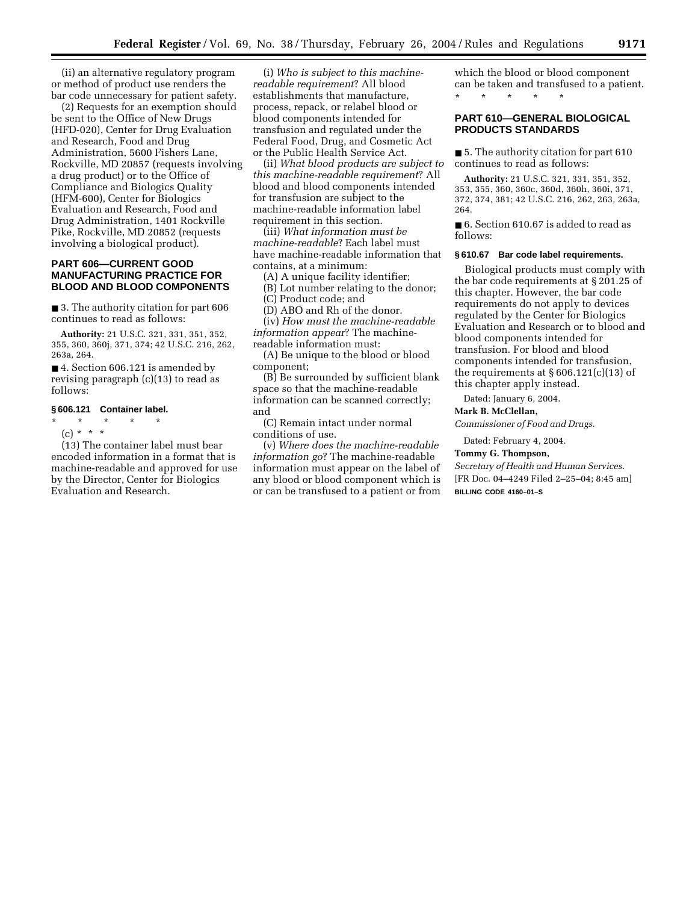(ii) an alternative regulatory program or method of product use renders the bar code unnecessary for patient safety.

(2) Requests for an exemption should be sent to the Office of New Drugs (HFD-020), Center for Drug Evaluation and Research, Food and Drug Administration, 5600 Fishers Lane, Rockville, MD 20857 (requests involving a drug product) or to the Office of Compliance and Biologics Quality (HFM-600), Center for Biologics Evaluation and Research, Food and Drug Administration, 1401 Rockville Pike, Rockville, MD 20852 (requests involving a biological product).

## PART 606—CURRENT GOOD MANUFACTURING PRACTICE FOR BLOOD AND BLOOD COMPONENTS

■ 3. The authority citation for part 606 continues to read as follows:

**Authority:** 21 U.S.C. 321, 331, 351, 352, 355, 360, 360j, 371, 374; 42 U.S.C. 216, 262, 263a, 264.

■ 4. Section 606.121 is amended by revising paragraph (c)(13) to read as follows:

### § 606.121 Container label.

\* \* \* \* \*

(c) \* \* \*

(13) The container label must bear encoded information in a format that is machine-readable and approved for use by the Director, Center for Biologics Evaluation and Research.

(i) *Who is subject to this machine-readable requirement*? All blood establishments that manufacture, process, repack, or relabel blood or blood components intended for transfusion and regulated under the Federal Food, Drug, and Cosmetic Act or the Public Health Service Act.

(ii) *What blood products are subject to this machine-readable requirement*? All blood and blood components intended for transfusion are subject to the machine-readable information label requirement in this section.

(iii) *What information must be machine-readable*? Each label must have machine-readable information that contains, at a minimum:

(A) A unique facility identifier;

(B) Lot number relating to the donor;

(C) Product code; and

(D) ABO and Rh of the donor.

(iv) *How must the machine-readable information appear*? The machine-readable information must:

(A) Be unique to the blood or blood component;

(B) Be surrounded by sufficient blank space so that the machine-readable information can be scanned correctly; and

(C) Remain intact under normal conditions of use.

(v) *Where does the machine-readable information go*? The machine-readable information must appear on the label of any blood or blood component which is or can be transfused to a patient or from which the blood or blood component can be taken and transfused to a patient.

\* \* \* \* \*

## PART 610—GENERAL BIOLOGICAL PRODUCTS STANDARDS

■ 5. The authority citation for part 610 continues to read as follows:

**Authority:** 21 U.S.C. 321, 331, 351, 352, 353, 355, 360, 360c, 360d, 360h, 360i, 371, 372, 374, 381; 42 U.S.C. 216, 262, 263, 263a, 264.

■ 6. Section 610.67 is added to read as follows:

### § 610.67 Bar code label requirements.

Biological products must comply with the bar code requirements at § 201.25 of this chapter. However, the bar code requirements do not apply to devices regulated by the Center for Biologics Evaluation and Research or to blood and blood components intended for transfusion. For blood and blood components intended for transfusion, the requirements at § 606.121(c)(13) of this chapter apply instead.

Dated: January 6, 2004.

**Mark B. McClellan,**

*Commissioner of Food and Drugs.*

Dated: February 4, 2004.

**Tommy G. Thompson,**

*Secretary of Health and Human Services.*

[FR Doc. 04–4249 Filed 2–25–04; 8:45 am]

**BILLING CODE 4160–01–S**